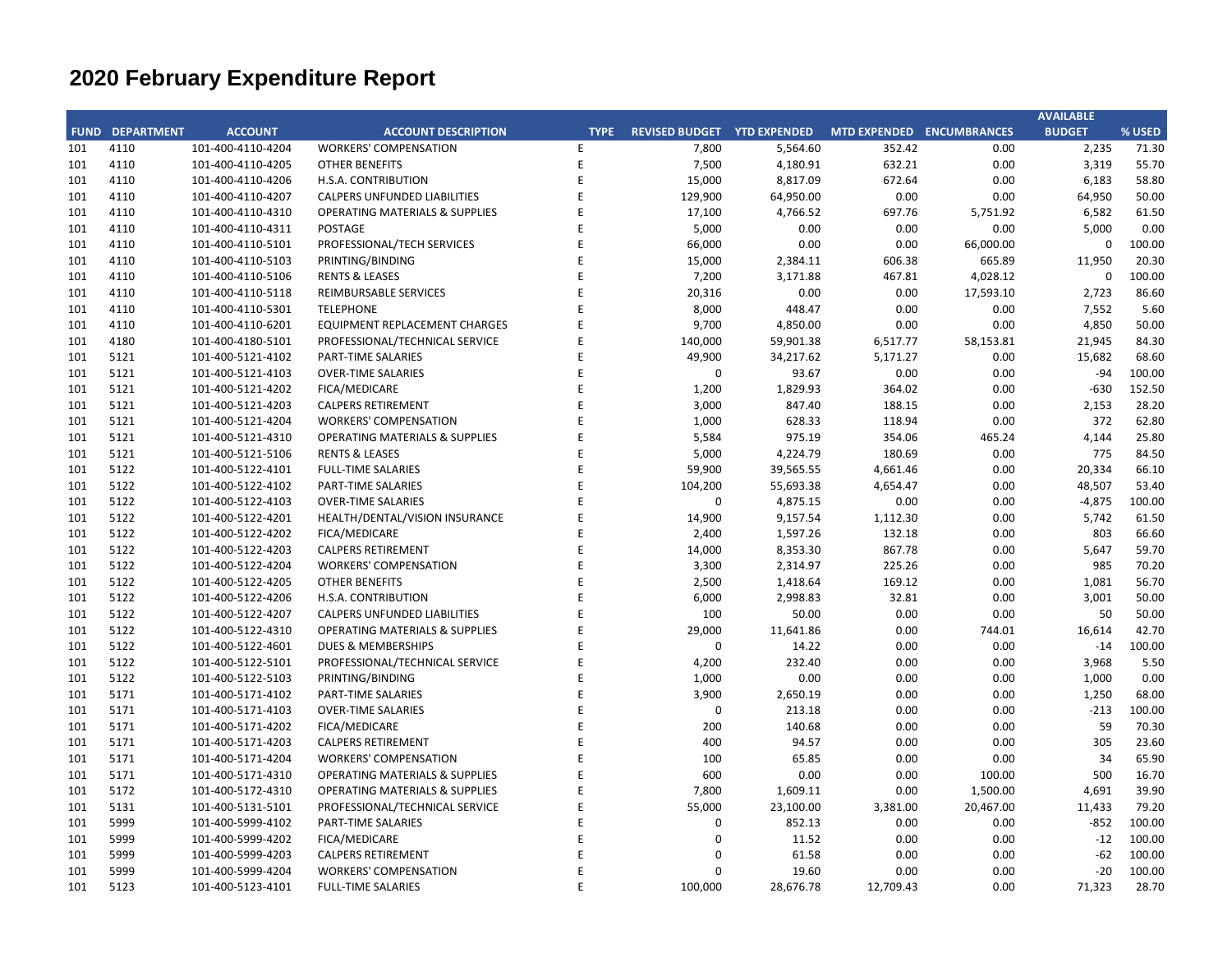# 2020 February Expenditure Report

| FUND | DEPARTMENT | ACCOUNT | ACCOUNT DESCRIPTION | TYPE | REVISED BUDGET | YTD EXPENDED | MTD EXPENDED | ENCUMBRANCES | AVAILABLE BUDGET | % USED |
|---|---|---|---|---|---|---|---|---|---|---|
| 101 | 4110 | 101-400-4110-4204 | WORKERS' COMPENSATION | E | 7,800 | 5,564.60 | 352.42 | 0.00 | 2,235 | 71.30 |
| 101 | 4110 | 101-400-4110-4205 | OTHER BENEFITS | E | 7,500 | 4,180.91 | 632.21 | 0.00 | 3,319 | 55.70 |
| 101 | 4110 | 101-400-4110-4206 | H.S.A. CONTRIBUTION | E | 15,000 | 8,817.09 | 672.64 | 0.00 | 6,183 | 58.80 |
| 101 | 4110 | 101-400-4110-4207 | CALPERS UNFUNDED LIABILITIES | E | 129,900 | 64,950.00 | 0.00 | 0.00 | 64,950 | 50.00 |
| 101 | 4110 | 101-400-4110-4310 | OPERATING MATERIALS & SUPPLIES | E | 17,100 | 4,766.52 | 697.76 | 5,751.92 | 6,582 | 61.50 |
| 101 | 4110 | 101-400-4110-4311 | POSTAGE | E | 5,000 | 0.00 | 0.00 | 0.00 | 5,000 | 0.00 |
| 101 | 4110 | 101-400-4110-5101 | PROFESSIONAL/TECH SERVICES | E | 66,000 | 0.00 | 0.00 | 66,000.00 | 0 | 100.00 |
| 101 | 4110 | 101-400-4110-5103 | PRINTING/BINDING | E | 15,000 | 2,384.11 | 606.38 | 665.89 | 11,950 | 20.30 |
| 101 | 4110 | 101-400-4110-5106 | RENTS & LEASES | E | 7,200 | 3,171.88 | 467.81 | 4,028.12 | 0 | 100.00 |
| 101 | 4110 | 101-400-4110-5118 | REIMBURSABLE SERVICES | E | 20,316 | 0.00 | 0.00 | 17,593.10 | 2,723 | 86.60 |
| 101 | 4110 | 101-400-4110-5301 | TELEPHONE | E | 8,000 | 448.47 | 0.00 | 0.00 | 7,552 | 5.60 |
| 101 | 4110 | 101-400-4110-6201 | EQUIPMENT REPLACEMENT CHARGES | E | 9,700 | 4,850.00 | 0.00 | 0.00 | 4,850 | 50.00 |
| 101 | 4180 | 101-400-4180-5101 | PROFESSIONAL/TECHNICAL SERVICE | E | 140,000 | 59,901.38 | 6,517.77 | 58,153.81 | 21,945 | 84.30 |
| 101 | 5121 | 101-400-5121-4102 | PART-TIME SALARIES | E | 49,900 | 34,217.62 | 5,171.27 | 0.00 | 15,682 | 68.60 |
| 101 | 5121 | 101-400-5121-4103 | OVER-TIME SALARIES | E | 0 | 93.67 | 0.00 | 0.00 | -94 | 100.00 |
| 101 | 5121 | 101-400-5121-4202 | FICA/MEDICARE | E | 1,200 | 1,829.93 | 364.02 | 0.00 | -630 | 152.50 |
| 101 | 5121 | 101-400-5121-4203 | CALPERS RETIREMENT | E | 3,000 | 847.40 | 188.15 | 0.00 | 2,153 | 28.20 |
| 101 | 5121 | 101-400-5121-4204 | WORKERS' COMPENSATION | E | 1,000 | 628.33 | 118.94 | 0.00 | 372 | 62.80 |
| 101 | 5121 | 101-400-5121-4310 | OPERATING MATERIALS & SUPPLIES | E | 5,584 | 975.19 | 354.06 | 465.24 | 4,144 | 25.80 |
| 101 | 5121 | 101-400-5121-5106 | RENTS & LEASES | E | 5,000 | 4,224.79 | 180.69 | 0.00 | 775 | 84.50 |
| 101 | 5122 | 101-400-5122-4101 | FULL-TIME SALARIES | E | 59,900 | 39,565.55 | 4,661.46 | 0.00 | 20,334 | 66.10 |
| 101 | 5122 | 101-400-5122-4102 | PART-TIME SALARIES | E | 104,200 | 55,693.38 | 4,654.47 | 0.00 | 48,507 | 53.40 |
| 101 | 5122 | 101-400-5122-4103 | OVER-TIME SALARIES | E | 0 | 4,875.15 | 0.00 | 0.00 | -4,875 | 100.00 |
| 101 | 5122 | 101-400-5122-4201 | HEALTH/DENTAL/VISION INSURANCE | E | 14,900 | 9,157.54 | 1,112.30 | 0.00 | 5,742 | 61.50 |
| 101 | 5122 | 101-400-5122-4202 | FICA/MEDICARE | E | 2,400 | 1,597.26 | 132.18 | 0.00 | 803 | 66.60 |
| 101 | 5122 | 101-400-5122-4203 | CALPERS RETIREMENT | E | 14,000 | 8,353.30 | 867.78 | 0.00 | 5,647 | 59.70 |
| 101 | 5122 | 101-400-5122-4204 | WORKERS' COMPENSATION | E | 3,300 | 2,314.97 | 225.26 | 0.00 | 985 | 70.20 |
| 101 | 5122 | 101-400-5122-4205 | OTHER BENEFITS | E | 2,500 | 1,418.64 | 169.12 | 0.00 | 1,081 | 56.70 |
| 101 | 5122 | 101-400-5122-4206 | H.S.A. CONTRIBUTION | E | 6,000 | 2,998.83 | 32.81 | 0.00 | 3,001 | 50.00 |
| 101 | 5122 | 101-400-5122-4207 | CALPERS UNFUNDED LIABILITIES | E | 100 | 50.00 | 0.00 | 0.00 | 50 | 50.00 |
| 101 | 5122 | 101-400-5122-4310 | OPERATING MATERIALS & SUPPLIES | E | 29,000 | 11,641.86 | 0.00 | 744.01 | 16,614 | 42.70 |
| 101 | 5122 | 101-400-5122-4601 | DUES & MEMBERSHIPS | E | 0 | 14.22 | 0.00 | 0.00 | -14 | 100.00 |
| 101 | 5122 | 101-400-5122-5101 | PROFESSIONAL/TECHNICAL SERVICE | E | 4,200 | 232.40 | 0.00 | 0.00 | 3,968 | 5.50 |
| 101 | 5122 | 101-400-5122-5103 | PRINTING/BINDING | E | 1,000 | 0.00 | 0.00 | 0.00 | 1,000 | 0.00 |
| 101 | 5171 | 101-400-5171-4102 | PART-TIME SALARIES | E | 3,900 | 2,650.19 | 0.00 | 0.00 | 1,250 | 68.00 |
| 101 | 5171 | 101-400-5171-4103 | OVER-TIME SALARIES | E | 0 | 213.18 | 0.00 | 0.00 | -213 | 100.00 |
| 101 | 5171 | 101-400-5171-4202 | FICA/MEDICARE | E | 200 | 140.68 | 0.00 | 0.00 | 59 | 70.30 |
| 101 | 5171 | 101-400-5171-4203 | CALPERS RETIREMENT | E | 400 | 94.57 | 0.00 | 0.00 | 305 | 23.60 |
| 101 | 5171 | 101-400-5171-4204 | WORKERS' COMPENSATION | E | 100 | 65.85 | 0.00 | 0.00 | 34 | 65.90 |
| 101 | 5171 | 101-400-5171-4310 | OPERATING MATERIALS & SUPPLIES | E | 600 | 0.00 | 0.00 | 100.00 | 500 | 16.70 |
| 101 | 5172 | 101-400-5172-4310 | OPERATING MATERIALS & SUPPLIES | E | 7,800 | 1,609.11 | 0.00 | 1,500.00 | 4,691 | 39.90 |
| 101 | 5131 | 101-400-5131-5101 | PROFESSIONAL/TECHNICAL SERVICE | E | 55,000 | 23,100.00 | 3,381.00 | 20,467.00 | 11,433 | 79.20 |
| 101 | 5999 | 101-400-5999-4102 | PART-TIME SALARIES | E | 0 | 852.13 | 0.00 | 0.00 | -852 | 100.00 |
| 101 | 5999 | 101-400-5999-4202 | FICA/MEDICARE | E | 0 | 11.52 | 0.00 | 0.00 | -12 | 100.00 |
| 101 | 5999 | 101-400-5999-4203 | CALPERS RETIREMENT | E | 0 | 61.58 | 0.00 | 0.00 | -62 | 100.00 |
| 101 | 5999 | 101-400-5999-4204 | WORKERS' COMPENSATION | E | 0 | 19.60 | 0.00 | 0.00 | -20 | 100.00 |
| 101 | 5123 | 101-400-5123-4101 | FULL-TIME SALARIES | E | 100,000 | 28,676.78 | 12,709.43 | 0.00 | 71,323 | 28.70 |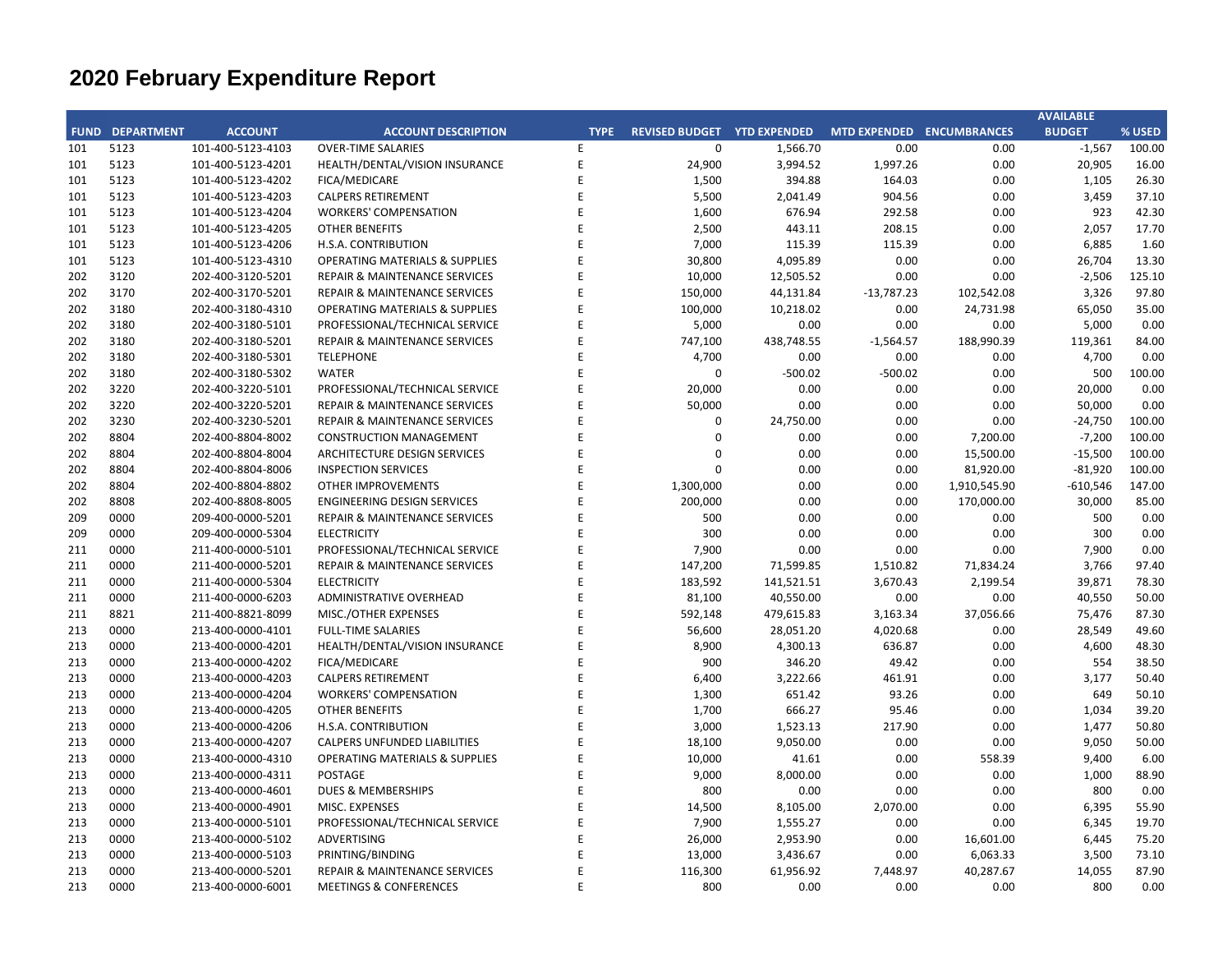# 2020 February Expenditure Report

| FUND | DEPARTMENT | ACCOUNT | ACCOUNT DESCRIPTION | TYPE | REVISED BUDGET | YTD EXPENDED | MTD EXPENDED | ENCUMBRANCES | AVAILABLE BUDGET | % USED |
|---|---|---|---|---|---|---|---|---|---|---|
| 101 | 5123 | 101-400-5123-4103 | OVER-TIME SALARIES | E | 0 | 1,566.70 | 0.00 | 0.00 | -1,567 | 100.00 |
| 101 | 5123 | 101-400-5123-4201 | HEALTH/DENTAL/VISION INSURANCE | E | 24,900 | 3,994.52 | 1,997.26 | 0.00 | 20,905 | 16.00 |
| 101 | 5123 | 101-400-5123-4202 | FICA/MEDICARE | E | 1,500 | 394.88 | 164.03 | 0.00 | 1,105 | 26.30 |
| 101 | 5123 | 101-400-5123-4203 | CALPERS RETIREMENT | E | 5,500 | 2,041.49 | 904.56 | 0.00 | 3,459 | 37.10 |
| 101 | 5123 | 101-400-5123-4204 | WORKERS' COMPENSATION | E | 1,600 | 676.94 | 292.58 | 0.00 | 923 | 42.30 |
| 101 | 5123 | 101-400-5123-4205 | OTHER BENEFITS | E | 2,500 | 443.11 | 208.15 | 0.00 | 2,057 | 17.70 |
| 101 | 5123 | 101-400-5123-4206 | H.S.A. CONTRIBUTION | E | 7,000 | 115.39 | 115.39 | 0.00 | 6,885 | 1.60 |
| 101 | 5123 | 101-400-5123-4310 | OPERATING MATERIALS & SUPPLIES | E | 30,800 | 4,095.89 | 0.00 | 0.00 | 26,704 | 13.30 |
| 202 | 3120 | 202-400-3120-5201 | REPAIR & MAINTENANCE SERVICES | E | 10,000 | 12,505.52 | 0.00 | 0.00 | -2,506 | 125.10 |
| 202 | 3170 | 202-400-3170-5201 | REPAIR & MAINTENANCE SERVICES | E | 150,000 | 44,131.84 | -13,787.23 | 102,542.08 | 3,326 | 97.80 |
| 202 | 3180 | 202-400-3180-4310 | OPERATING MATERIALS & SUPPLIES | E | 100,000 | 10,218.02 | 0.00 | 24,731.98 | 65,050 | 35.00 |
| 202 | 3180 | 202-400-3180-5101 | PROFESSIONAL/TECHNICAL SERVICE | E | 5,000 | 0.00 | 0.00 | 0.00 | 5,000 | 0.00 |
| 202 | 3180 | 202-400-3180-5201 | REPAIR & MAINTENANCE SERVICES | E | 747,100 | 438,748.55 | -1,564.57 | 188,990.39 | 119,361 | 84.00 |
| 202 | 3180 | 202-400-3180-5301 | TELEPHONE | E | 4,700 | 0.00 | 0.00 | 0.00 | 4,700 | 0.00 |
| 202 | 3180 | 202-400-3180-5302 | WATER | E | 0 | -500.02 | -500.02 | 0.00 | 500 | 100.00 |
| 202 | 3220 | 202-400-3220-5101 | PROFESSIONAL/TECHNICAL SERVICE | E | 20,000 | 0.00 | 0.00 | 0.00 | 20,000 | 0.00 |
| 202 | 3220 | 202-400-3220-5201 | REPAIR & MAINTENANCE SERVICES | E | 50,000 | 0.00 | 0.00 | 0.00 | 50,000 | 0.00 |
| 202 | 3230 | 202-400-3230-5201 | REPAIR & MAINTENANCE SERVICES | E | 0 | 24,750.00 | 0.00 | 0.00 | -24,750 | 100.00 |
| 202 | 8804 | 202-400-8804-8002 | CONSTRUCTION MANAGEMENT | E | 0 | 0.00 | 0.00 | 7,200.00 | -7,200 | 100.00 |
| 202 | 8804 | 202-400-8804-8004 | ARCHITECTURE DESIGN SERVICES | E | 0 | 0.00 | 0.00 | 15,500.00 | -15,500 | 100.00 |
| 202 | 8804 | 202-400-8804-8006 | INSPECTION SERVICES | E | 0 | 0.00 | 0.00 | 81,920.00 | -81,920 | 100.00 |
| 202 | 8804 | 202-400-8804-8802 | OTHER IMPROVEMENTS | E | 1,300,000 | 0.00 | 0.00 | 1,910,545.90 | -610,546 | 147.00 |
| 202 | 8808 | 202-400-8808-8005 | ENGINEERING DESIGN SERVICES | E | 200,000 | 0.00 | 0.00 | 170,000.00 | 30,000 | 85.00 |
| 209 | 0000 | 209-400-0000-5201 | REPAIR & MAINTENANCE SERVICES | E | 500 | 0.00 | 0.00 | 0.00 | 500 | 0.00 |
| 209 | 0000 | 209-400-0000-5304 | ELECTRICITY | E | 300 | 0.00 | 0.00 | 0.00 | 300 | 0.00 |
| 211 | 0000 | 211-400-0000-5101 | PROFESSIONAL/TECHNICAL SERVICE | E | 7,900 | 0.00 | 0.00 | 0.00 | 7,900 | 0.00 |
| 211 | 0000 | 211-400-0000-5201 | REPAIR & MAINTENANCE SERVICES | E | 147,200 | 71,599.85 | 1,510.82 | 71,834.24 | 3,766 | 97.40 |
| 211 | 0000 | 211-400-0000-5304 | ELECTRICITY | E | 183,592 | 141,521.51 | 3,670.43 | 2,199.54 | 39,871 | 78.30 |
| 211 | 0000 | 211-400-0000-6203 | ADMINISTRATIVE OVERHEAD | E | 81,100 | 40,550.00 | 0.00 | 0.00 | 40,550 | 50.00 |
| 211 | 8821 | 211-400-8821-8099 | MISC./OTHER EXPENSES | E | 592,148 | 479,615.83 | 3,163.34 | 37,056.66 | 75,476 | 87.30 |
| 213 | 0000 | 213-400-0000-4101 | FULL-TIME SALARIES | E | 56,600 | 28,051.20 | 4,020.68 | 0.00 | 28,549 | 49.60 |
| 213 | 0000 | 213-400-0000-4201 | HEALTH/DENTAL/VISION INSURANCE | E | 8,900 | 4,300.13 | 636.87 | 0.00 | 4,600 | 48.30 |
| 213 | 0000 | 213-400-0000-4202 | FICA/MEDICARE | E | 900 | 346.20 | 49.42 | 0.00 | 554 | 38.50 |
| 213 | 0000 | 213-400-0000-4203 | CALPERS RETIREMENT | E | 6,400 | 3,222.66 | 461.91 | 0.00 | 3,177 | 50.40 |
| 213 | 0000 | 213-400-0000-4204 | WORKERS' COMPENSATION | E | 1,300 | 651.42 | 93.26 | 0.00 | 649 | 50.10 |
| 213 | 0000 | 213-400-0000-4205 | OTHER BENEFITS | E | 1,700 | 666.27 | 95.46 | 0.00 | 1,034 | 39.20 |
| 213 | 0000 | 213-400-0000-4206 | H.S.A. CONTRIBUTION | E | 3,000 | 1,523.13 | 217.90 | 0.00 | 1,477 | 50.80 |
| 213 | 0000 | 213-400-0000-4207 | CALPERS UNFUNDED LIABILITIES | E | 18,100 | 9,050.00 | 0.00 | 0.00 | 9,050 | 50.00 |
| 213 | 0000 | 213-400-0000-4310 | OPERATING MATERIALS & SUPPLIES | E | 10,000 | 41.61 | 0.00 | 558.39 | 9,400 | 6.00 |
| 213 | 0000 | 213-400-0000-4311 | POSTAGE | E | 9,000 | 8,000.00 | 0.00 | 0.00 | 1,000 | 88.90 |
| 213 | 0000 | 213-400-0000-4601 | DUES & MEMBERSHIPS | E | 800 | 0.00 | 0.00 | 0.00 | 800 | 0.00 |
| 213 | 0000 | 213-400-0000-4901 | MISC. EXPENSES | E | 14,500 | 8,105.00 | 2,070.00 | 0.00 | 6,395 | 55.90 |
| 213 | 0000 | 213-400-0000-5101 | PROFESSIONAL/TECHNICAL SERVICE | E | 7,900 | 1,555.27 | 0.00 | 0.00 | 6,345 | 19.70 |
| 213 | 0000 | 213-400-0000-5102 | ADVERTISING | E | 26,000 | 2,953.90 | 0.00 | 16,601.00 | 6,445 | 75.20 |
| 213 | 0000 | 213-400-0000-5103 | PRINTING/BINDING | E | 13,000 | 3,436.67 | 0.00 | 6,063.33 | 3,500 | 73.10 |
| 213 | 0000 | 213-400-0000-5201 | REPAIR & MAINTENANCE SERVICES | E | 116,300 | 61,956.92 | 7,448.97 | 40,287.67 | 14,055 | 87.90 |
| 213 | 0000 | 213-400-0000-6001 | MEETINGS & CONFERENCES | E | 800 | 0.00 | 0.00 | 0.00 | 800 | 0.00 |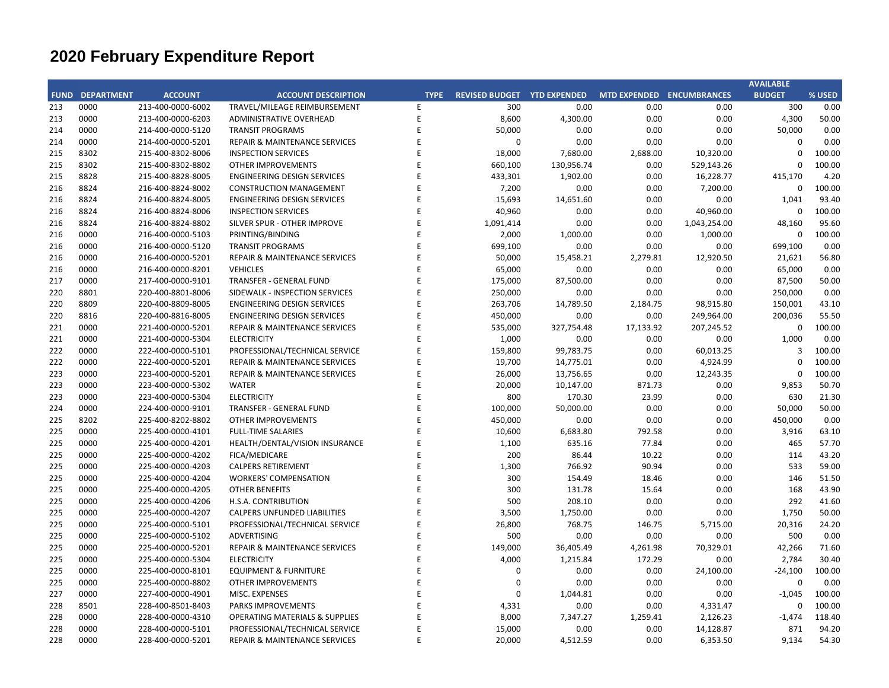# 2020 February Expenditure Report

| FUND | DEPARTMENT | ACCOUNT | ACCOUNT DESCRIPTION | TYPE | REVISED BUDGET | YTD EXPENDED | MTD EXPENDED | ENCUMBRANCES | AVAILABLE BUDGET | % USED |
|---|---|---|---|---|---|---|---|---|---|---|
| 213 | 0000 | 213-400-0000-6002 | TRAVEL/MILEAGE REIMBURSEMENT | E | 300 | 0.00 | 0.00 | 0.00 | 300 | 0.00 |
| 213 | 0000 | 213-400-0000-6203 | ADMINISTRATIVE OVERHEAD | E | 8,600 | 4,300.00 | 0.00 | 0.00 | 4,300 | 50.00 |
| 214 | 0000 | 214-400-0000-5120 | TRANSIT PROGRAMS | E | 50,000 | 0.00 | 0.00 | 0.00 | 50,000 | 0.00 |
| 214 | 0000 | 214-400-0000-5201 | REPAIR & MAINTENANCE SERVICES | E | 0 | 0.00 | 0.00 | 0.00 | 0 | 0.00 |
| 215 | 8302 | 215-400-8302-8006 | INSPECTION SERVICES | E | 18,000 | 7,680.00 | 2,688.00 | 10,320.00 | 0 | 100.00 |
| 215 | 8302 | 215-400-8302-8802 | OTHER IMPROVEMENTS | E | 660,100 | 130,956.74 | 0.00 | 529,143.26 | 0 | 100.00 |
| 215 | 8828 | 215-400-8828-8005 | ENGINEERING DESIGN SERVICES | E | 433,301 | 1,902.00 | 0.00 | 16,228.77 | 415,170 | 4.20 |
| 216 | 8824 | 216-400-8824-8002 | CONSTRUCTION MANAGEMENT | E | 7,200 | 0.00 | 0.00 | 7,200.00 | 0 | 100.00 |
| 216 | 8824 | 216-400-8824-8005 | ENGINEERING DESIGN SERVICES | E | 15,693 | 14,651.60 | 0.00 | 0.00 | 1,041 | 93.40 |
| 216 | 8824 | 216-400-8824-8006 | INSPECTION SERVICES | E | 40,960 | 0.00 | 0.00 | 40,960.00 | 0 | 100.00 |
| 216 | 8824 | 216-400-8824-8802 | SILVER SPUR - OTHER IMPROVE | E | 1,091,414 | 0.00 | 0.00 | 1,043,254.00 | 48,160 | 95.60 |
| 216 | 0000 | 216-400-0000-5103 | PRINTING/BINDING | E | 2,000 | 1,000.00 | 0.00 | 1,000.00 | 0 | 100.00 |
| 216 | 0000 | 216-400-0000-5120 | TRANSIT PROGRAMS | E | 699,100 | 0.00 | 0.00 | 0.00 | 699,100 | 0.00 |
| 216 | 0000 | 216-400-0000-5201 | REPAIR & MAINTENANCE SERVICES | E | 50,000 | 15,458.21 | 2,279.81 | 12,920.50 | 21,621 | 56.80 |
| 216 | 0000 | 216-400-0000-8201 | VEHICLES | E | 65,000 | 0.00 | 0.00 | 0.00 | 65,000 | 0.00 |
| 217 | 0000 | 217-400-0000-9101 | TRANSFER - GENERAL FUND | E | 175,000 | 87,500.00 | 0.00 | 0.00 | 87,500 | 50.00 |
| 220 | 8801 | 220-400-8801-8006 | SIDEWALK - INSPECTION SERVICES | E | 250,000 | 0.00 | 0.00 | 0.00 | 250,000 | 0.00 |
| 220 | 8809 | 220-400-8809-8005 | ENGINEERING DESIGN SERVICES | E | 263,706 | 14,789.50 | 2,184.75 | 98,915.80 | 150,001 | 43.10 |
| 220 | 8816 | 220-400-8816-8005 | ENGINEERING DESIGN SERVICES | E | 450,000 | 0.00 | 0.00 | 249,964.00 | 200,036 | 55.50 |
| 221 | 0000 | 221-400-0000-5201 | REPAIR & MAINTENANCE SERVICES | E | 535,000 | 327,754.48 | 17,133.92 | 207,245.52 | 0 | 100.00 |
| 221 | 0000 | 221-400-0000-5304 | ELECTRICITY | E | 1,000 | 0.00 | 0.00 | 0.00 | 1,000 | 0.00 |
| 222 | 0000 | 222-400-0000-5101 | PROFESSIONAL/TECHNICAL SERVICE | E | 159,800 | 99,783.75 | 0.00 | 60,013.25 | 3 | 100.00 |
| 222 | 0000 | 222-400-0000-5201 | REPAIR & MAINTENANCE SERVICES | E | 19,700 | 14,775.01 | 0.00 | 4,924.99 | 0 | 100.00 |
| 223 | 0000 | 223-400-0000-5201 | REPAIR & MAINTENANCE SERVICES | E | 26,000 | 13,756.65 | 0.00 | 12,243.35 | 0 | 100.00 |
| 223 | 0000 | 223-400-0000-5302 | WATER | E | 20,000 | 10,147.00 | 871.73 | 0.00 | 9,853 | 50.70 |
| 223 | 0000 | 223-400-0000-5304 | ELECTRICITY | E | 800 | 170.30 | 23.99 | 0.00 | 630 | 21.30 |
| 224 | 0000 | 224-400-0000-9101 | TRANSFER - GENERAL FUND | E | 100,000 | 50,000.00 | 0.00 | 0.00 | 50,000 | 50.00 |
| 225 | 8202 | 225-400-8202-8802 | OTHER IMPROVEMENTS | E | 450,000 | 0.00 | 0.00 | 0.00 | 450,000 | 0.00 |
| 225 | 0000 | 225-400-0000-4101 | FULL-TIME SALARIES | E | 10,600 | 6,683.80 | 792.58 | 0.00 | 3,916 | 63.10 |
| 225 | 0000 | 225-400-0000-4201 | HEALTH/DENTAL/VISION INSURANCE | E | 1,100 | 635.16 | 77.84 | 0.00 | 465 | 57.70 |
| 225 | 0000 | 225-400-0000-4202 | FICA/MEDICARE | E | 200 | 86.44 | 10.22 | 0.00 | 114 | 43.20 |
| 225 | 0000 | 225-400-0000-4203 | CALPERS RETIREMENT | E | 1,300 | 766.92 | 90.94 | 0.00 | 533 | 59.00 |
| 225 | 0000 | 225-400-0000-4204 | WORKERS' COMPENSATION | E | 300 | 154.49 | 18.46 | 0.00 | 146 | 51.50 |
| 225 | 0000 | 225-400-0000-4205 | OTHER BENEFITS | E | 300 | 131.78 | 15.64 | 0.00 | 168 | 43.90 |
| 225 | 0000 | 225-400-0000-4206 | H.S.A. CONTRIBUTION | E | 500 | 208.10 | 0.00 | 0.00 | 292 | 41.60 |
| 225 | 0000 | 225-400-0000-4207 | CALPERS UNFUNDED LIABILITIES | E | 3,500 | 1,750.00 | 0.00 | 0.00 | 1,750 | 50.00 |
| 225 | 0000 | 225-400-0000-5101 | PROFESSIONAL/TECHNICAL SERVICE | E | 26,800 | 768.75 | 146.75 | 5,715.00 | 20,316 | 24.20 |
| 225 | 0000 | 225-400-0000-5102 | ADVERTISING | E | 500 | 0.00 | 0.00 | 0.00 | 500 | 0.00 |
| 225 | 0000 | 225-400-0000-5201 | REPAIR & MAINTENANCE SERVICES | E | 149,000 | 36,405.49 | 4,261.98 | 70,329.01 | 42,266 | 71.60 |
| 225 | 0000 | 225-400-0000-5304 | ELECTRICITY | E | 4,000 | 1,215.84 | 172.29 | 0.00 | 2,784 | 30.40 |
| 225 | 0000 | 225-400-0000-8101 | EQUIPMENT & FURNITURE | E | 0 | 0.00 | 0.00 | 24,100.00 | -24,100 | 100.00 |
| 225 | 0000 | 225-400-0000-8802 | OTHER IMPROVEMENTS | E | 0 | 0.00 | 0.00 | 0.00 | 0 | 0.00 |
| 227 | 0000 | 227-400-0000-4901 | MISC. EXPENSES | E | 0 | 1,044.81 | 0.00 | 0.00 | -1,045 | 100.00 |
| 228 | 8501 | 228-400-8501-8403 | PARKS IMPROVEMENTS | E | 4,331 | 0.00 | 0.00 | 4,331.47 | 0 | 100.00 |
| 228 | 0000 | 228-400-0000-4310 | OPERATING MATERIALS & SUPPLIES | E | 8,000 | 7,347.27 | 1,259.41 | 2,126.23 | -1,474 | 118.40 |
| 228 | 0000 | 228-400-0000-5101 | PROFESSIONAL/TECHNICAL SERVICE | E | 15,000 | 0.00 | 0.00 | 14,128.87 | 871 | 94.20 |
| 228 | 0000 | 228-400-0000-5201 | REPAIR & MAINTENANCE SERVICES | E | 20,000 | 4,512.59 | 0.00 | 6,353.50 | 9,134 | 54.30 |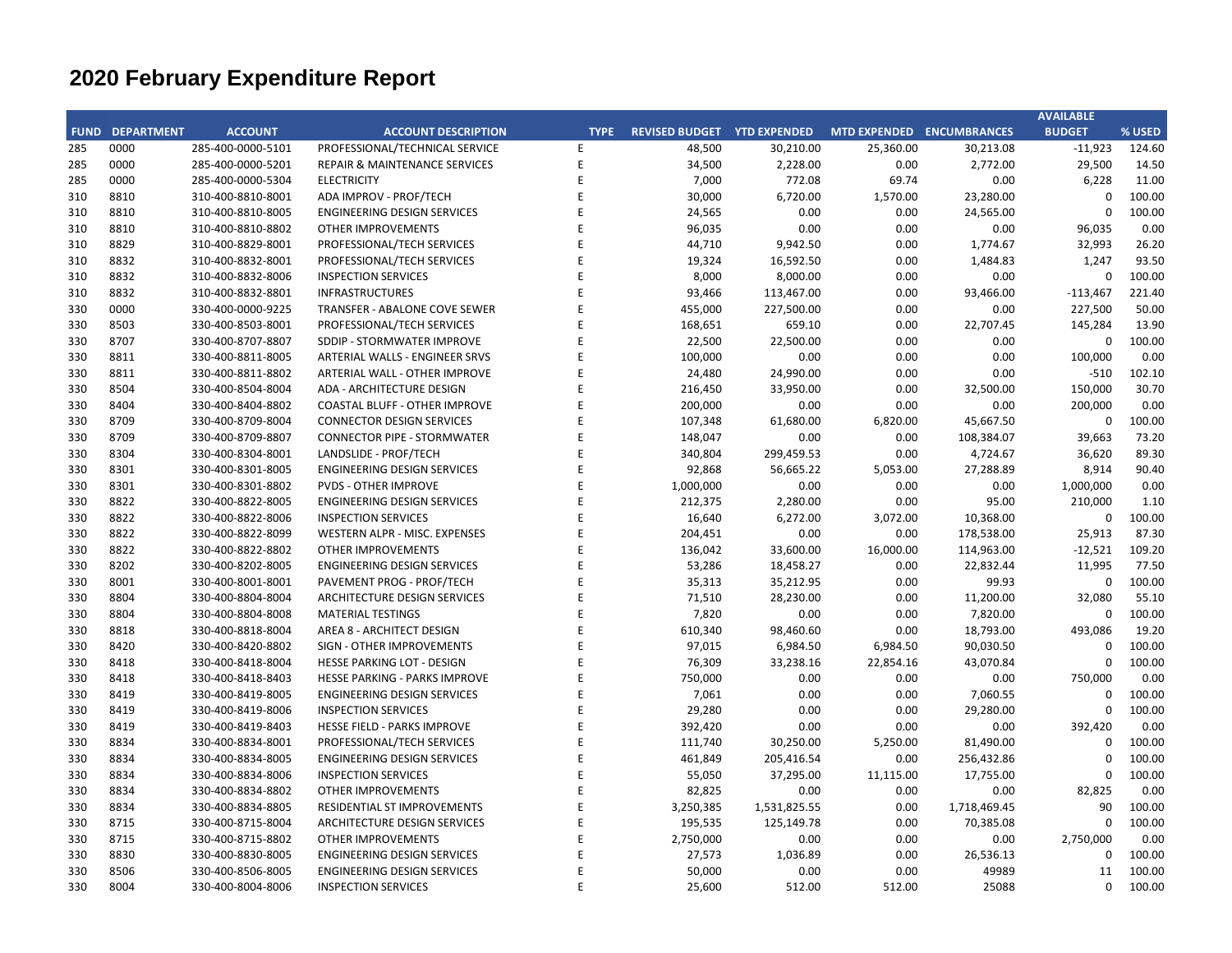# 2020 February Expenditure Report

| FUND | DEPARTMENT | ACCOUNT | ACCOUNT DESCRIPTION | TYPE | REVISED BUDGET | YTD EXPENDED | MTD EXPENDED | ENCUMBRANCES | AVAILABLE BUDGET | % USED |
|---|---|---|---|---|---|---|---|---|---|---|
| 285 | 0000 | 285-400-0000-5101 | PROFESSIONAL/TECHNICAL SERVICE | E | 48,500 | 30,210.00 | 25,360.00 | 30,213.08 | -11,923 | 124.60 |
| 285 | 0000 | 285-400-0000-5201 | REPAIR & MAINTENANCE SERVICES | E | 34,500 | 2,228.00 | 0.00 | 2,772.00 | 29,500 | 14.50 |
| 285 | 0000 | 285-400-0000-5304 | ELECTRICITY | E | 7,000 | 772.08 | 69.74 | 0.00 | 6,228 | 11.00 |
| 310 | 8810 | 310-400-8810-8001 | ADA IMPROV - PROF/TECH | E | 30,000 | 6,720.00 | 1,570.00 | 23,280.00 | 0 | 100.00 |
| 310 | 8810 | 310-400-8810-8005 | ENGINEERING DESIGN SERVICES | E | 24,565 | 0.00 | 0.00 | 24,565.00 | 0 | 100.00 |
| 310 | 8810 | 310-400-8810-8802 | OTHER IMPROVEMENTS | E | 96,035 | 0.00 | 0.00 | 0.00 | 96,035 | 0.00 |
| 310 | 8829 | 310-400-8829-8001 | PROFESSIONAL/TECH SERVICES | E | 44,710 | 9,942.50 | 0.00 | 1,774.67 | 32,993 | 26.20 |
| 310 | 8832 | 310-400-8832-8001 | PROFESSIONAL/TECH SERVICES | E | 19,324 | 16,592.50 | 0.00 | 1,484.83 | 1,247 | 93.50 |
| 310 | 8832 | 310-400-8832-8006 | INSPECTION SERVICES | E | 8,000 | 8,000.00 | 0.00 | 0.00 | 0 | 100.00 |
| 310 | 8832 | 310-400-8832-8801 | INFRASTRUCTURES | E | 93,466 | 113,467.00 | 0.00 | 93,466.00 | -113,467 | 221.40 |
| 330 | 0000 | 330-400-0000-9225 | TRANSFER - ABALONE COVE SEWER | E | 455,000 | 227,500.00 | 0.00 | 0.00 | 227,500 | 50.00 |
| 330 | 8503 | 330-400-8503-8001 | PROFESSIONAL/TECH SERVICES | E | 168,651 | 659.10 | 0.00 | 22,707.45 | 145,284 | 13.90 |
| 330 | 8707 | 330-400-8707-8807 | SDDIP - STORMWATER IMPROVE | E | 22,500 | 22,500.00 | 0.00 | 0.00 | 0 | 100.00 |
| 330 | 8811 | 330-400-8811-8005 | ARTERIAL WALLS - ENGINEER SRVS | E | 100,000 | 0.00 | 0.00 | 0.00 | 100,000 | 0.00 |
| 330 | 8811 | 330-400-8811-8802 | ARTERIAL WALL - OTHER IMPROVE | E | 24,480 | 24,990.00 | 0.00 | 0.00 | -510 | 102.10 |
| 330 | 8504 | 330-400-8504-8004 | ADA - ARCHITECTURE DESIGN | E | 216,450 | 33,950.00 | 0.00 | 32,500.00 | 150,000 | 30.70 |
| 330 | 8404 | 330-400-8404-8802 | COASTAL BLUFF - OTHER IMPROVE | E | 200,000 | 0.00 | 0.00 | 0.00 | 200,000 | 0.00 |
| 330 | 8709 | 330-400-8709-8004 | CONNECTOR DESIGN SERVICES | E | 107,348 | 61,680.00 | 6,820.00 | 45,667.50 | 0 | 100.00 |
| 330 | 8709 | 330-400-8709-8807 | CONNECTOR PIPE - STORMWATER | E | 148,047 | 0.00 | 0.00 | 108,384.07 | 39,663 | 73.20 |
| 330 | 8304 | 330-400-8304-8001 | LANDSLIDE - PROF/TECH | E | 340,804 | 299,459.53 | 0.00 | 4,724.67 | 36,620 | 89.30 |
| 330 | 8301 | 330-400-8301-8005 | ENGINEERING DESIGN SERVICES | E | 92,868 | 56,665.22 | 5,053.00 | 27,288.89 | 8,914 | 90.40 |
| 330 | 8301 | 330-400-8301-8802 | PVDS - OTHER IMPROVE | E | 1,000,000 | 0.00 | 0.00 | 0.00 | 1,000,000 | 0.00 |
| 330 | 8822 | 330-400-8822-8005 | ENGINEERING DESIGN SERVICES | E | 212,375 | 2,280.00 | 0.00 | 95.00 | 210,000 | 1.10 |
| 330 | 8822 | 330-400-8822-8006 | INSPECTION SERVICES | E | 16,640 | 6,272.00 | 3,072.00 | 10,368.00 | 0 | 100.00 |
| 330 | 8822 | 330-400-8822-8099 | WESTERN ALPR - MISC. EXPENSES | E | 204,451 | 0.00 | 0.00 | 178,538.00 | 25,913 | 87.30 |
| 330 | 8822 | 330-400-8822-8802 | OTHER IMPROVEMENTS | E | 136,042 | 33,600.00 | 16,000.00 | 114,963.00 | -12,521 | 109.20 |
| 330 | 8202 | 330-400-8202-8005 | ENGINEERING DESIGN SERVICES | E | 53,286 | 18,458.27 | 0.00 | 22,832.44 | 11,995 | 77.50 |
| 330 | 8001 | 330-400-8001-8001 | PAVEMENT PROG - PROF/TECH | E | 35,313 | 35,212.95 | 0.00 | 99.93 | 0 | 100.00 |
| 330 | 8804 | 330-400-8804-8004 | ARCHITECTURE DESIGN SERVICES | E | 71,510 | 28,230.00 | 0.00 | 11,200.00 | 32,080 | 55.10 |
| 330 | 8804 | 330-400-8804-8008 | MATERIAL TESTINGS | E | 7,820 | 0.00 | 0.00 | 7,820.00 | 0 | 100.00 |
| 330 | 8818 | 330-400-8818-8004 | AREA 8 - ARCHITECT DESIGN | E | 610,340 | 98,460.60 | 0.00 | 18,793.00 | 493,086 | 19.20 |
| 330 | 8420 | 330-400-8420-8802 | SIGN - OTHER IMPROVEMENTS | E | 97,015 | 6,984.50 | 6,984.50 | 90,030.50 | 0 | 100.00 |
| 330 | 8418 | 330-400-8418-8004 | HESSE PARKING LOT - DESIGN | E | 76,309 | 33,238.16 | 22,854.16 | 43,070.84 | 0 | 100.00 |
| 330 | 8418 | 330-400-8418-8403 | HESSE PARKING - PARKS IMPROVE | E | 750,000 | 0.00 | 0.00 | 0.00 | 750,000 | 0.00 |
| 330 | 8419 | 330-400-8419-8005 | ENGINEERING DESIGN SERVICES | E | 7,061 | 0.00 | 0.00 | 7,060.55 | 0 | 100.00 |
| 330 | 8419 | 330-400-8419-8006 | INSPECTION SERVICES | E | 29,280 | 0.00 | 0.00 | 29,280.00 | 0 | 100.00 |
| 330 | 8419 | 330-400-8419-8403 | HESSE FIELD - PARKS IMPROVE | E | 392,420 | 0.00 | 0.00 | 0.00 | 392,420 | 0.00 |
| 330 | 8834 | 330-400-8834-8001 | PROFESSIONAL/TECH SERVICES | E | 111,740 | 30,250.00 | 5,250.00 | 81,490.00 | 0 | 100.00 |
| 330 | 8834 | 330-400-8834-8005 | ENGINEERING DESIGN SERVICES | E | 461,849 | 205,416.54 | 0.00 | 256,432.86 | 0 | 100.00 |
| 330 | 8834 | 330-400-8834-8006 | INSPECTION SERVICES | E | 55,050 | 37,295.00 | 11,115.00 | 17,755.00 | 0 | 100.00 |
| 330 | 8834 | 330-400-8834-8802 | OTHER IMPROVEMENTS | E | 82,825 | 0.00 | 0.00 | 0.00 | 82,825 | 0.00 |
| 330 | 8834 | 330-400-8834-8805 | RESIDENTIAL ST IMPROVEMENTS | E | 3,250,385 | 1,531,825.55 | 0.00 | 1,718,469.45 | 90 | 100.00 |
| 330 | 8715 | 330-400-8715-8004 | ARCHITECTURE DESIGN SERVICES | E | 195,535 | 125,149.78 | 0.00 | 70,385.08 | 0 | 100.00 |
| 330 | 8715 | 330-400-8715-8802 | OTHER IMPROVEMENTS | E | 2,750,000 | 0.00 | 0.00 | 0.00 | 2,750,000 | 0.00 |
| 330 | 8830 | 330-400-8830-8005 | ENGINEERING DESIGN SERVICES | E | 27,573 | 1,036.89 | 0.00 | 26,536.13 | 0 | 100.00 |
| 330 | 8506 | 330-400-8506-8005 | ENGINEERING DESIGN SERVICES | E | 50,000 | 0.00 | 0.00 | 49989 | 11 | 100.00 |
| 330 | 8004 | 330-400-8004-8006 | INSPECTION SERVICES | E | 25,600 | 512.00 | 512.00 | 25088 | 0 | 100.00 |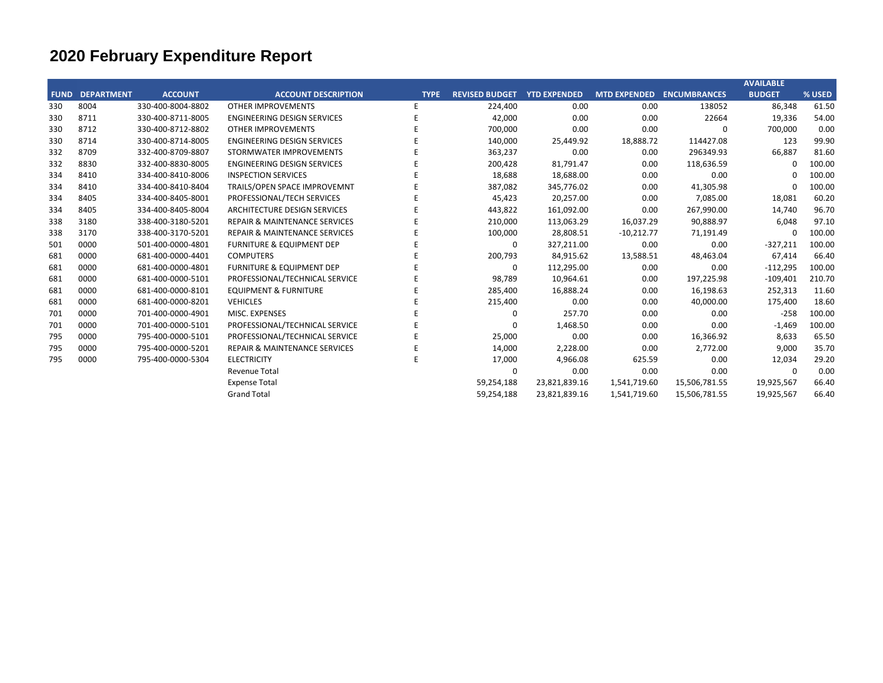# 2020 February Expenditure Report

| FUND | DEPARTMENT | ACCOUNT | ACCOUNT DESCRIPTION | TYPE | REVISED BUDGET | YTD EXPENDED | MTD EXPENDED | ENCUMBRANCES | AVAILABLE BUDGET | % USED |
|---|---|---|---|---|---|---|---|---|---|---|
| 330 | 8004 | 330-400-8004-8802 | OTHER IMPROVEMENTS | E | 224,400 | 0.00 | 0.00 | 138052 | 86,348 | 61.50 |
| 330 | 8711 | 330-400-8711-8005 | ENGINEERING DESIGN SERVICES | E | 42,000 | 0.00 | 0.00 | 22664 | 19,336 | 54.00 |
| 330 | 8712 | 330-400-8712-8802 | OTHER IMPROVEMENTS | E | 700,000 | 0.00 | 0.00 | 0 | 700,000 | 0.00 |
| 330 | 8714 | 330-400-8714-8005 | ENGINEERING DESIGN SERVICES | E | 140,000 | 25,449.92 | 18,888.72 | 114427.08 | 123 | 99.90 |
| 332 | 8709 | 332-400-8709-8807 | STORMWATER IMPROVEMENTS | E | 363,237 | 0.00 | 0.00 | 296349.93 | 66,887 | 81.60 |
| 332 | 8830 | 332-400-8830-8005 | ENGINEERING DESIGN SERVICES | E | 200,428 | 81,791.47 | 0.00 | 118,636.59 | 0 | 100.00 |
| 334 | 8410 | 334-400-8410-8006 | INSPECTION SERVICES | E | 18,688 | 18,688.00 | 0.00 | 0.00 | 0 | 100.00 |
| 334 | 8410 | 334-400-8410-8404 | TRAILS/OPEN SPACE IMPROVEMNT | E | 387,082 | 345,776.02 | 0.00 | 41,305.98 | 0 | 100.00 |
| 334 | 8405 | 334-400-8405-8001 | PROFESSIONAL/TECH SERVICES | E | 45,423 | 20,257.00 | 0.00 | 7,085.00 | 18,081 | 60.20 |
| 334 | 8405 | 334-400-8405-8004 | ARCHITECTURE DESIGN SERVICES | E | 443,822 | 161,092.00 | 0.00 | 267,990.00 | 14,740 | 96.70 |
| 338 | 3180 | 338-400-3180-5201 | REPAIR & MAINTENANCE SERVICES | E | 210,000 | 113,063.29 | 16,037.29 | 90,888.97 | 6,048 | 97.10 |
| 338 | 3170 | 338-400-3170-5201 | REPAIR & MAINTENANCE SERVICES | E | 100,000 | 28,808.51 | -10,212.77 | 71,191.49 | 0 | 100.00 |
| 501 | 0000 | 501-400-0000-4801 | FURNITURE & EQUIPMENT DEP | E | 0 | 327,211.00 | 0.00 | 0.00 | -327,211 | 100.00 |
| 681 | 0000 | 681-400-0000-4401 | COMPUTERS | E | 200,793 | 84,915.62 | 13,588.51 | 48,463.04 | 67,414 | 66.40 |
| 681 | 0000 | 681-400-0000-4801 | FURNITURE & EQUIPMENT DEP | E | 0 | 112,295.00 | 0.00 | 0.00 | -112,295 | 100.00 |
| 681 | 0000 | 681-400-0000-5101 | PROFESSIONAL/TECHNICAL SERVICE | E | 98,789 | 10,964.61 | 0.00 | 197,225.98 | -109,401 | 210.70 |
| 681 | 0000 | 681-400-0000-8101 | EQUIPMENT & FURNITURE | E | 285,400 | 16,888.24 | 0.00 | 16,198.63 | 252,313 | 11.60 |
| 681 | 0000 | 681-400-0000-8201 | VEHICLES | E | 215,400 | 0.00 | 0.00 | 40,000.00 | 175,400 | 18.60 |
| 701 | 0000 | 701-400-0000-4901 | MISC. EXPENSES | E | 0 | 257.70 | 0.00 | 0.00 | -258 | 100.00 |
| 701 | 0000 | 701-400-0000-5101 | PROFESSIONAL/TECHNICAL SERVICE | E | 0 | 1,468.50 | 0.00 | 0.00 | -1,469 | 100.00 |
| 795 | 0000 | 795-400-0000-5101 | PROFESSIONAL/TECHNICAL SERVICE | E | 25,000 | 0.00 | 0.00 | 16,366.92 | 8,633 | 65.50 |
| 795 | 0000 | 795-400-0000-5201 | REPAIR & MAINTENANCE SERVICES | E | 14,000 | 2,228.00 | 0.00 | 2,772.00 | 9,000 | 35.70 |
| 795 | 0000 | 795-400-0000-5304 | ELECTRICITY | E | 17,000 | 4,966.08 | 625.59 | 0.00 | 12,034 | 29.20 |
| | | | Revenue Total | | 0 | 0.00 | 0.00 | 0.00 | 0 | 0.00 |
| | | | Expense Total | | 59,254,188 | 23,821,839.16 | 1,541,719.60 | 15,506,781.55 | 19,925,567 | 66.40 |
| | | | Grand Total | | 59,254,188 | 23,821,839.16 | 1,541,719.60 | 15,506,781.55 | 19,925,567 | 66.40 |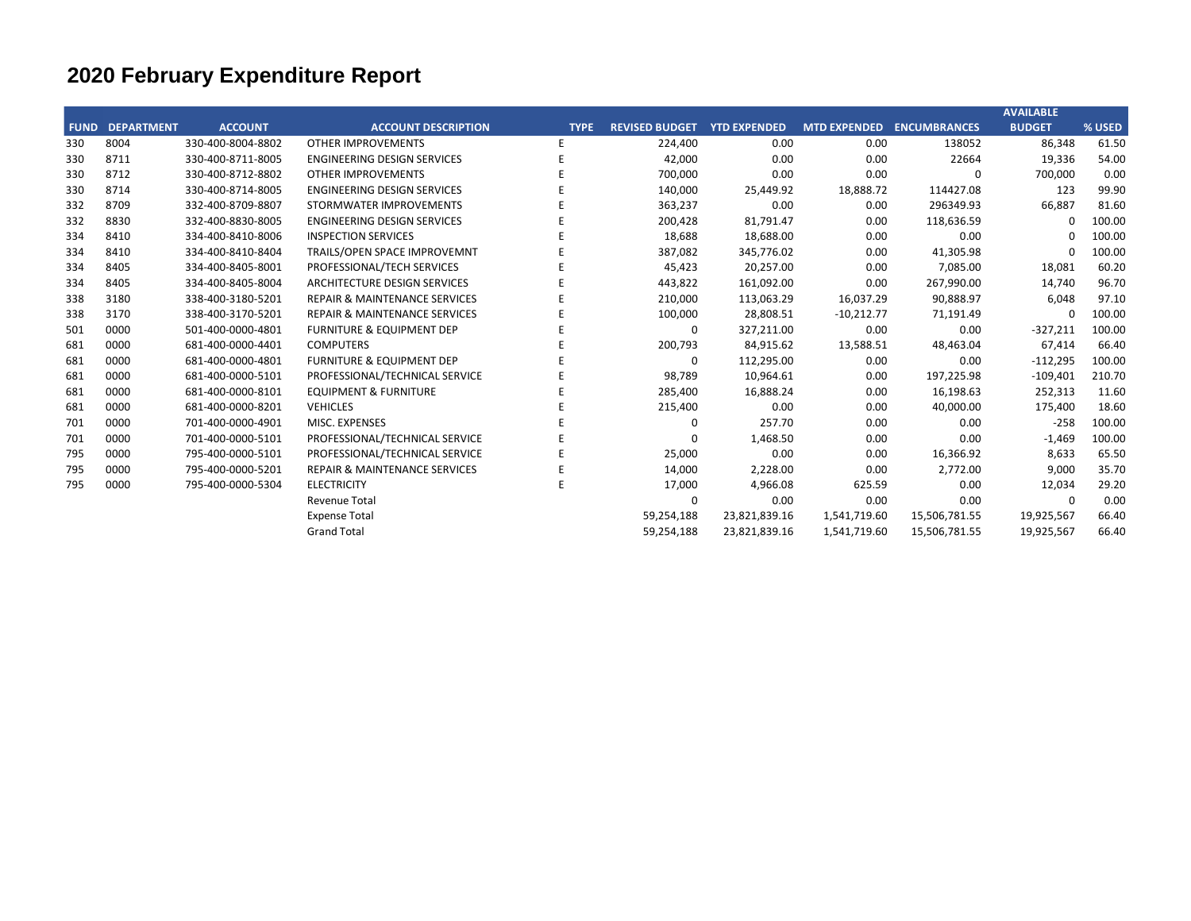# 2020 February Expenditure Report

| FUND | DEPARTMENT | ACCOUNT | ACCOUNT DESCRIPTION | TYPE | REVISED BUDGET | YTD EXPENDED | MTD EXPENDED | ENCUMBRANCES | AVAILABLE BUDGET | % USED |
|---|---|---|---|---|---|---|---|---|---|---|
| 330 | 8004 | 330-400-8004-8802 | OTHER IMPROVEMENTS | E | 224,400 | 0.00 | 0.00 | 138052 | 86,348 | 61.50 |
| 330 | 8711 | 330-400-8711-8005 | ENGINEERING DESIGN SERVICES | E | 42,000 | 0.00 | 0.00 | 22664 | 19,336 | 54.00 |
| 330 | 8712 | 330-400-8712-8802 | OTHER IMPROVEMENTS | E | 700,000 | 0.00 | 0.00 | 0 | 700,000 | 0.00 |
| 330 | 8714 | 330-400-8714-8005 | ENGINEERING DESIGN SERVICES | E | 140,000 | 25,449.92 | 18,888.72 | 114427.08 | 123 | 99.90 |
| 332 | 8709 | 332-400-8709-8807 | STORMWATER IMPROVEMENTS | E | 363,237 | 0.00 | 0.00 | 296349.93 | 66,887 | 81.60 |
| 332 | 8830 | 332-400-8830-8005 | ENGINEERING DESIGN SERVICES | E | 200,428 | 81,791.47 | 0.00 | 118,636.59 | 0 | 100.00 |
| 334 | 8410 | 334-400-8410-8006 | INSPECTION SERVICES | E | 18,688 | 18,688.00 | 0.00 | 0.00 | 0 | 100.00 |
| 334 | 8410 | 334-400-8410-8404 | TRAILS/OPEN SPACE IMPROVEMNT | E | 387,082 | 345,776.02 | 0.00 | 41,305.98 | 0 | 100.00 |
| 334 | 8405 | 334-400-8405-8001 | PROFESSIONAL/TECH SERVICES | E | 45,423 | 20,257.00 | 0.00 | 7,085.00 | 18,081 | 60.20 |
| 334 | 8405 | 334-400-8405-8004 | ARCHITECTURE DESIGN SERVICES | E | 443,822 | 161,092.00 | 0.00 | 267,990.00 | 14,740 | 96.70 |
| 338 | 3180 | 338-400-3180-5201 | REPAIR & MAINTENANCE SERVICES | E | 210,000 | 113,063.29 | 16,037.29 | 90,888.97 | 6,048 | 97.10 |
| 338 | 3170 | 338-400-3170-5201 | REPAIR & MAINTENANCE SERVICES | E | 100,000 | 28,808.51 | -10,212.77 | 71,191.49 | 0 | 100.00 |
| 501 | 0000 | 501-400-0000-4801 | FURNITURE & EQUIPMENT DEP | E | 0 | 327,211.00 | 0.00 | 0.00 | -327,211 | 100.00 |
| 681 | 0000 | 681-400-0000-4401 | COMPUTERS | E | 200,793 | 84,915.62 | 13,588.51 | 48,463.04 | 67,414 | 66.40 |
| 681 | 0000 | 681-400-0000-4801 | FURNITURE & EQUIPMENT DEP | E | 0 | 112,295.00 | 0.00 | 0.00 | -112,295 | 100.00 |
| 681 | 0000 | 681-400-0000-5101 | PROFESSIONAL/TECHNICAL SERVICE | E | 98,789 | 10,964.61 | 0.00 | 197,225.98 | -109,401 | 210.70 |
| 681 | 0000 | 681-400-0000-8101 | EQUIPMENT & FURNITURE | E | 285,400 | 16,888.24 | 0.00 | 16,198.63 | 252,313 | 11.60 |
| 681 | 0000 | 681-400-0000-8201 | VEHICLES | E | 215,400 | 0.00 | 0.00 | 40,000.00 | 175,400 | 18.60 |
| 701 | 0000 | 701-400-0000-4901 | MISC. EXPENSES | E | 0 | 257.70 | 0.00 | 0.00 | -258 | 100.00 |
| 701 | 0000 | 701-400-0000-5101 | PROFESSIONAL/TECHNICAL SERVICE | E | 0 | 1,468.50 | 0.00 | 0.00 | -1,469 | 100.00 |
| 795 | 0000 | 795-400-0000-5101 | PROFESSIONAL/TECHNICAL SERVICE | E | 25,000 | 0.00 | 0.00 | 16,366.92 | 8,633 | 65.50 |
| 795 | 0000 | 795-400-0000-5201 | REPAIR & MAINTENANCE SERVICES | E | 14,000 | 2,228.00 | 0.00 | 2,772.00 | 9,000 | 35.70 |
| 795 | 0000 | 795-400-0000-5304 | ELECTRICITY | E | 17,000 | 4,966.08 | 625.59 | 0.00 | 12,034 | 29.20 |
| | | | Revenue Total | | 0 | 0.00 | 0.00 | 0.00 | 0 | 0.00 |
| | | | Expense Total | | 59,254,188 | 23,821,839.16 | 1,541,719.60 | 15,506,781.55 | 19,925,567 | 66.40 |
| | | | Grand Total | | 59,254,188 | 23,821,839.16 | 1,541,719.60 | 15,506,781.55 | 19,925,567 | 66.40 |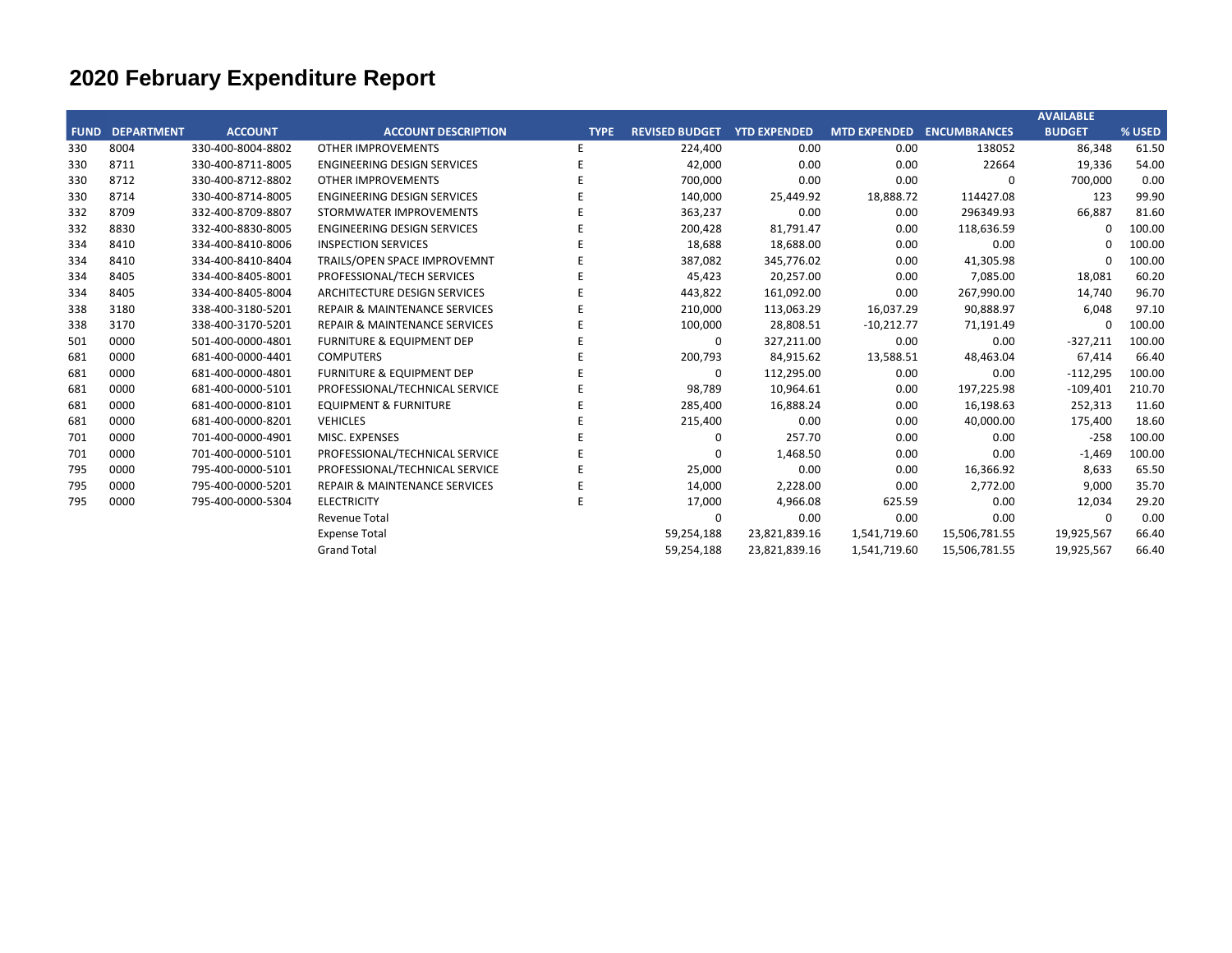# 2020 February Expenditure Report

| FUND | DEPARTMENT | ACCOUNT | ACCOUNT DESCRIPTION | TYPE | REVISED BUDGET | YTD EXPENDED | MTD EXPENDED | ENCUMBRANCES | AVAILABLE BUDGET | % USED |
|---|---|---|---|---|---|---|---|---|---|---|
| 330 | 8004 | 330-400-8004-8802 | OTHER IMPROVEMENTS | E | 224,400 | 0.00 | 0.00 | 138052 | 86,348 | 61.50 |
| 330 | 8711 | 330-400-8711-8005 | ENGINEERING DESIGN SERVICES | E | 42,000 | 0.00 | 0.00 | 22664 | 19,336 | 54.00 |
| 330 | 8712 | 330-400-8712-8802 | OTHER IMPROVEMENTS | E | 700,000 | 0.00 | 0.00 | 0 | 700,000 | 0.00 |
| 330 | 8714 | 330-400-8714-8005 | ENGINEERING DESIGN SERVICES | E | 140,000 | 25,449.92 | 18,888.72 | 114427.08 | 123 | 99.90 |
| 332 | 8709 | 332-400-8709-8807 | STORMWATER IMPROVEMENTS | E | 363,237 | 0.00 | 0.00 | 296349.93 | 66,887 | 81.60 |
| 332 | 8830 | 332-400-8830-8005 | ENGINEERING DESIGN SERVICES | E | 200,428 | 81,791.47 | 0.00 | 118,636.59 | 0 | 100.00 |
| 334 | 8410 | 334-400-8410-8006 | INSPECTION SERVICES | E | 18,688 | 18,688.00 | 0.00 | 0.00 | 0 | 100.00 |
| 334 | 8410 | 334-400-8410-8404 | TRAILS/OPEN SPACE IMPROVEMNT | E | 387,082 | 345,776.02 | 0.00 | 41,305.98 | 0 | 100.00 |
| 334 | 8405 | 334-400-8405-8001 | PROFESSIONAL/TECH SERVICES | E | 45,423 | 20,257.00 | 0.00 | 7,085.00 | 18,081 | 60.20 |
| 334 | 8405 | 334-400-8405-8004 | ARCHITECTURE DESIGN SERVICES | E | 443,822 | 161,092.00 | 0.00 | 267,990.00 | 14,740 | 96.70 |
| 338 | 3180 | 338-400-3180-5201 | REPAIR & MAINTENANCE SERVICES | E | 210,000 | 113,063.29 | 16,037.29 | 90,888.97 | 6,048 | 97.10 |
| 338 | 3170 | 338-400-3170-5201 | REPAIR & MAINTENANCE SERVICES | E | 100,000 | 28,808.51 | -10,212.77 | 71,191.49 | 0 | 100.00 |
| 501 | 0000 | 501-400-0000-4801 | FURNITURE & EQUIPMENT DEP | E | 0 | 327,211.00 | 0.00 | 0.00 | -327,211 | 100.00 |
| 681 | 0000 | 681-400-0000-4401 | COMPUTERS | E | 200,793 | 84,915.62 | 13,588.51 | 48,463.04 | 67,414 | 66.40 |
| 681 | 0000 | 681-400-0000-4801 | FURNITURE & EQUIPMENT DEP | E | 0 | 112,295.00 | 0.00 | 0.00 | -112,295 | 100.00 |
| 681 | 0000 | 681-400-0000-5101 | PROFESSIONAL/TECHNICAL SERVICE | E | 98,789 | 10,964.61 | 0.00 | 197,225.98 | -109,401 | 210.70 |
| 681 | 0000 | 681-400-0000-8101 | EQUIPMENT & FURNITURE | E | 285,400 | 16,888.24 | 0.00 | 16,198.63 | 252,313 | 11.60 |
| 681 | 0000 | 681-400-0000-8201 | VEHICLES | E | 215,400 | 0.00 | 0.00 | 40,000.00 | 175,400 | 18.60 |
| 701 | 0000 | 701-400-0000-4901 | MISC. EXPENSES | E | 0 | 257.70 | 0.00 | 0.00 | -258 | 100.00 |
| 701 | 0000 | 701-400-0000-5101 | PROFESSIONAL/TECHNICAL SERVICE | E | 0 | 1,468.50 | 0.00 | 0.00 | -1,469 | 100.00 |
| 795 | 0000 | 795-400-0000-5101 | PROFESSIONAL/TECHNICAL SERVICE | E | 25,000 | 0.00 | 0.00 | 16,366.92 | 8,633 | 65.50 |
| 795 | 0000 | 795-400-0000-5201 | REPAIR & MAINTENANCE SERVICES | E | 14,000 | 2,228.00 | 0.00 | 2,772.00 | 9,000 | 35.70 |
| 795 | 0000 | 795-400-0000-5304 | ELECTRICITY | E | 17,000 | 4,966.08 | 625.59 | 0.00 | 12,034 | 29.20 |
| | | | Revenue Total | | 0 | 0.00 | 0.00 | 0.00 | 0 | 0.00 |
| | | | Expense Total | | 59,254,188 | 23,821,839.16 | 1,541,719.60 | 15,506,781.55 | 19,925,567 | 66.40 |
| | | | Grand Total | | 59,254,188 | 23,821,839.16 | 1,541,719.60 | 15,506,781.55 | 19,925,567 | 66.40 |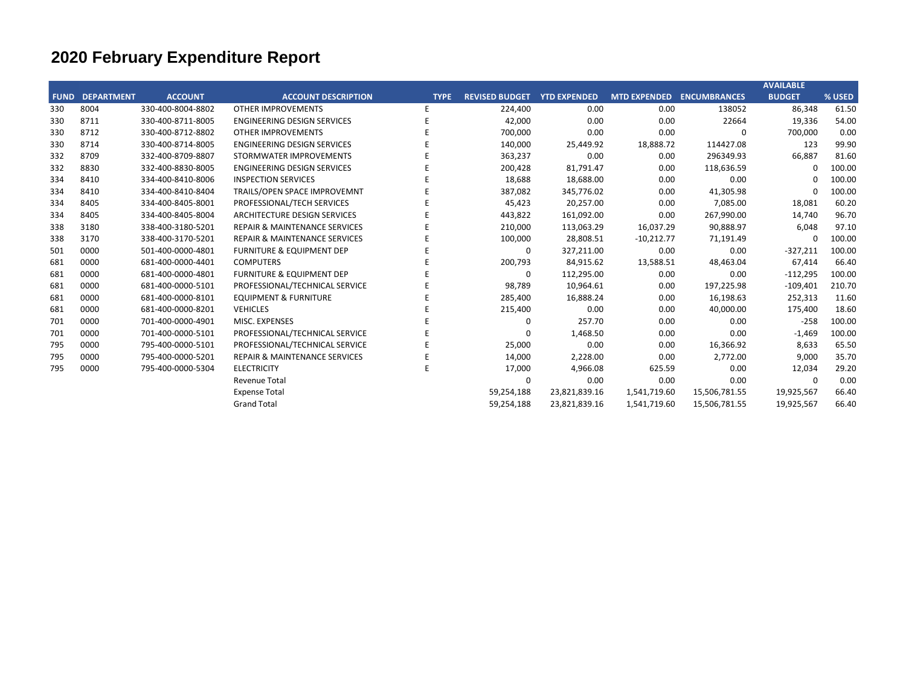# 2020 February Expenditure Report

| FUND | DEPARTMENT | ACCOUNT | ACCOUNT DESCRIPTION | TYPE | REVISED BUDGET | YTD EXPENDED | MTD EXPENDED | ENCUMBRANCES | AVAILABLE BUDGET | % USED |
|---|---|---|---|---|---|---|---|---|---|---|
| 330 | 8004 | 330-400-8004-8802 | OTHER IMPROVEMENTS | E | 224,400 | 0.00 | 0.00 | 138052 | 86,348 | 61.50 |
| 330 | 8711 | 330-400-8711-8005 | ENGINEERING DESIGN SERVICES | E | 42,000 | 0.00 | 0.00 | 22664 | 19,336 | 54.00 |
| 330 | 8712 | 330-400-8712-8802 | OTHER IMPROVEMENTS | E | 700,000 | 0.00 | 0.00 | 0 | 700,000 | 0.00 |
| 330 | 8714 | 330-400-8714-8005 | ENGINEERING DESIGN SERVICES | E | 140,000 | 25,449.92 | 18,888.72 | 114427.08 | 123 | 99.90 |
| 332 | 8709 | 332-400-8709-8807 | STORMWATER IMPROVEMENTS | E | 363,237 | 0.00 | 0.00 | 296349.93 | 66,887 | 81.60 |
| 332 | 8830 | 332-400-8830-8005 | ENGINEERING DESIGN SERVICES | E | 200,428 | 81,791.47 | 0.00 | 118,636.59 | 0 | 100.00 |
| 334 | 8410 | 334-400-8410-8006 | INSPECTION SERVICES | E | 18,688 | 18,688.00 | 0.00 | 0.00 | 0 | 100.00 |
| 334 | 8410 | 334-400-8410-8404 | TRAILS/OPEN SPACE IMPROVEMNT | E | 387,082 | 345,776.02 | 0.00 | 41,305.98 | 0 | 100.00 |
| 334 | 8405 | 334-400-8405-8001 | PROFESSIONAL/TECH SERVICES | E | 45,423 | 20,257.00 | 0.00 | 7,085.00 | 18,081 | 60.20 |
| 334 | 8405 | 334-400-8405-8004 | ARCHITECTURE DESIGN SERVICES | E | 443,822 | 161,092.00 | 0.00 | 267,990.00 | 14,740 | 96.70 |
| 338 | 3180 | 338-400-3180-5201 | REPAIR & MAINTENANCE SERVICES | E | 210,000 | 113,063.29 | 16,037.29 | 90,888.97 | 6,048 | 97.10 |
| 338 | 3170 | 338-400-3170-5201 | REPAIR & MAINTENANCE SERVICES | E | 100,000 | 28,808.51 | -10,212.77 | 71,191.49 | 0 | 100.00 |
| 501 | 0000 | 501-400-0000-4801 | FURNITURE & EQUIPMENT DEP | E | 0 | 327,211.00 | 0.00 | 0.00 | -327,211 | 100.00 |
| 681 | 0000 | 681-400-0000-4401 | COMPUTERS | E | 200,793 | 84,915.62 | 13,588.51 | 48,463.04 | 67,414 | 66.40 |
| 681 | 0000 | 681-400-0000-4801 | FURNITURE & EQUIPMENT DEP | E | 0 | 112,295.00 | 0.00 | 0.00 | -112,295 | 100.00 |
| 681 | 0000 | 681-400-0000-5101 | PROFESSIONAL/TECHNICAL SERVICE | E | 98,789 | 10,964.61 | 0.00 | 197,225.98 | -109,401 | 210.70 |
| 681 | 0000 | 681-400-0000-8101 | EQUIPMENT & FURNITURE | E | 285,400 | 16,888.24 | 0.00 | 16,198.63 | 252,313 | 11.60 |
| 681 | 0000 | 681-400-0000-8201 | VEHICLES | E | 215,400 | 0.00 | 0.00 | 40,000.00 | 175,400 | 18.60 |
| 701 | 0000 | 701-400-0000-4901 | MISC. EXPENSES | E | 0 | 257.70 | 0.00 | 0.00 | -258 | 100.00 |
| 701 | 0000 | 701-400-0000-5101 | PROFESSIONAL/TECHNICAL SERVICE | E | 0 | 1,468.50 | 0.00 | 0.00 | -1,469 | 100.00 |
| 795 | 0000 | 795-400-0000-5101 | PROFESSIONAL/TECHNICAL SERVICE | E | 25,000 | 0.00 | 0.00 | 16,366.92 | 8,633 | 65.50 |
| 795 | 0000 | 795-400-0000-5201 | REPAIR & MAINTENANCE SERVICES | E | 14,000 | 2,228.00 | 0.00 | 2,772.00 | 9,000 | 35.70 |
| 795 | 0000 | 795-400-0000-5304 | ELECTRICITY | E | 17,000 | 4,966.08 | 625.59 | 0.00 | 12,034 | 29.20 |
| | | | Revenue Total | | 0 | 0.00 | 0.00 | 0.00 | 0 | 0.00 |
| | | | Expense Total | | 59,254,188 | 23,821,839.16 | 1,541,719.60 | 15,506,781.55 | 19,925,567 | 66.40 |
| | | | Grand Total | | 59,254,188 | 23,821,839.16 | 1,541,719.60 | 15,506,781.55 | 19,925,567 | 66.40 |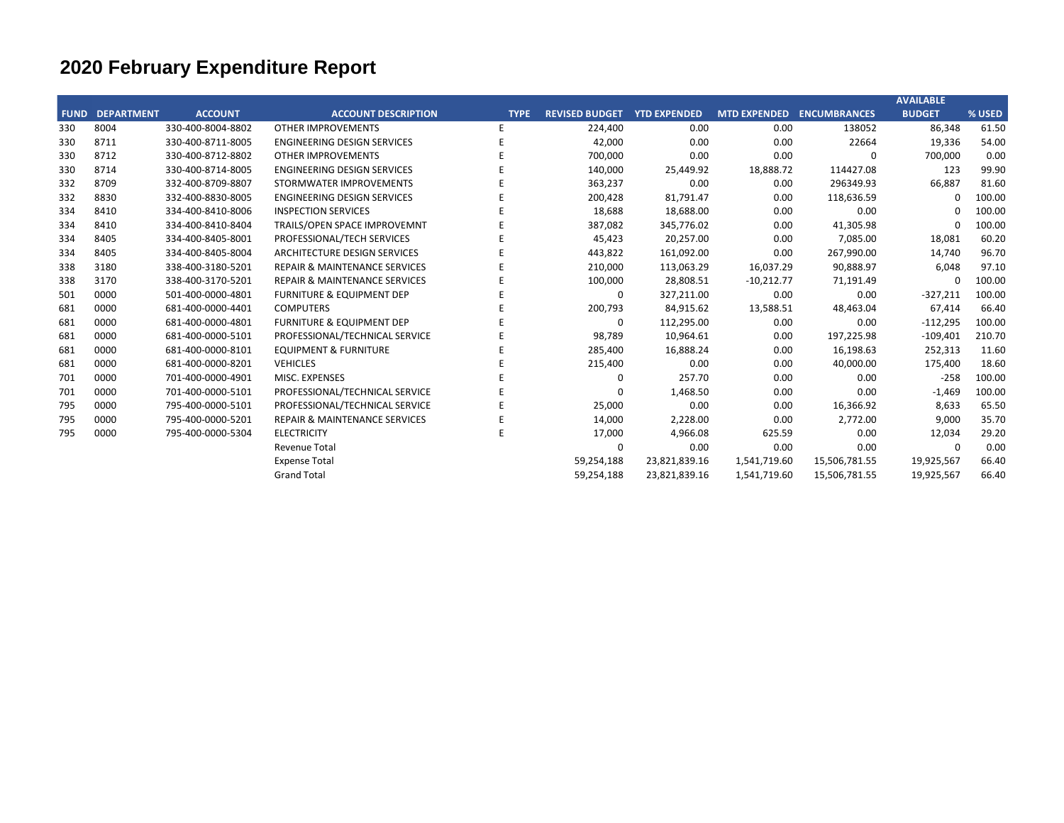# 2020 February Expenditure Report

| FUND | DEPARTMENT | ACCOUNT | ACCOUNT DESCRIPTION | TYPE | REVISED BUDGET | YTD EXPENDED | MTD EXPENDED | ENCUMBRANCES | AVAILABLE BUDGET | % USED |
|---|---|---|---|---|---|---|---|---|---|---|
| 330 | 8004 | 330-400-8004-8802 | OTHER IMPROVEMENTS | E | 224,400 | 0.00 | 0.00 | 138052 | 86,348 | 61.50 |
| 330 | 8711 | 330-400-8711-8005 | ENGINEERING DESIGN SERVICES | E | 42,000 | 0.00 | 0.00 | 22664 | 19,336 | 54.00 |
| 330 | 8712 | 330-400-8712-8802 | OTHER IMPROVEMENTS | E | 700,000 | 0.00 | 0.00 | 0 | 700,000 | 0.00 |
| 330 | 8714 | 330-400-8714-8005 | ENGINEERING DESIGN SERVICES | E | 140,000 | 25,449.92 | 18,888.72 | 114427.08 | 123 | 99.90 |
| 332 | 8709 | 332-400-8709-8807 | STORMWATER IMPROVEMENTS | E | 363,237 | 0.00 | 0.00 | 296349.93 | 66,887 | 81.60 |
| 332 | 8830 | 332-400-8830-8005 | ENGINEERING DESIGN SERVICES | E | 200,428 | 81,791.47 | 0.00 | 118,636.59 | 0 | 100.00 |
| 334 | 8410 | 334-400-8410-8006 | INSPECTION SERVICES | E | 18,688 | 18,688.00 | 0.00 | 0.00 | 0 | 100.00 |
| 334 | 8410 | 334-400-8410-8404 | TRAILS/OPEN SPACE IMPROVEMNT | E | 387,082 | 345,776.02 | 0.00 | 41,305.98 | 0 | 100.00 |
| 334 | 8405 | 334-400-8405-8001 | PROFESSIONAL/TECH SERVICES | E | 45,423 | 20,257.00 | 0.00 | 7,085.00 | 18,081 | 60.20 |
| 334 | 8405 | 334-400-8405-8004 | ARCHITECTURE DESIGN SERVICES | E | 443,822 | 161,092.00 | 0.00 | 267,990.00 | 14,740 | 96.70 |
| 338 | 3180 | 338-400-3180-5201 | REPAIR & MAINTENANCE SERVICES | E | 210,000 | 113,063.29 | 16,037.29 | 90,888.97 | 6,048 | 97.10 |
| 338 | 3170 | 338-400-3170-5201 | REPAIR & MAINTENANCE SERVICES | E | 100,000 | 28,808.51 | -10,212.77 | 71,191.49 | 0 | 100.00 |
| 501 | 0000 | 501-400-0000-4801 | FURNITURE & EQUIPMENT DEP | E | 0 | 327,211.00 | 0.00 | 0.00 | -327,211 | 100.00 |
| 681 | 0000 | 681-400-0000-4401 | COMPUTERS | E | 200,793 | 84,915.62 | 13,588.51 | 48,463.04 | 67,414 | 66.40 |
| 681 | 0000 | 681-400-0000-4801 | FURNITURE & EQUIPMENT DEP | E | 0 | 112,295.00 | 0.00 | 0.00 | -112,295 | 100.00 |
| 681 | 0000 | 681-400-0000-5101 | PROFESSIONAL/TECHNICAL SERVICE | E | 98,789 | 10,964.61 | 0.00 | 197,225.98 | -109,401 | 210.70 |
| 681 | 0000 | 681-400-0000-8101 | EQUIPMENT & FURNITURE | E | 285,400 | 16,888.24 | 0.00 | 16,198.63 | 252,313 | 11.60 |
| 681 | 0000 | 681-400-0000-8201 | VEHICLES | E | 215,400 | 0.00 | 0.00 | 40,000.00 | 175,400 | 18.60 |
| 701 | 0000 | 701-400-0000-4901 | MISC. EXPENSES | E | 0 | 257.70 | 0.00 | 0.00 | -258 | 100.00 |
| 701 | 0000 | 701-400-0000-5101 | PROFESSIONAL/TECHNICAL SERVICE | E | 0 | 1,468.50 | 0.00 | 0.00 | -1,469 | 100.00 |
| 795 | 0000 | 795-400-0000-5101 | PROFESSIONAL/TECHNICAL SERVICE | E | 25,000 | 0.00 | 0.00 | 16,366.92 | 8,633 | 65.50 |
| 795 | 0000 | 795-400-0000-5201 | REPAIR & MAINTENANCE SERVICES | E | 14,000 | 2,228.00 | 0.00 | 2,772.00 | 9,000 | 35.70 |
| 795 | 0000 | 795-400-0000-5304 | ELECTRICITY | E | 17,000 | 4,966.08 | 625.59 | 0.00 | 12,034 | 29.20 |
| | | | Revenue Total | | 0 | 0.00 | 0.00 | 0.00 | 0 | 0.00 |
| | | | Expense Total | | 59,254,188 | 23,821,839.16 | 1,541,719.60 | 15,506,781.55 | 19,925,567 | 66.40 |
| | | | Grand Total | | 59,254,188 | 23,821,839.16 | 1,541,719.60 | 15,506,781.55 | 19,925,567 | 66.40 |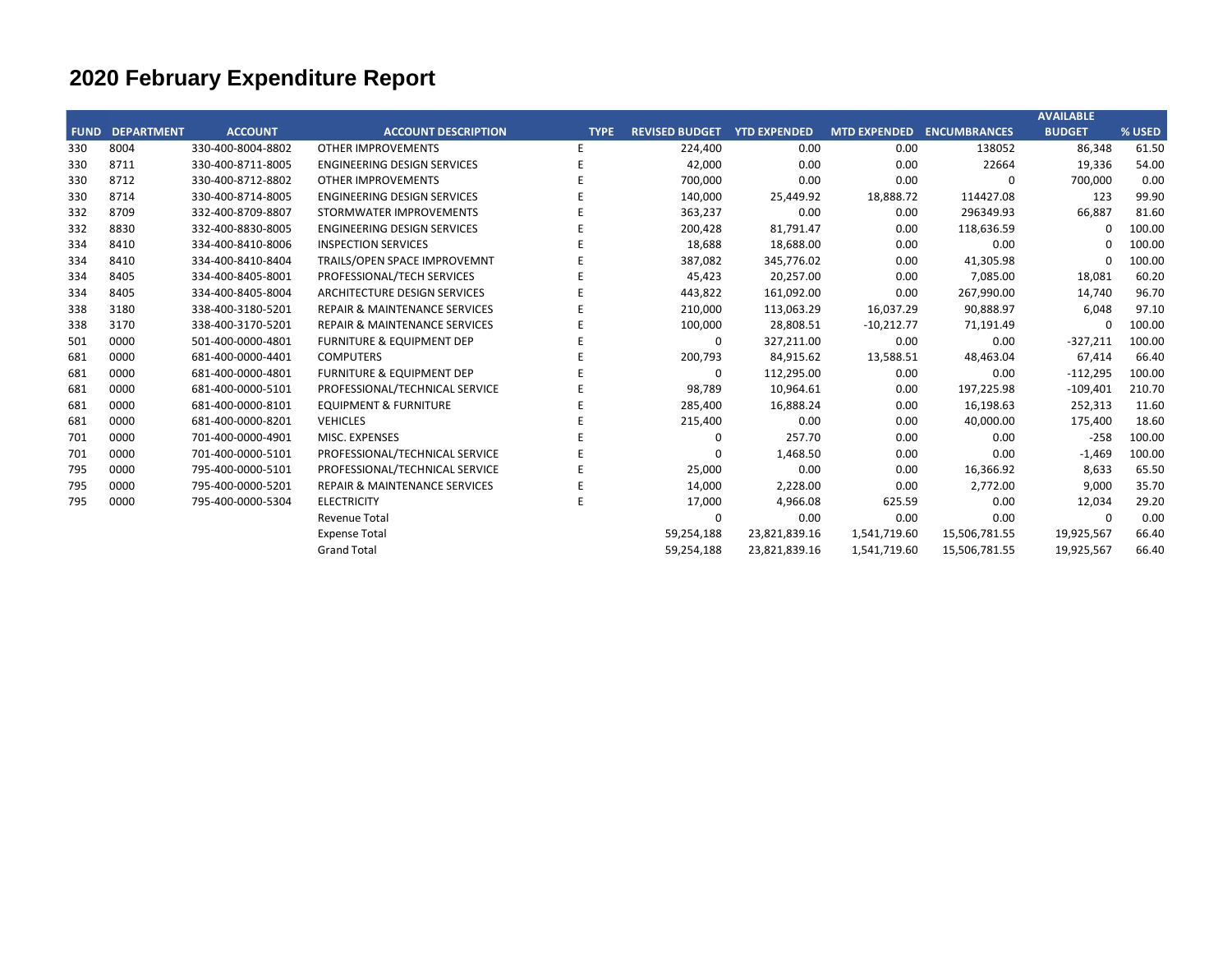# 2020 February Expenditure Report

| FUND | DEPARTMENT | ACCOUNT | ACCOUNT DESCRIPTION | TYPE | REVISED BUDGET | YTD EXPENDED | MTD EXPENDED | ENCUMBRANCES | AVAILABLE BUDGET | % USED |
|---|---|---|---|---|---|---|---|---|---|---|
| 330 | 8004 | 330-400-8004-8802 | OTHER IMPROVEMENTS | E | 224,400 | 0.00 | 0.00 | 138052 | 86,348 | 61.50 |
| 330 | 8711 | 330-400-8711-8005 | ENGINEERING DESIGN SERVICES | E | 42,000 | 0.00 | 0.00 | 22664 | 19,336 | 54.00 |
| 330 | 8712 | 330-400-8712-8802 | OTHER IMPROVEMENTS | E | 700,000 | 0.00 | 0.00 | 0 | 700,000 | 0.00 |
| 330 | 8714 | 330-400-8714-8005 | ENGINEERING DESIGN SERVICES | E | 140,000 | 25,449.92 | 18,888.72 | 114427.08 | 123 | 99.90 |
| 332 | 8709 | 332-400-8709-8807 | STORMWATER IMPROVEMENTS | E | 363,237 | 0.00 | 0.00 | 296349.93 | 66,887 | 81.60 |
| 332 | 8830 | 332-400-8830-8005 | ENGINEERING DESIGN SERVICES | E | 200,428 | 81,791.47 | 0.00 | 118,636.59 | 0 | 100.00 |
| 334 | 8410 | 334-400-8410-8006 | INSPECTION SERVICES | E | 18,688 | 18,688.00 | 0.00 | 0.00 | 0 | 100.00 |
| 334 | 8410 | 334-400-8410-8404 | TRAILS/OPEN SPACE IMPROVEMNT | E | 387,082 | 345,776.02 | 0.00 | 41,305.98 | 0 | 100.00 |
| 334 | 8405 | 334-400-8405-8001 | PROFESSIONAL/TECH SERVICES | E | 45,423 | 20,257.00 | 0.00 | 7,085.00 | 18,081 | 60.20 |
| 334 | 8405 | 334-400-8405-8004 | ARCHITECTURE DESIGN SERVICES | E | 443,822 | 161,092.00 | 0.00 | 267,990.00 | 14,740 | 96.70 |
| 338 | 3180 | 338-400-3180-5201 | REPAIR & MAINTENANCE SERVICES | E | 210,000 | 113,063.29 | 16,037.29 | 90,888.97 | 6,048 | 97.10 |
| 338 | 3170 | 338-400-3170-5201 | REPAIR & MAINTENANCE SERVICES | E | 100,000 | 28,808.51 | -10,212.77 | 71,191.49 | 0 | 100.00 |
| 501 | 0000 | 501-400-0000-4801 | FURNITURE & EQUIPMENT DEP | E | 0 | 327,211.00 | 0.00 | 0.00 | -327,211 | 100.00 |
| 681 | 0000 | 681-400-0000-4401 | COMPUTERS | E | 200,793 | 84,915.62 | 13,588.51 | 48,463.04 | 67,414 | 66.40 |
| 681 | 0000 | 681-400-0000-4801 | FURNITURE & EQUIPMENT DEP | E | 0 | 112,295.00 | 0.00 | 0.00 | -112,295 | 100.00 |
| 681 | 0000 | 681-400-0000-5101 | PROFESSIONAL/TECHNICAL SERVICE | E | 98,789 | 10,964.61 | 0.00 | 197,225.98 | -109,401 | 210.70 |
| 681 | 0000 | 681-400-0000-8101 | EQUIPMENT & FURNITURE | E | 285,400 | 16,888.24 | 0.00 | 16,198.63 | 252,313 | 11.60 |
| 681 | 0000 | 681-400-0000-8201 | VEHICLES | E | 215,400 | 0.00 | 0.00 | 40,000.00 | 175,400 | 18.60 |
| 701 | 0000 | 701-400-0000-4901 | MISC. EXPENSES | E | 0 | 257.70 | 0.00 | 0.00 | -258 | 100.00 |
| 701 | 0000 | 701-400-0000-5101 | PROFESSIONAL/TECHNICAL SERVICE | E | 0 | 1,468.50 | 0.00 | 0.00 | -1,469 | 100.00 |
| 795 | 0000 | 795-400-0000-5101 | PROFESSIONAL/TECHNICAL SERVICE | E | 25,000 | 0.00 | 0.00 | 16,366.92 | 8,633 | 65.50 |
| 795 | 0000 | 795-400-0000-5201 | REPAIR & MAINTENANCE SERVICES | E | 14,000 | 2,228.00 | 0.00 | 2,772.00 | 9,000 | 35.70 |
| 795 | 0000 | 795-400-0000-5304 | ELECTRICITY | E | 17,000 | 4,966.08 | 625.59 | 0.00 | 12,034 | 29.20 |
| | | | Revenue Total | | 0 | 0.00 | 0.00 | 0.00 | 0 | 0.00 |
| | | | Expense Total | | 59,254,188 | 23,821,839.16 | 1,541,719.60 | 15,506,781.55 | 19,925,567 | 66.40 |
| | | | Grand Total | | 59,254,188 | 23,821,839.16 | 1,541,719.60 | 15,506,781.55 | 19,925,567 | 66.40 |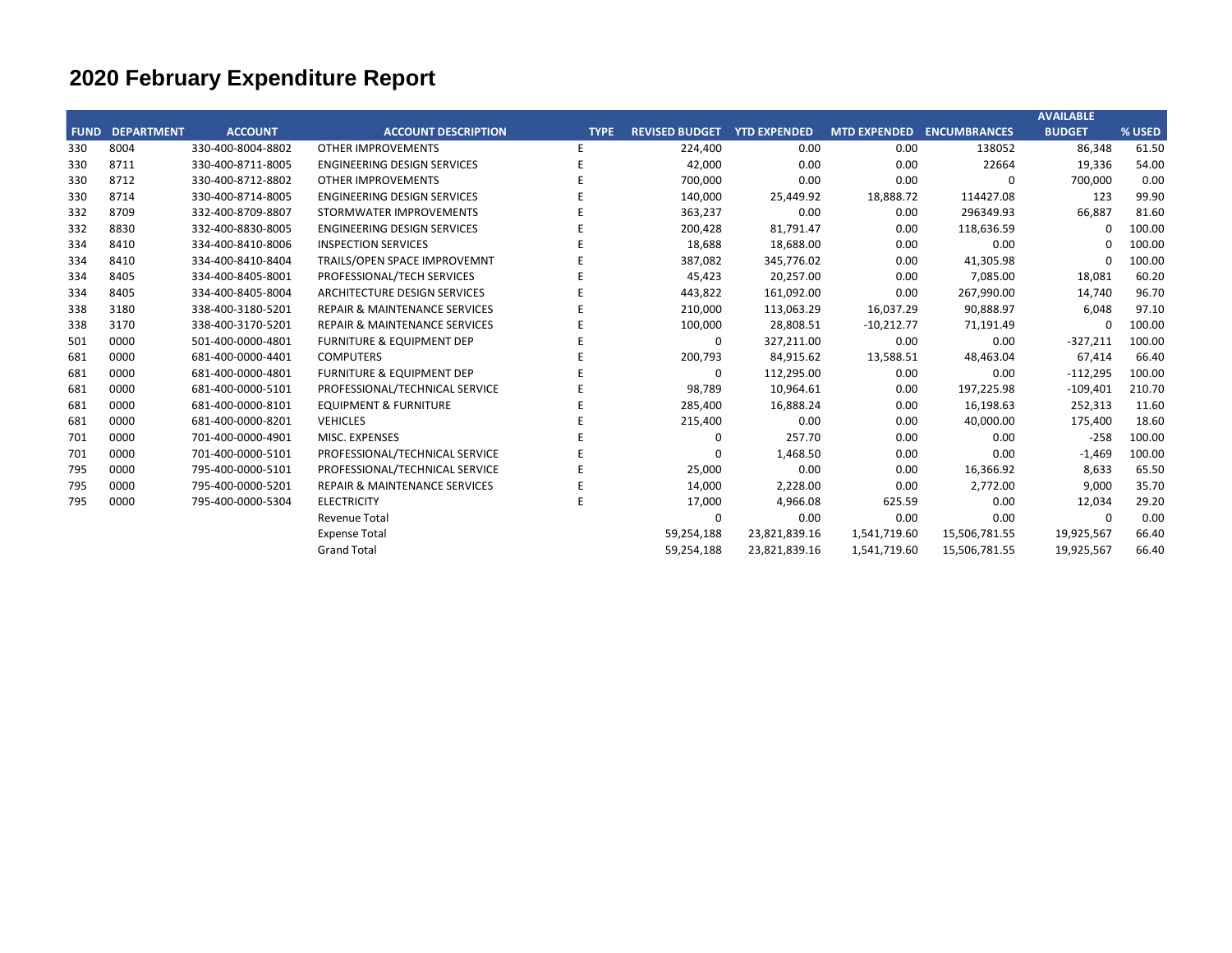# 2020 February Expenditure Report

| FUND | DEPARTMENT | ACCOUNT | ACCOUNT DESCRIPTION | TYPE | REVISED BUDGET | YTD EXPENDED | MTD EXPENDED | ENCUMBRANCES | AVAILABLE BUDGET | % USED |
|---|---|---|---|---|---|---|---|---|---|---|
| 330 | 8004 | 330-400-8004-8802 | OTHER IMPROVEMENTS | E | 224,400 | 0.00 | 0.00 | 138052 | 86,348 | 61.50 |
| 330 | 8711 | 330-400-8711-8005 | ENGINEERING DESIGN SERVICES | E | 42,000 | 0.00 | 0.00 | 22664 | 19,336 | 54.00 |
| 330 | 8712 | 330-400-8712-8802 | OTHER IMPROVEMENTS | E | 700,000 | 0.00 | 0.00 | 0 | 700,000 | 0.00 |
| 330 | 8714 | 330-400-8714-8005 | ENGINEERING DESIGN SERVICES | E | 140,000 | 25,449.92 | 18,888.72 | 114427.08 | 123 | 99.90 |
| 332 | 8709 | 332-400-8709-8807 | STORMWATER IMPROVEMENTS | E | 363,237 | 0.00 | 0.00 | 296349.93 | 66,887 | 81.60 |
| 332 | 8830 | 332-400-8830-8005 | ENGINEERING DESIGN SERVICES | E | 200,428 | 81,791.47 | 0.00 | 118,636.59 | 0 | 100.00 |
| 334 | 8410 | 334-400-8410-8006 | INSPECTION SERVICES | E | 18,688 | 18,688.00 | 0.00 | 0.00 | 0 | 100.00 |
| 334 | 8410 | 334-400-8410-8404 | TRAILS/OPEN SPACE IMPROVEMNT | E | 387,082 | 345,776.02 | 0.00 | 41,305.98 | 0 | 100.00 |
| 334 | 8405 | 334-400-8405-8001 | PROFESSIONAL/TECH SERVICES | E | 45,423 | 20,257.00 | 0.00 | 7,085.00 | 18,081 | 60.20 |
| 334 | 8405 | 334-400-8405-8004 | ARCHITECTURE DESIGN SERVICES | E | 443,822 | 161,092.00 | 0.00 | 267,990.00 | 14,740 | 96.70 |
| 338 | 3180 | 338-400-3180-5201 | REPAIR & MAINTENANCE SERVICES | E | 210,000 | 113,063.29 | 16,037.29 | 90,888.97 | 6,048 | 97.10 |
| 338 | 3170 | 338-400-3170-5201 | REPAIR & MAINTENANCE SERVICES | E | 100,000 | 28,808.51 | -10,212.77 | 71,191.49 | 0 | 100.00 |
| 501 | 0000 | 501-400-0000-4801 | FURNITURE & EQUIPMENT DEP | E | 0 | 327,211.00 | 0.00 | 0.00 | -327,211 | 100.00 |
| 681 | 0000 | 681-400-0000-4401 | COMPUTERS | E | 200,793 | 84,915.62 | 13,588.51 | 48,463.04 | 67,414 | 66.40 |
| 681 | 0000 | 681-400-0000-4801 | FURNITURE & EQUIPMENT DEP | E | 0 | 112,295.00 | 0.00 | 0.00 | -112,295 | 100.00 |
| 681 | 0000 | 681-400-0000-5101 | PROFESSIONAL/TECHNICAL SERVICE | E | 98,789 | 10,964.61 | 0.00 | 197,225.98 | -109,401 | 210.70 |
| 681 | 0000 | 681-400-0000-8101 | EQUIPMENT & FURNITURE | E | 285,400 | 16,888.24 | 0.00 | 16,198.63 | 252,313 | 11.60 |
| 681 | 0000 | 681-400-0000-8201 | VEHICLES | E | 215,400 | 0.00 | 0.00 | 40,000.00 | 175,400 | 18.60 |
| 701 | 0000 | 701-400-0000-4901 | MISC. EXPENSES | E | 0 | 257.70 | 0.00 | 0.00 | -258 | 100.00 |
| 701 | 0000 | 701-400-0000-5101 | PROFESSIONAL/TECHNICAL SERVICE | E | 0 | 1,468.50 | 0.00 | 0.00 | -1,469 | 100.00 |
| 795 | 0000 | 795-400-0000-5101 | PROFESSIONAL/TECHNICAL SERVICE | E | 25,000 | 0.00 | 0.00 | 16,366.92 | 8,633 | 65.50 |
| 795 | 0000 | 795-400-0000-5201 | REPAIR & MAINTENANCE SERVICES | E | 14,000 | 2,228.00 | 0.00 | 2,772.00 | 9,000 | 35.70 |
| 795 | 0000 | 795-400-0000-5304 | ELECTRICITY | E | 17,000 | 4,966.08 | 625.59 | 0.00 | 12,034 | 29.20 |
| | | | Revenue Total | | 0 | 0.00 | 0.00 | 0.00 | 0 | 0.00 |
| | | | Expense Total | | 59,254,188 | 23,821,839.16 | 1,541,719.60 | 15,506,781.55 | 19,925,567 | 66.40 |
| | | | Grand Total | | 59,254,188 | 23,821,839.16 | 1,541,719.60 | 15,506,781.55 | 19,925,567 | 66.40 |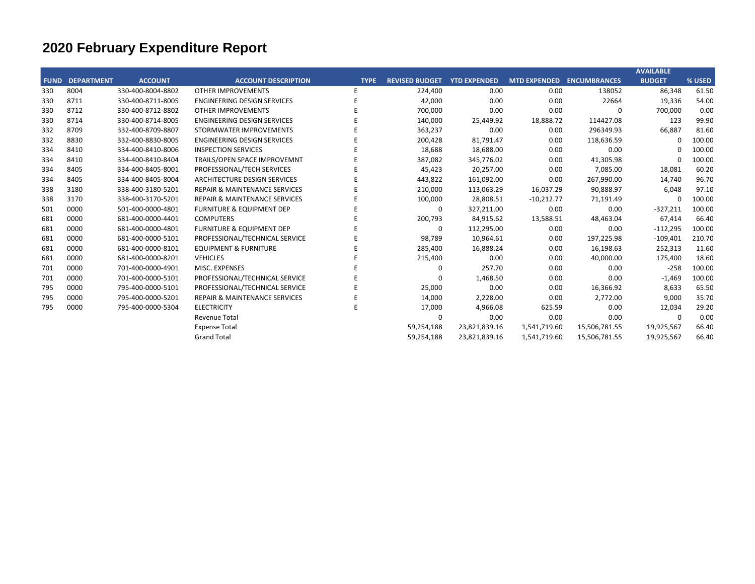# 2020 February Expenditure Report

| FUND | DEPARTMENT | ACCOUNT | ACCOUNT DESCRIPTION | TYPE | REVISED BUDGET | YTD EXPENDED | MTD EXPENDED | ENCUMBRANCES | AVAILABLE BUDGET | % USED |
|---|---|---|---|---|---|---|---|---|---|---|
| 330 | 8004 | 330-400-8004-8802 | OTHER IMPROVEMENTS | E | 224,400 | 0.00 | 0.00 | 138052 | 86,348 | 61.50 |
| 330 | 8711 | 330-400-8711-8005 | ENGINEERING DESIGN SERVICES | E | 42,000 | 0.00 | 0.00 | 22664 | 19,336 | 54.00 |
| 330 | 8712 | 330-400-8712-8802 | OTHER IMPROVEMENTS | E | 700,000 | 0.00 | 0.00 | 0 | 700,000 | 0.00 |
| 330 | 8714 | 330-400-8714-8005 | ENGINEERING DESIGN SERVICES | E | 140,000 | 25,449.92 | 18,888.72 | 114427.08 | 123 | 99.90 |
| 332 | 8709 | 332-400-8709-8807 | STORMWATER IMPROVEMENTS | E | 363,237 | 0.00 | 0.00 | 296349.93 | 66,887 | 81.60 |
| 332 | 8830 | 332-400-8830-8005 | ENGINEERING DESIGN SERVICES | E | 200,428 | 81,791.47 | 0.00 | 118,636.59 | 0 | 100.00 |
| 334 | 8410 | 334-400-8410-8006 | INSPECTION SERVICES | E | 18,688 | 18,688.00 | 0.00 | 0.00 | 0 | 100.00 |
| 334 | 8410 | 334-400-8410-8404 | TRAILS/OPEN SPACE IMPROVEMNT | E | 387,082 | 345,776.02 | 0.00 | 41,305.98 | 0 | 100.00 |
| 334 | 8405 | 334-400-8405-8001 | PROFESSIONAL/TECH SERVICES | E | 45,423 | 20,257.00 | 0.00 | 7,085.00 | 18,081 | 60.20 |
| 334 | 8405 | 334-400-8405-8004 | ARCHITECTURE DESIGN SERVICES | E | 443,822 | 161,092.00 | 0.00 | 267,990.00 | 14,740 | 96.70 |
| 338 | 3180 | 338-400-3180-5201 | REPAIR & MAINTENANCE SERVICES | E | 210,000 | 113,063.29 | 16,037.29 | 90,888.97 | 6,048 | 97.10 |
| 338 | 3170 | 338-400-3170-5201 | REPAIR & MAINTENANCE SERVICES | E | 100,000 | 28,808.51 | -10,212.77 | 71,191.49 | 0 | 100.00 |
| 501 | 0000 | 501-400-0000-4801 | FURNITURE & EQUIPMENT DEP | E | 0 | 327,211.00 | 0.00 | 0.00 | -327,211 | 100.00 |
| 681 | 0000 | 681-400-0000-4401 | COMPUTERS | E | 200,793 | 84,915.62 | 13,588.51 | 48,463.04 | 67,414 | 66.40 |
| 681 | 0000 | 681-400-0000-4801 | FURNITURE & EQUIPMENT DEP | E | 0 | 112,295.00 | 0.00 | 0.00 | -112,295 | 100.00 |
| 681 | 0000 | 681-400-0000-5101 | PROFESSIONAL/TECHNICAL SERVICE | E | 98,789 | 10,964.61 | 0.00 | 197,225.98 | -109,401 | 210.70 |
| 681 | 0000 | 681-400-0000-8101 | EQUIPMENT & FURNITURE | E | 285,400 | 16,888.24 | 0.00 | 16,198.63 | 252,313 | 11.60 |
| 681 | 0000 | 681-400-0000-8201 | VEHICLES | E | 215,400 | 0.00 | 0.00 | 40,000.00 | 175,400 | 18.60 |
| 701 | 0000 | 701-400-0000-4901 | MISC. EXPENSES | E | 0 | 257.70 | 0.00 | 0.00 | -258 | 100.00 |
| 701 | 0000 | 701-400-0000-5101 | PROFESSIONAL/TECHNICAL SERVICE | E | 0 | 1,468.50 | 0.00 | 0.00 | -1,469 | 100.00 |
| 795 | 0000 | 795-400-0000-5101 | PROFESSIONAL/TECHNICAL SERVICE | E | 25,000 | 0.00 | 0.00 | 16,366.92 | 8,633 | 65.50 |
| 795 | 0000 | 795-400-0000-5201 | REPAIR & MAINTENANCE SERVICES | E | 14,000 | 2,228.00 | 0.00 | 2,772.00 | 9,000 | 35.70 |
| 795 | 0000 | 795-400-0000-5304 | ELECTRICITY | E | 17,000 | 4,966.08 | 625.59 | 0.00 | 12,034 | 29.20 |
| | | | Revenue Total | | 0 | 0.00 | 0.00 | 0.00 | 0 | 0.00 |
| | | | Expense Total | | 59,254,188 | 23,821,839.16 | 1,541,719.60 | 15,506,781.55 | 19,925,567 | 66.40 |
| | | | Grand Total | | 59,254,188 | 23,821,839.16 | 1,541,719.60 | 15,506,781.55 | 19,925,567 | 66.40 |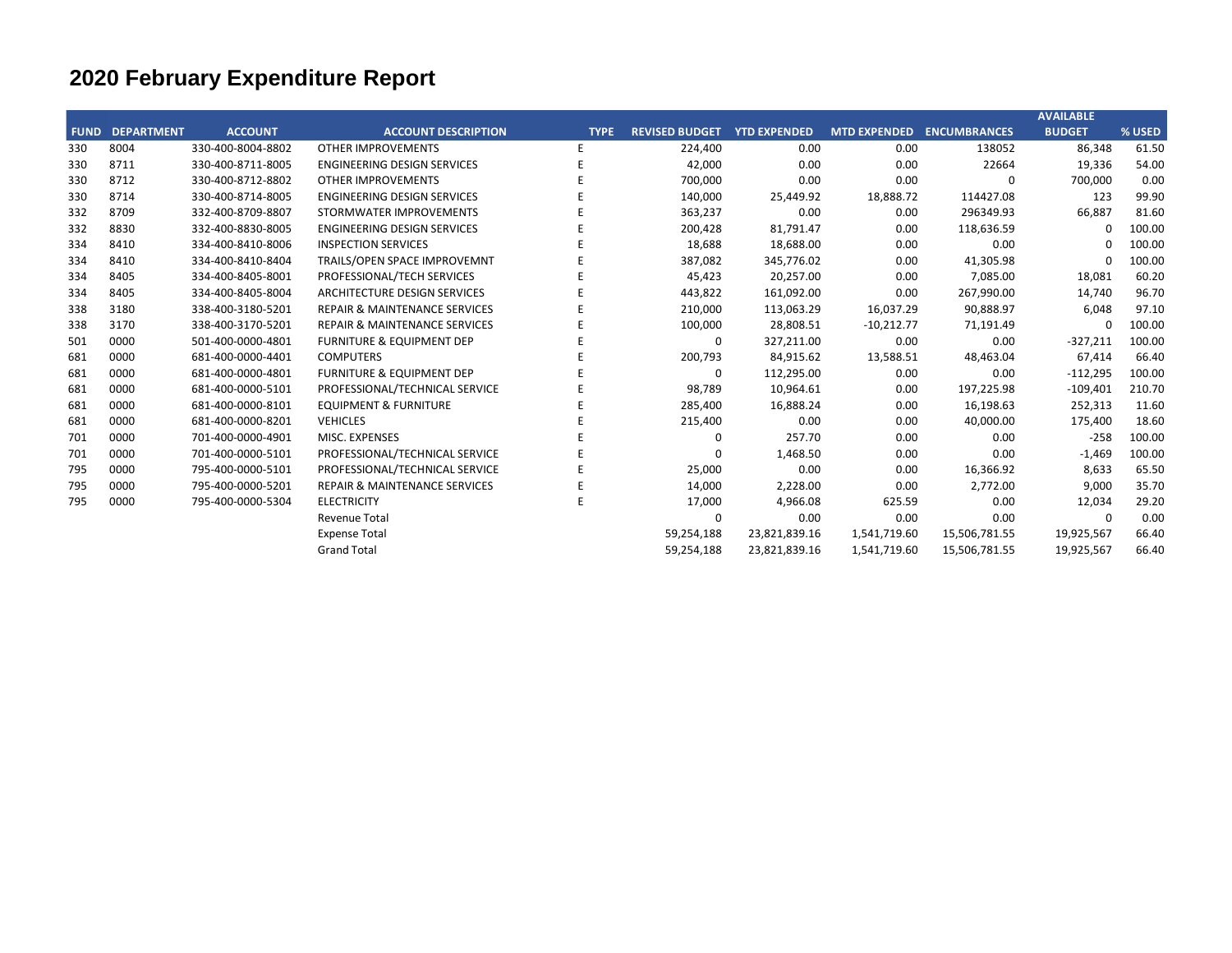# 2020 February Expenditure Report

| FUND | DEPARTMENT | ACCOUNT | ACCOUNT DESCRIPTION | TYPE | REVISED BUDGET | YTD EXPENDED | MTD EXPENDED | ENCUMBRANCES | AVAILABLE BUDGET | % USED |
|---|---|---|---|---|---|---|---|---|---|---|
| 330 | 8004 | 330-400-8004-8802 | OTHER IMPROVEMENTS | E | 224,400 | 0.00 | 0.00 | 138052 | 86,348 | 61.50 |
| 330 | 8711 | 330-400-8711-8005 | ENGINEERING DESIGN SERVICES | E | 42,000 | 0.00 | 0.00 | 22664 | 19,336 | 54.00 |
| 330 | 8712 | 330-400-8712-8802 | OTHER IMPROVEMENTS | E | 700,000 | 0.00 | 0.00 | 0 | 700,000 | 0.00 |
| 330 | 8714 | 330-400-8714-8005 | ENGINEERING DESIGN SERVICES | E | 140,000 | 25,449.92 | 18,888.72 | 114427.08 | 123 | 99.90 |
| 332 | 8709 | 332-400-8709-8807 | STORMWATER IMPROVEMENTS | E | 363,237 | 0.00 | 0.00 | 296349.93 | 66,887 | 81.60 |
| 332 | 8830 | 332-400-8830-8005 | ENGINEERING DESIGN SERVICES | E | 200,428 | 81,791.47 | 0.00 | 118,636.59 | 0 | 100.00 |
| 334 | 8410 | 334-400-8410-8006 | INSPECTION SERVICES | E | 18,688 | 18,688.00 | 0.00 | 0.00 | 0 | 100.00 |
| 334 | 8410 | 334-400-8410-8404 | TRAILS/OPEN SPACE IMPROVEMNT | E | 387,082 | 345,776.02 | 0.00 | 41,305.98 | 0 | 100.00 |
| 334 | 8405 | 334-400-8405-8001 | PROFESSIONAL/TECH SERVICES | E | 45,423 | 20,257.00 | 0.00 | 7,085.00 | 18,081 | 60.20 |
| 334 | 8405 | 334-400-8405-8004 | ARCHITECTURE DESIGN SERVICES | E | 443,822 | 161,092.00 | 0.00 | 267,990.00 | 14,740 | 96.70 |
| 338 | 3180 | 338-400-3180-5201 | REPAIR & MAINTENANCE SERVICES | E | 210,000 | 113,063.29 | 16,037.29 | 90,888.97 | 6,048 | 97.10 |
| 338 | 3170 | 338-400-3170-5201 | REPAIR & MAINTENANCE SERVICES | E | 100,000 | 28,808.51 | -10,212.77 | 71,191.49 | 0 | 100.00 |
| 501 | 0000 | 501-400-0000-4801 | FURNITURE & EQUIPMENT DEP | E | 0 | 327,211.00 | 0.00 | 0.00 | -327,211 | 100.00 |
| 681 | 0000 | 681-400-0000-4401 | COMPUTERS | E | 200,793 | 84,915.62 | 13,588.51 | 48,463.04 | 67,414 | 66.40 |
| 681 | 0000 | 681-400-0000-4801 | FURNITURE & EQUIPMENT DEP | E | 0 | 112,295.00 | 0.00 | 0.00 | -112,295 | 100.00 |
| 681 | 0000 | 681-400-0000-5101 | PROFESSIONAL/TECHNICAL SERVICE | E | 98,789 | 10,964.61 | 0.00 | 197,225.98 | -109,401 | 210.70 |
| 681 | 0000 | 681-400-0000-8101 | EQUIPMENT & FURNITURE | E | 285,400 | 16,888.24 | 0.00 | 16,198.63 | 252,313 | 11.60 |
| 681 | 0000 | 681-400-0000-8201 | VEHICLES | E | 215,400 | 0.00 | 0.00 | 40,000.00 | 175,400 | 18.60 |
| 701 | 0000 | 701-400-0000-4901 | MISC. EXPENSES | E | 0 | 257.70 | 0.00 | 0.00 | -258 | 100.00 |
| 701 | 0000 | 701-400-0000-5101 | PROFESSIONAL/TECHNICAL SERVICE | E | 0 | 1,468.50 | 0.00 | 0.00 | -1,469 | 100.00 |
| 795 | 0000 | 795-400-0000-5101 | PROFESSIONAL/TECHNICAL SERVICE | E | 25,000 | 0.00 | 0.00 | 16,366.92 | 8,633 | 65.50 |
| 795 | 0000 | 795-400-0000-5201 | REPAIR & MAINTENANCE SERVICES | E | 14,000 | 2,228.00 | 0.00 | 2,772.00 | 9,000 | 35.70 |
| 795 | 0000 | 795-400-0000-5304 | ELECTRICITY | E | 17,000 | 4,966.08 | 625.59 | 0.00 | 12,034 | 29.20 |
| | | | Revenue Total | | 0 | 0.00 | 0.00 | 0.00 | 0 | 0.00 |
| | | | Expense Total | | 59,254,188 | 23,821,839.16 | 1,541,719.60 | 15,506,781.55 | 19,925,567 | 66.40 |
| | | | Grand Total | | 59,254,188 | 23,821,839.16 | 1,541,719.60 | 15,506,781.55 | 19,925,567 | 66.40 |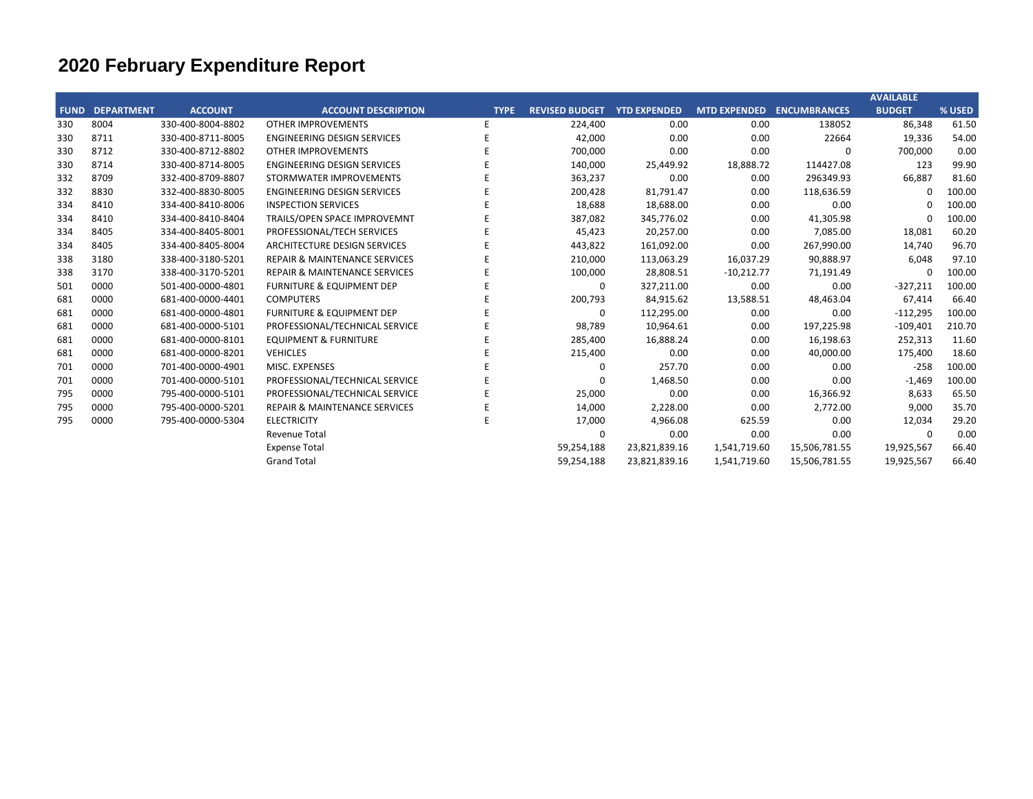# 2020 February Expenditure Report

| FUND | DEPARTMENT | ACCOUNT | ACCOUNT DESCRIPTION | TYPE | REVISED BUDGET | YTD EXPENDED | MTD EXPENDED | ENCUMBRANCES | AVAILABLE BUDGET | % USED |
|---|---|---|---|---|---|---|---|---|---|---|
| 330 | 8004 | 330-400-8004-8802 | OTHER IMPROVEMENTS | E | 224,400 | 0.00 | 0.00 | 138052 | 86,348 | 61.50 |
| 330 | 8711 | 330-400-8711-8005 | ENGINEERING DESIGN SERVICES | E | 42,000 | 0.00 | 0.00 | 22664 | 19,336 | 54.00 |
| 330 | 8712 | 330-400-8712-8802 | OTHER IMPROVEMENTS | E | 700,000 | 0.00 | 0.00 | 0 | 700,000 | 0.00 |
| 330 | 8714 | 330-400-8714-8005 | ENGINEERING DESIGN SERVICES | E | 140,000 | 25,449.92 | 18,888.72 | 114427.08 | 123 | 99.90 |
| 332 | 8709 | 332-400-8709-8807 | STORMWATER IMPROVEMENTS | E | 363,237 | 0.00 | 0.00 | 296349.93 | 66,887 | 81.60 |
| 332 | 8830 | 332-400-8830-8005 | ENGINEERING DESIGN SERVICES | E | 200,428 | 81,791.47 | 0.00 | 118,636.59 | 0 | 100.00 |
| 334 | 8410 | 334-400-8410-8006 | INSPECTION SERVICES | E | 18,688 | 18,688.00 | 0.00 | 0.00 | 0 | 100.00 |
| 334 | 8410 | 334-400-8410-8404 | TRAILS/OPEN SPACE IMPROVEMNT | E | 387,082 | 345,776.02 | 0.00 | 41,305.98 | 0 | 100.00 |
| 334 | 8405 | 334-400-8405-8001 | PROFESSIONAL/TECH SERVICES | E | 45,423 | 20,257.00 | 0.00 | 7,085.00 | 18,081 | 60.20 |
| 334 | 8405 | 334-400-8405-8004 | ARCHITECTURE DESIGN SERVICES | E | 443,822 | 161,092.00 | 0.00 | 267,990.00 | 14,740 | 96.70 |
| 338 | 3180 | 338-400-3180-5201 | REPAIR & MAINTENANCE SERVICES | E | 210,000 | 113,063.29 | 16,037.29 | 90,888.97 | 6,048 | 97.10 |
| 338 | 3170 | 338-400-3170-5201 | REPAIR & MAINTENANCE SERVICES | E | 100,000 | 28,808.51 | -10,212.77 | 71,191.49 | 0 | 100.00 |
| 501 | 0000 | 501-400-0000-4801 | FURNITURE & EQUIPMENT DEP | E | 0 | 327,211.00 | 0.00 | 0.00 | -327,211 | 100.00 |
| 681 | 0000 | 681-400-0000-4401 | COMPUTERS | E | 200,793 | 84,915.62 | 13,588.51 | 48,463.04 | 67,414 | 66.40 |
| 681 | 0000 | 681-400-0000-4801 | FURNITURE & EQUIPMENT DEP | E | 0 | 112,295.00 | 0.00 | 0.00 | -112,295 | 100.00 |
| 681 | 0000 | 681-400-0000-5101 | PROFESSIONAL/TECHNICAL SERVICE | E | 98,789 | 10,964.61 | 0.00 | 197,225.98 | -109,401 | 210.70 |
| 681 | 0000 | 681-400-0000-8101 | EQUIPMENT & FURNITURE | E | 285,400 | 16,888.24 | 0.00 | 16,198.63 | 252,313 | 11.60 |
| 681 | 0000 | 681-400-0000-8201 | VEHICLES | E | 215,400 | 0.00 | 0.00 | 40,000.00 | 175,400 | 18.60 |
| 701 | 0000 | 701-400-0000-4901 | MISC. EXPENSES | E | 0 | 257.70 | 0.00 | 0.00 | -258 | 100.00 |
| 701 | 0000 | 701-400-0000-5101 | PROFESSIONAL/TECHNICAL SERVICE | E | 0 | 1,468.50 | 0.00 | 0.00 | -1,469 | 100.00 |
| 795 | 0000 | 795-400-0000-5101 | PROFESSIONAL/TECHNICAL SERVICE | E | 25,000 | 0.00 | 0.00 | 16,366.92 | 8,633 | 65.50 |
| 795 | 0000 | 795-400-0000-5201 | REPAIR & MAINTENANCE SERVICES | E | 14,000 | 2,228.00 | 0.00 | 2,772.00 | 9,000 | 35.70 |
| 795 | 0000 | 795-400-0000-5304 | ELECTRICITY | E | 17,000 | 4,966.08 | 625.59 | 0.00 | 12,034 | 29.20 |
| | | | Revenue Total | | 0 | 0.00 | 0.00 | 0.00 | 0 | 0.00 |
| | | | Expense Total | | 59,254,188 | 23,821,839.16 | 1,541,719.60 | 15,506,781.55 | 19,925,567 | 66.40 |
| | | | Grand Total | | 59,254,188 | 23,821,839.16 | 1,541,719.60 | 15,506,781.55 | 19,925,567 | 66.40 |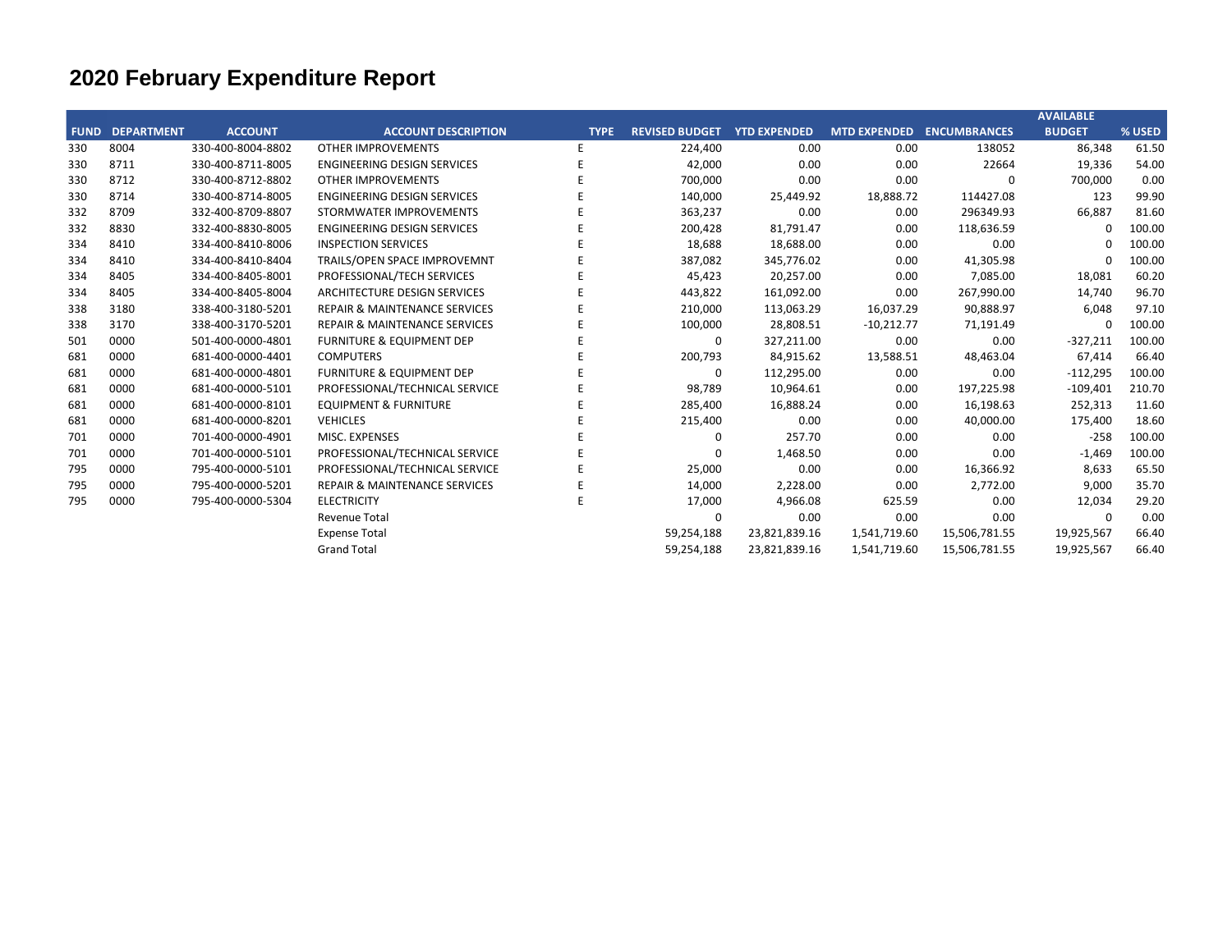# 2020 February Expenditure Report

| FUND | DEPARTMENT | ACCOUNT | ACCOUNT DESCRIPTION | TYPE | REVISED BUDGET | YTD EXPENDED | MTD EXPENDED | ENCUMBRANCES | AVAILABLE BUDGET | % USED |
|---|---|---|---|---|---|---|---|---|---|---|
| 330 | 8004 | 330-400-8004-8802 | OTHER IMPROVEMENTS | E | 224,400 | 0.00 | 0.00 | 138052 | 86,348 | 61.50 |
| 330 | 8711 | 330-400-8711-8005 | ENGINEERING DESIGN SERVICES | E | 42,000 | 0.00 | 0.00 | 22664 | 19,336 | 54.00 |
| 330 | 8712 | 330-400-8712-8802 | OTHER IMPROVEMENTS | E | 700,000 | 0.00 | 0.00 | 0 | 700,000 | 0.00 |
| 330 | 8714 | 330-400-8714-8005 | ENGINEERING DESIGN SERVICES | E | 140,000 | 25,449.92 | 18,888.72 | 114427.08 | 123 | 99.90 |
| 332 | 8709 | 332-400-8709-8807 | STORMWATER IMPROVEMENTS | E | 363,237 | 0.00 | 0.00 | 296349.93 | 66,887 | 81.60 |
| 332 | 8830 | 332-400-8830-8005 | ENGINEERING DESIGN SERVICES | E | 200,428 | 81,791.47 | 0.00 | 118,636.59 | 0 | 100.00 |
| 334 | 8410 | 334-400-8410-8006 | INSPECTION SERVICES | E | 18,688 | 18,688.00 | 0.00 | 0.00 | 0 | 100.00 |
| 334 | 8410 | 334-400-8410-8404 | TRAILS/OPEN SPACE IMPROVEMNT | E | 387,082 | 345,776.02 | 0.00 | 41,305.98 | 0 | 100.00 |
| 334 | 8405 | 334-400-8405-8001 | PROFESSIONAL/TECH SERVICES | E | 45,423 | 20,257.00 | 0.00 | 7,085.00 | 18,081 | 60.20 |
| 334 | 8405 | 334-400-8405-8004 | ARCHITECTURE DESIGN SERVICES | E | 443,822 | 161,092.00 | 0.00 | 267,990.00 | 14,740 | 96.70 |
| 338 | 3180 | 338-400-3180-5201 | REPAIR & MAINTENANCE SERVICES | E | 210,000 | 113,063.29 | 16,037.29 | 90,888.97 | 6,048 | 97.10 |
| 338 | 3170 | 338-400-3170-5201 | REPAIR & MAINTENANCE SERVICES | E | 100,000 | 28,808.51 | -10,212.77 | 71,191.49 | 0 | 100.00 |
| 501 | 0000 | 501-400-0000-4801 | FURNITURE & EQUIPMENT DEP | E | 0 | 327,211.00 | 0.00 | 0.00 | -327,211 | 100.00 |
| 681 | 0000 | 681-400-0000-4401 | COMPUTERS | E | 200,793 | 84,915.62 | 13,588.51 | 48,463.04 | 67,414 | 66.40 |
| 681 | 0000 | 681-400-0000-4801 | FURNITURE & EQUIPMENT DEP | E | 0 | 112,295.00 | 0.00 | 0.00 | -112,295 | 100.00 |
| 681 | 0000 | 681-400-0000-5101 | PROFESSIONAL/TECHNICAL SERVICE | E | 98,789 | 10,964.61 | 0.00 | 197,225.98 | -109,401 | 210.70 |
| 681 | 0000 | 681-400-0000-8101 | EQUIPMENT & FURNITURE | E | 285,400 | 16,888.24 | 0.00 | 16,198.63 | 252,313 | 11.60 |
| 681 | 0000 | 681-400-0000-8201 | VEHICLES | E | 215,400 | 0.00 | 0.00 | 40,000.00 | 175,400 | 18.60 |
| 701 | 0000 | 701-400-0000-4901 | MISC. EXPENSES | E | 0 | 257.70 | 0.00 | 0.00 | -258 | 100.00 |
| 701 | 0000 | 701-400-0000-5101 | PROFESSIONAL/TECHNICAL SERVICE | E | 0 | 1,468.50 | 0.00 | 0.00 | -1,469 | 100.00 |
| 795 | 0000 | 795-400-0000-5101 | PROFESSIONAL/TECHNICAL SERVICE | E | 25,000 | 0.00 | 0.00 | 16,366.92 | 8,633 | 65.50 |
| 795 | 0000 | 795-400-0000-5201 | REPAIR & MAINTENANCE SERVICES | E | 14,000 | 2,228.00 | 0.00 | 2,772.00 | 9,000 | 35.70 |
| 795 | 0000 | 795-400-0000-5304 | ELECTRICITY | E | 17,000 | 4,966.08 | 625.59 | 0.00 | 12,034 | 29.20 |
| | | | Revenue Total | | 0 | 0.00 | 0.00 | 0.00 | 0 | 0.00 |
| | | | Expense Total | | 59,254,188 | 23,821,839.16 | 1,541,719.60 | 15,506,781.55 | 19,925,567 | 66.40 |
| | | | Grand Total | | 59,254,188 | 23,821,839.16 | 1,541,719.60 | 15,506,781.55 | 19,925,567 | 66.40 |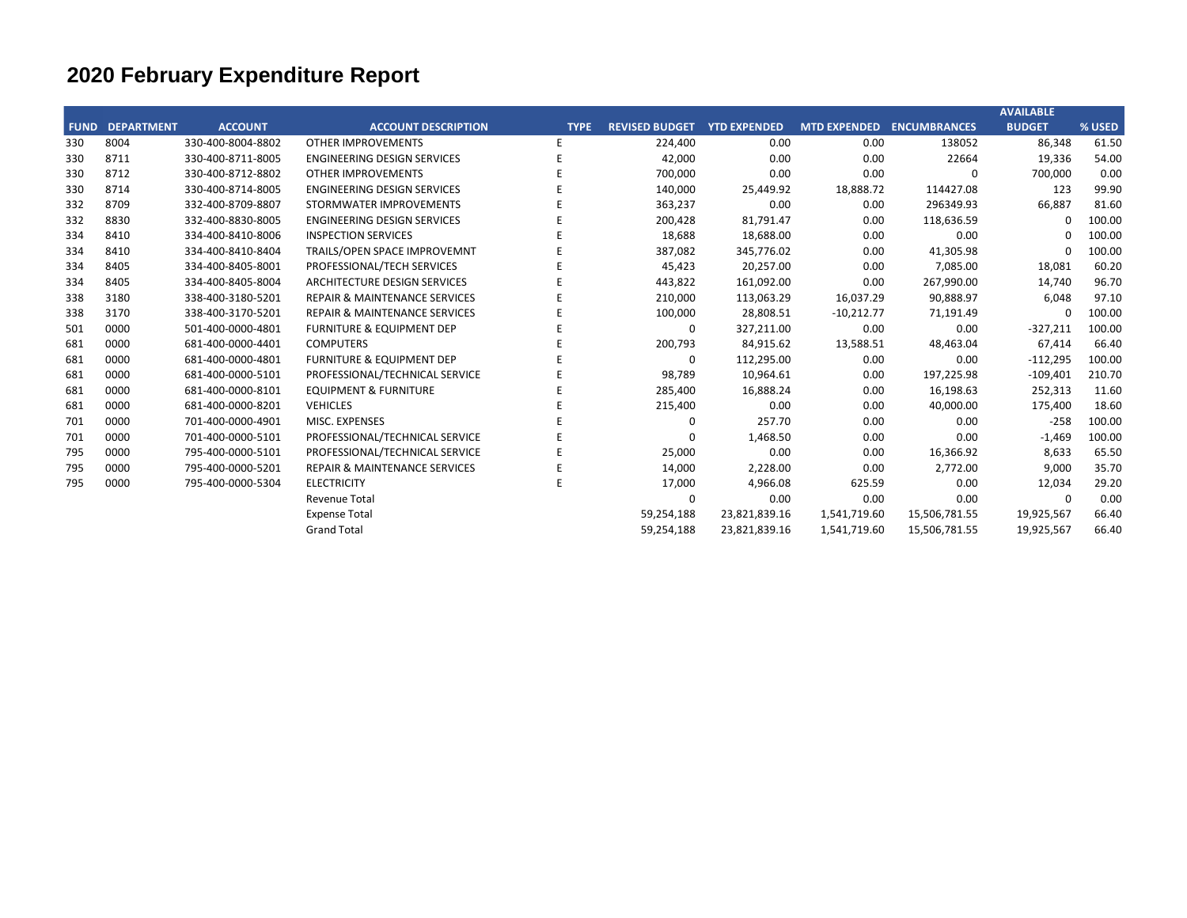# 2020 February Expenditure Report

| FUND | DEPARTMENT | ACCOUNT | ACCOUNT DESCRIPTION | TYPE | REVISED BUDGET | YTD EXPENDED | MTD EXPENDED | ENCUMBRANCES | AVAILABLE BUDGET | % USED |
|---|---|---|---|---|---|---|---|---|---|---|
| 330 | 8004 | 330-400-8004-8802 | OTHER IMPROVEMENTS | E | 224,400 | 0.00 | 0.00 | 138052 | 86,348 | 61.50 |
| 330 | 8711 | 330-400-8711-8005 | ENGINEERING DESIGN SERVICES | E | 42,000 | 0.00 | 0.00 | 22664 | 19,336 | 54.00 |
| 330 | 8712 | 330-400-8712-8802 | OTHER IMPROVEMENTS | E | 700,000 | 0.00 | 0.00 | 0 | 700,000 | 0.00 |
| 330 | 8714 | 330-400-8714-8005 | ENGINEERING DESIGN SERVICES | E | 140,000 | 25,449.92 | 18,888.72 | 114427.08 | 123 | 99.90 |
| 332 | 8709 | 332-400-8709-8807 | STORMWATER IMPROVEMENTS | E | 363,237 | 0.00 | 0.00 | 296349.93 | 66,887 | 81.60 |
| 332 | 8830 | 332-400-8830-8005 | ENGINEERING DESIGN SERVICES | E | 200,428 | 81,791.47 | 0.00 | 118,636.59 | 0 | 100.00 |
| 334 | 8410 | 334-400-8410-8006 | INSPECTION SERVICES | E | 18,688 | 18,688.00 | 0.00 | 0.00 | 0 | 100.00 |
| 334 | 8410 | 334-400-8410-8404 | TRAILS/OPEN SPACE IMPROVEMNT | E | 387,082 | 345,776.02 | 0.00 | 41,305.98 | 0 | 100.00 |
| 334 | 8405 | 334-400-8405-8001 | PROFESSIONAL/TECH SERVICES | E | 45,423 | 20,257.00 | 0.00 | 7,085.00 | 18,081 | 60.20 |
| 334 | 8405 | 334-400-8405-8004 | ARCHITECTURE DESIGN SERVICES | E | 443,822 | 161,092.00 | 0.00 | 267,990.00 | 14,740 | 96.70 |
| 338 | 3180 | 338-400-3180-5201 | REPAIR & MAINTENANCE SERVICES | E | 210,000 | 113,063.29 | 16,037.29 | 90,888.97 | 6,048 | 97.10 |
| 338 | 3170 | 338-400-3170-5201 | REPAIR & MAINTENANCE SERVICES | E | 100,000 | 28,808.51 | -10,212.77 | 71,191.49 | 0 | 100.00 |
| 501 | 0000 | 501-400-0000-4801 | FURNITURE & EQUIPMENT DEP | E | 0 | 327,211.00 | 0.00 | 0.00 | -327,211 | 100.00 |
| 681 | 0000 | 681-400-0000-4401 | COMPUTERS | E | 200,793 | 84,915.62 | 13,588.51 | 48,463.04 | 67,414 | 66.40 |
| 681 | 0000 | 681-400-0000-4801 | FURNITURE & EQUIPMENT DEP | E | 0 | 112,295.00 | 0.00 | 0.00 | -112,295 | 100.00 |
| 681 | 0000 | 681-400-0000-5101 | PROFESSIONAL/TECHNICAL SERVICE | E | 98,789 | 10,964.61 | 0.00 | 197,225.98 | -109,401 | 210.70 |
| 681 | 0000 | 681-400-0000-8101 | EQUIPMENT & FURNITURE | E | 285,400 | 16,888.24 | 0.00 | 16,198.63 | 252,313 | 11.60 |
| 681 | 0000 | 681-400-0000-8201 | VEHICLES | E | 215,400 | 0.00 | 0.00 | 40,000.00 | 175,400 | 18.60 |
| 701 | 0000 | 701-400-0000-4901 | MISC. EXPENSES | E | 0 | 257.70 | 0.00 | 0.00 | -258 | 100.00 |
| 701 | 0000 | 701-400-0000-5101 | PROFESSIONAL/TECHNICAL SERVICE | E | 0 | 1,468.50 | 0.00 | 0.00 | -1,469 | 100.00 |
| 795 | 0000 | 795-400-0000-5101 | PROFESSIONAL/TECHNICAL SERVICE | E | 25,000 | 0.00 | 0.00 | 16,366.92 | 8,633 | 65.50 |
| 795 | 0000 | 795-400-0000-5201 | REPAIR & MAINTENANCE SERVICES | E | 14,000 | 2,228.00 | 0.00 | 2,772.00 | 9,000 | 35.70 |
| 795 | 0000 | 795-400-0000-5304 | ELECTRICITY | E | 17,000 | 4,966.08 | 625.59 | 0.00 | 12,034 | 29.20 |
| | | | Revenue Total | | 0 | 0.00 | 0.00 | 0.00 | 0 | 0.00 |
| | | | Expense Total | | 59,254,188 | 23,821,839.16 | 1,541,719.60 | 15,506,781.55 | 19,925,567 | 66.40 |
| | | | Grand Total | | 59,254,188 | 23,821,839.16 | 1,541,719.60 | 15,506,781.55 | 19,925,567 | 66.40 |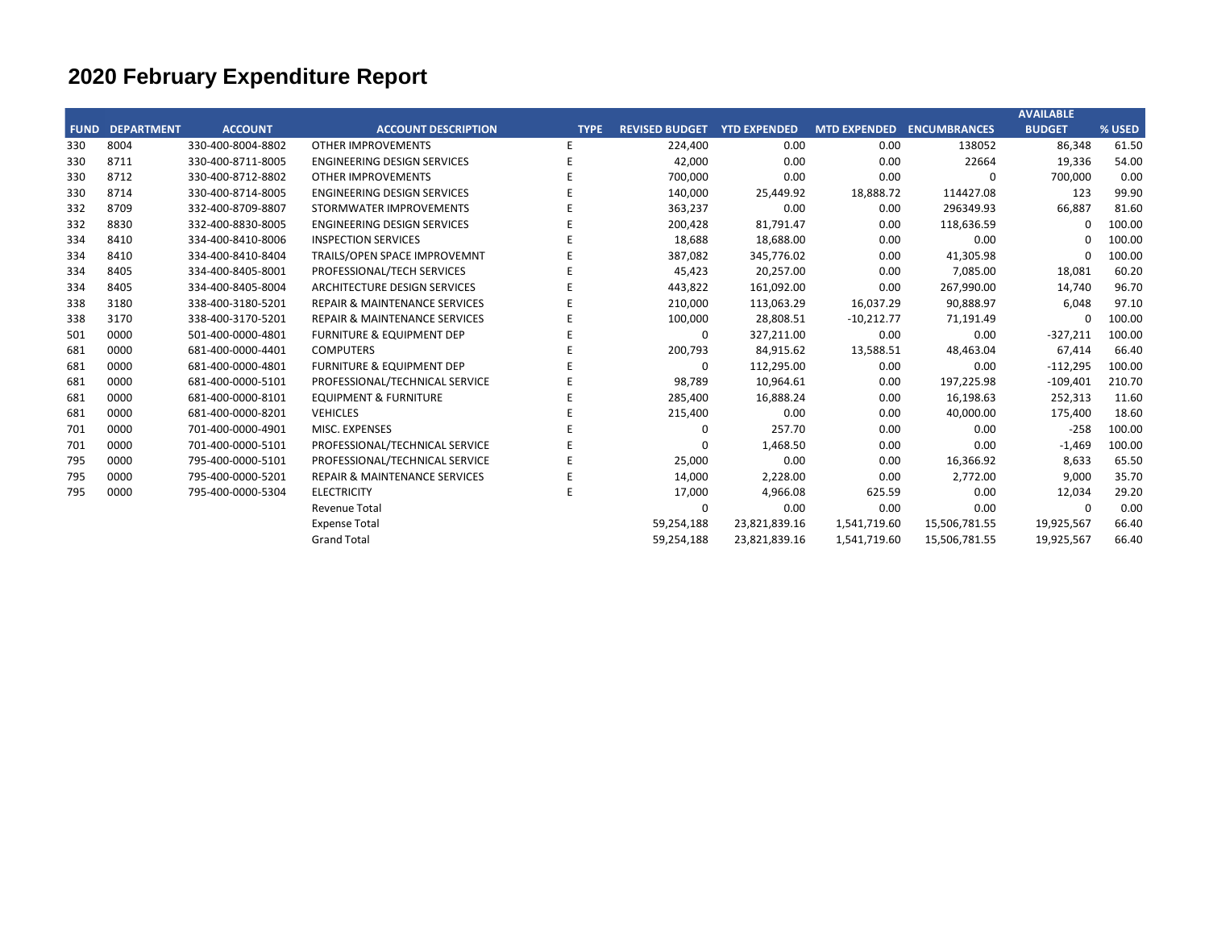# 2020 February Expenditure Report

| FUND | DEPARTMENT | ACCOUNT | ACCOUNT DESCRIPTION | TYPE | REVISED BUDGET | YTD EXPENDED | MTD EXPENDED | ENCUMBRANCES | AVAILABLE BUDGET | % USED |
|---|---|---|---|---|---|---|---|---|---|---|
| 330 | 8004 | 330-400-8004-8802 | OTHER IMPROVEMENTS | E | 224,400 | 0.00 | 0.00 | 138052 | 86,348 | 61.50 |
| 330 | 8711 | 330-400-8711-8005 | ENGINEERING DESIGN SERVICES | E | 42,000 | 0.00 | 0.00 | 22664 | 19,336 | 54.00 |
| 330 | 8712 | 330-400-8712-8802 | OTHER IMPROVEMENTS | E | 700,000 | 0.00 | 0.00 | 0 | 700,000 | 0.00 |
| 330 | 8714 | 330-400-8714-8005 | ENGINEERING DESIGN SERVICES | E | 140,000 | 25,449.92 | 18,888.72 | 114427.08 | 123 | 99.90 |
| 332 | 8709 | 332-400-8709-8807 | STORMWATER IMPROVEMENTS | E | 363,237 | 0.00 | 0.00 | 296349.93 | 66,887 | 81.60 |
| 332 | 8830 | 332-400-8830-8005 | ENGINEERING DESIGN SERVICES | E | 200,428 | 81,791.47 | 0.00 | 118,636.59 | 0 | 100.00 |
| 334 | 8410 | 334-400-8410-8006 | INSPECTION SERVICES | E | 18,688 | 18,688.00 | 0.00 | 0.00 | 0 | 100.00 |
| 334 | 8410 | 334-400-8410-8404 | TRAILS/OPEN SPACE IMPROVEMNT | E | 387,082 | 345,776.02 | 0.00 | 41,305.98 | 0 | 100.00 |
| 334 | 8405 | 334-400-8405-8001 | PROFESSIONAL/TECH SERVICES | E | 45,423 | 20,257.00 | 0.00 | 7,085.00 | 18,081 | 60.20 |
| 334 | 8405 | 334-400-8405-8004 | ARCHITECTURE DESIGN SERVICES | E | 443,822 | 161,092.00 | 0.00 | 267,990.00 | 14,740 | 96.70 |
| 338 | 3180 | 338-400-3180-5201 | REPAIR & MAINTENANCE SERVICES | E | 210,000 | 113,063.29 | 16,037.29 | 90,888.97 | 6,048 | 97.10 |
| 338 | 3170 | 338-400-3170-5201 | REPAIR & MAINTENANCE SERVICES | E | 100,000 | 28,808.51 | -10,212.77 | 71,191.49 | 0 | 100.00 |
| 501 | 0000 | 501-400-0000-4801 | FURNITURE & EQUIPMENT DEP | E | 0 | 327,211.00 | 0.00 | 0.00 | -327,211 | 100.00 |
| 681 | 0000 | 681-400-0000-4401 | COMPUTERS | E | 200,793 | 84,915.62 | 13,588.51 | 48,463.04 | 67,414 | 66.40 |
| 681 | 0000 | 681-400-0000-4801 | FURNITURE & EQUIPMENT DEP | E | 0 | 112,295.00 | 0.00 | 0.00 | -112,295 | 100.00 |
| 681 | 0000 | 681-400-0000-5101 | PROFESSIONAL/TECHNICAL SERVICE | E | 98,789 | 10,964.61 | 0.00 | 197,225.98 | -109,401 | 210.70 |
| 681 | 0000 | 681-400-0000-8101 | EQUIPMENT & FURNITURE | E | 285,400 | 16,888.24 | 0.00 | 16,198.63 | 252,313 | 11.60 |
| 681 | 0000 | 681-400-0000-8201 | VEHICLES | E | 215,400 | 0.00 | 0.00 | 40,000.00 | 175,400 | 18.60 |
| 701 | 0000 | 701-400-0000-4901 | MISC. EXPENSES | E | 0 | 257.70 | 0.00 | 0.00 | -258 | 100.00 |
| 701 | 0000 | 701-400-0000-5101 | PROFESSIONAL/TECHNICAL SERVICE | E | 0 | 1,468.50 | 0.00 | 0.00 | -1,469 | 100.00 |
| 795 | 0000 | 795-400-0000-5101 | PROFESSIONAL/TECHNICAL SERVICE | E | 25,000 | 0.00 | 0.00 | 16,366.92 | 8,633 | 65.50 |
| 795 | 0000 | 795-400-0000-5201 | REPAIR & MAINTENANCE SERVICES | E | 14,000 | 2,228.00 | 0.00 | 2,772.00 | 9,000 | 35.70 |
| 795 | 0000 | 795-400-0000-5304 | ELECTRICITY | E | 17,000 | 4,966.08 | 625.59 | 0.00 | 12,034 | 29.20 |
| | | | Revenue Total | | 0 | 0.00 | 0.00 | 0.00 | 0 | 0.00 |
| | | | Expense Total | | 59,254,188 | 23,821,839.16 | 1,541,719.60 | 15,506,781.55 | 19,925,567 | 66.40 |
| | | | Grand Total | | 59,254,188 | 23,821,839.16 | 1,541,719.60 | 15,506,781.55 | 19,925,567 | 66.40 |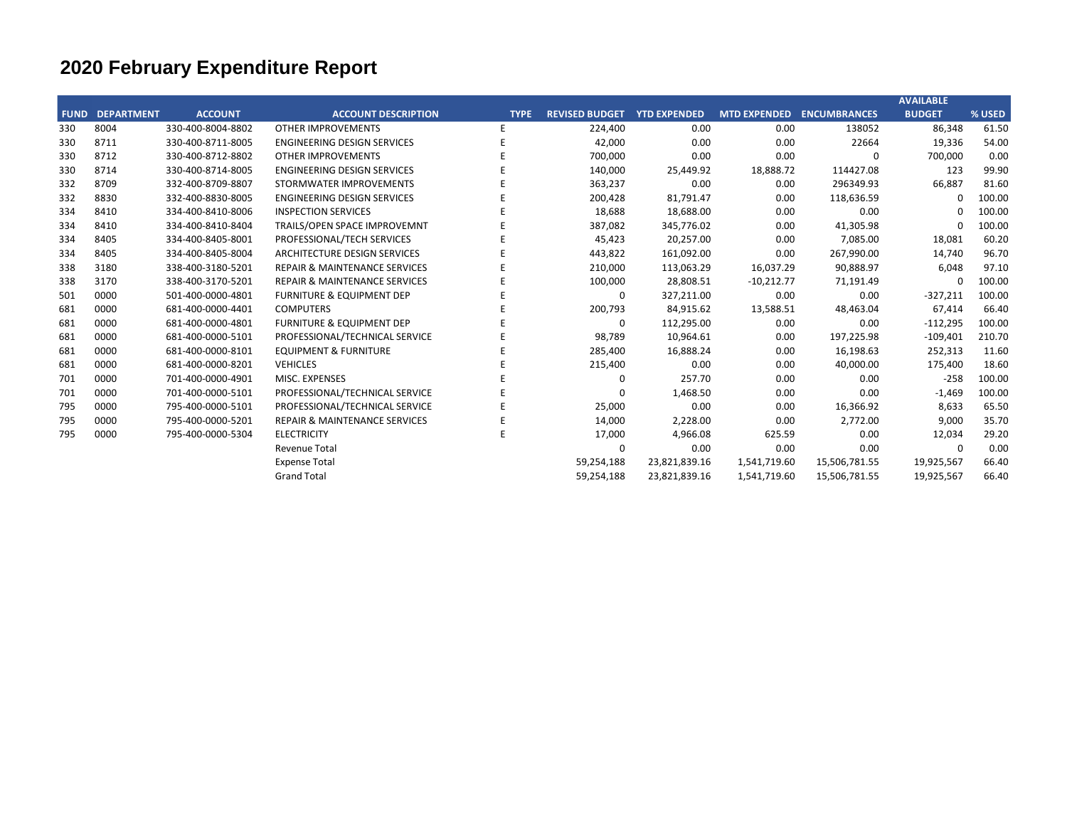# 2020 February Expenditure Report

| FUND | DEPARTMENT | ACCOUNT | ACCOUNT DESCRIPTION | TYPE | REVISED BUDGET | YTD EXPENDED | MTD EXPENDED | ENCUMBRANCES | AVAILABLE BUDGET | % USED |
|---|---|---|---|---|---|---|---|---|---|---|
| 330 | 8004 | 330-400-8004-8802 | OTHER IMPROVEMENTS | E | 224,400 | 0.00 | 0.00 | 138052 | 86,348 | 61.50 |
| 330 | 8711 | 330-400-8711-8005 | ENGINEERING DESIGN SERVICES | E | 42,000 | 0.00 | 0.00 | 22664 | 19,336 | 54.00 |
| 330 | 8712 | 330-400-8712-8802 | OTHER IMPROVEMENTS | E | 700,000 | 0.00 | 0.00 | 0 | 700,000 | 0.00 |
| 330 | 8714 | 330-400-8714-8005 | ENGINEERING DESIGN SERVICES | E | 140,000 | 25,449.92 | 18,888.72 | 114427.08 | 123 | 99.90 |
| 332 | 8709 | 332-400-8709-8807 | STORMWATER IMPROVEMENTS | E | 363,237 | 0.00 | 0.00 | 296349.93 | 66,887 | 81.60 |
| 332 | 8830 | 332-400-8830-8005 | ENGINEERING DESIGN SERVICES | E | 200,428 | 81,791.47 | 0.00 | 118,636.59 | 0 | 100.00 |
| 334 | 8410 | 334-400-8410-8006 | INSPECTION SERVICES | E | 18,688 | 18,688.00 | 0.00 | 0.00 | 0 | 100.00 |
| 334 | 8410 | 334-400-8410-8404 | TRAILS/OPEN SPACE IMPROVEMNT | E | 387,082 | 345,776.02 | 0.00 | 41,305.98 | 0 | 100.00 |
| 334 | 8405 | 334-400-8405-8001 | PROFESSIONAL/TECH SERVICES | E | 45,423 | 20,257.00 | 0.00 | 7,085.00 | 18,081 | 60.20 |
| 334 | 8405 | 334-400-8405-8004 | ARCHITECTURE DESIGN SERVICES | E | 443,822 | 161,092.00 | 0.00 | 267,990.00 | 14,740 | 96.70 |
| 338 | 3180 | 338-400-3180-5201 | REPAIR & MAINTENANCE SERVICES | E | 210,000 | 113,063.29 | 16,037.29 | 90,888.97 | 6,048 | 97.10 |
| 338 | 3170 | 338-400-3170-5201 | REPAIR & MAINTENANCE SERVICES | E | 100,000 | 28,808.51 | -10,212.77 | 71,191.49 | 0 | 100.00 |
| 501 | 0000 | 501-400-0000-4801 | FURNITURE & EQUIPMENT DEP | E | 0 | 327,211.00 | 0.00 | 0.00 | -327,211 | 100.00 |
| 681 | 0000 | 681-400-0000-4401 | COMPUTERS | E | 200,793 | 84,915.62 | 13,588.51 | 48,463.04 | 67,414 | 66.40 |
| 681 | 0000 | 681-400-0000-4801 | FURNITURE & EQUIPMENT DEP | E | 0 | 112,295.00 | 0.00 | 0.00 | -112,295 | 100.00 |
| 681 | 0000 | 681-400-0000-5101 | PROFESSIONAL/TECHNICAL SERVICE | E | 98,789 | 10,964.61 | 0.00 | 197,225.98 | -109,401 | 210.70 |
| 681 | 0000 | 681-400-0000-8101 | EQUIPMENT & FURNITURE | E | 285,400 | 16,888.24 | 0.00 | 16,198.63 | 252,313 | 11.60 |
| 681 | 0000 | 681-400-0000-8201 | VEHICLES | E | 215,400 | 0.00 | 0.00 | 40,000.00 | 175,400 | 18.60 |
| 701 | 0000 | 701-400-0000-4901 | MISC. EXPENSES | E | 0 | 257.70 | 0.00 | 0.00 | -258 | 100.00 |
| 701 | 0000 | 701-400-0000-5101 | PROFESSIONAL/TECHNICAL SERVICE | E | 0 | 1,468.50 | 0.00 | 0.00 | -1,469 | 100.00 |
| 795 | 0000 | 795-400-0000-5101 | PROFESSIONAL/TECHNICAL SERVICE | E | 25,000 | 0.00 | 0.00 | 16,366.92 | 8,633 | 65.50 |
| 795 | 0000 | 795-400-0000-5201 | REPAIR & MAINTENANCE SERVICES | E | 14,000 | 2,228.00 | 0.00 | 2,772.00 | 9,000 | 35.70 |
| 795 | 0000 | 795-400-0000-5304 | ELECTRICITY | E | 17,000 | 4,966.08 | 625.59 | 0.00 | 12,034 | 29.20 |
| | | | Revenue Total | | 0 | 0.00 | 0.00 | 0.00 | 0 | 0.00 |
| | | | Expense Total | | 59,254,188 | 23,821,839.16 | 1,541,719.60 | 15,506,781.55 | 19,925,567 | 66.40 |
| | | | Grand Total | | 59,254,188 | 23,821,839.16 | 1,541,719.60 | 15,506,781.55 | 19,925,567 | 66.40 |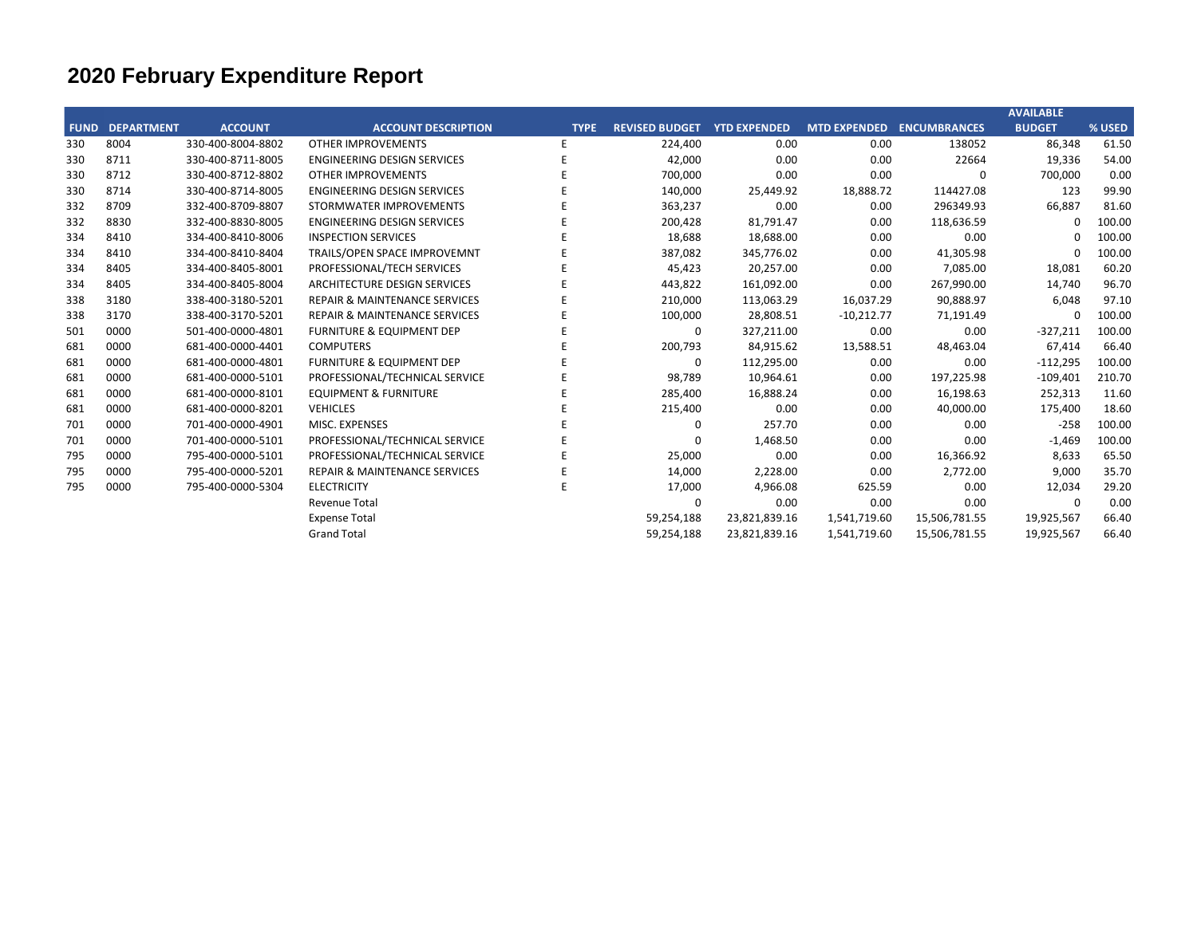# 2020 February Expenditure Report

| FUND | DEPARTMENT | ACCOUNT | ACCOUNT DESCRIPTION | TYPE | REVISED BUDGET | YTD EXPENDED | MTD EXPENDED | ENCUMBRANCES | AVAILABLE BUDGET | % USED |
|---|---|---|---|---|---|---|---|---|---|---|
| 330 | 8004 | 330-400-8004-8802 | OTHER IMPROVEMENTS | E | 224,400 | 0.00 | 0.00 | 138052 | 86,348 | 61.50 |
| 330 | 8711 | 330-400-8711-8005 | ENGINEERING DESIGN SERVICES | E | 42,000 | 0.00 | 0.00 | 22664 | 19,336 | 54.00 |
| 330 | 8712 | 330-400-8712-8802 | OTHER IMPROVEMENTS | E | 700,000 | 0.00 | 0.00 | 0 | 700,000 | 0.00 |
| 330 | 8714 | 330-400-8714-8005 | ENGINEERING DESIGN SERVICES | E | 140,000 | 25,449.92 | 18,888.72 | 114427.08 | 123 | 99.90 |
| 332 | 8709 | 332-400-8709-8807 | STORMWATER IMPROVEMENTS | E | 363,237 | 0.00 | 0.00 | 296349.93 | 66,887 | 81.60 |
| 332 | 8830 | 332-400-8830-8005 | ENGINEERING DESIGN SERVICES | E | 200,428 | 81,791.47 | 0.00 | 118,636.59 | 0 | 100.00 |
| 334 | 8410 | 334-400-8410-8006 | INSPECTION SERVICES | E | 18,688 | 18,688.00 | 0.00 | 0.00 | 0 | 100.00 |
| 334 | 8410 | 334-400-8410-8404 | TRAILS/OPEN SPACE IMPROVEMNT | E | 387,082 | 345,776.02 | 0.00 | 41,305.98 | 0 | 100.00 |
| 334 | 8405 | 334-400-8405-8001 | PROFESSIONAL/TECH SERVICES | E | 45,423 | 20,257.00 | 0.00 | 7,085.00 | 18,081 | 60.20 |
| 334 | 8405 | 334-400-8405-8004 | ARCHITECTURE DESIGN SERVICES | E | 443,822 | 161,092.00 | 0.00 | 267,990.00 | 14,740 | 96.70 |
| 338 | 3180 | 338-400-3180-5201 | REPAIR & MAINTENANCE SERVICES | E | 210,000 | 113,063.29 | 16,037.29 | 90,888.97 | 6,048 | 97.10 |
| 338 | 3170 | 338-400-3170-5201 | REPAIR & MAINTENANCE SERVICES | E | 100,000 | 28,808.51 | -10,212.77 | 71,191.49 | 0 | 100.00 |
| 501 | 0000 | 501-400-0000-4801 | FURNITURE & EQUIPMENT DEP | E | 0 | 327,211.00 | 0.00 | 0.00 | -327,211 | 100.00 |
| 681 | 0000 | 681-400-0000-4401 | COMPUTERS | E | 200,793 | 84,915.62 | 13,588.51 | 48,463.04 | 67,414 | 66.40 |
| 681 | 0000 | 681-400-0000-4801 | FURNITURE & EQUIPMENT DEP | E | 0 | 112,295.00 | 0.00 | 0.00 | -112,295 | 100.00 |
| 681 | 0000 | 681-400-0000-5101 | PROFESSIONAL/TECHNICAL SERVICE | E | 98,789 | 10,964.61 | 0.00 | 197,225.98 | -109,401 | 210.70 |
| 681 | 0000 | 681-400-0000-8101 | EQUIPMENT & FURNITURE | E | 285,400 | 16,888.24 | 0.00 | 16,198.63 | 252,313 | 11.60 |
| 681 | 0000 | 681-400-0000-8201 | VEHICLES | E | 215,400 | 0.00 | 0.00 | 40,000.00 | 175,400 | 18.60 |
| 701 | 0000 | 701-400-0000-4901 | MISC. EXPENSES | E | 0 | 257.70 | 0.00 | 0.00 | -258 | 100.00 |
| 701 | 0000 | 701-400-0000-5101 | PROFESSIONAL/TECHNICAL SERVICE | E | 0 | 1,468.50 | 0.00 | 0.00 | -1,469 | 100.00 |
| 795 | 0000 | 795-400-0000-5101 | PROFESSIONAL/TECHNICAL SERVICE | E | 25,000 | 0.00 | 0.00 | 16,366.92 | 8,633 | 65.50 |
| 795 | 0000 | 795-400-0000-5201 | REPAIR & MAINTENANCE SERVICES | E | 14,000 | 2,228.00 | 0.00 | 2,772.00 | 9,000 | 35.70 |
| 795 | 0000 | 795-400-0000-5304 | ELECTRICITY | E | 17,000 | 4,966.08 | 625.59 | 0.00 | 12,034 | 29.20 |
| | | | Revenue Total | | 0 | 0.00 | 0.00 | 0.00 | 0 | 0.00 |
| | | | Expense Total | | 59,254,188 | 23,821,839.16 | 1,541,719.60 | 15,506,781.55 | 19,925,567 | 66.40 |
| | | | Grand Total | | 59,254,188 | 23,821,839.16 | 1,541,719.60 | 15,506,781.55 | 19,925,567 | 66.40 |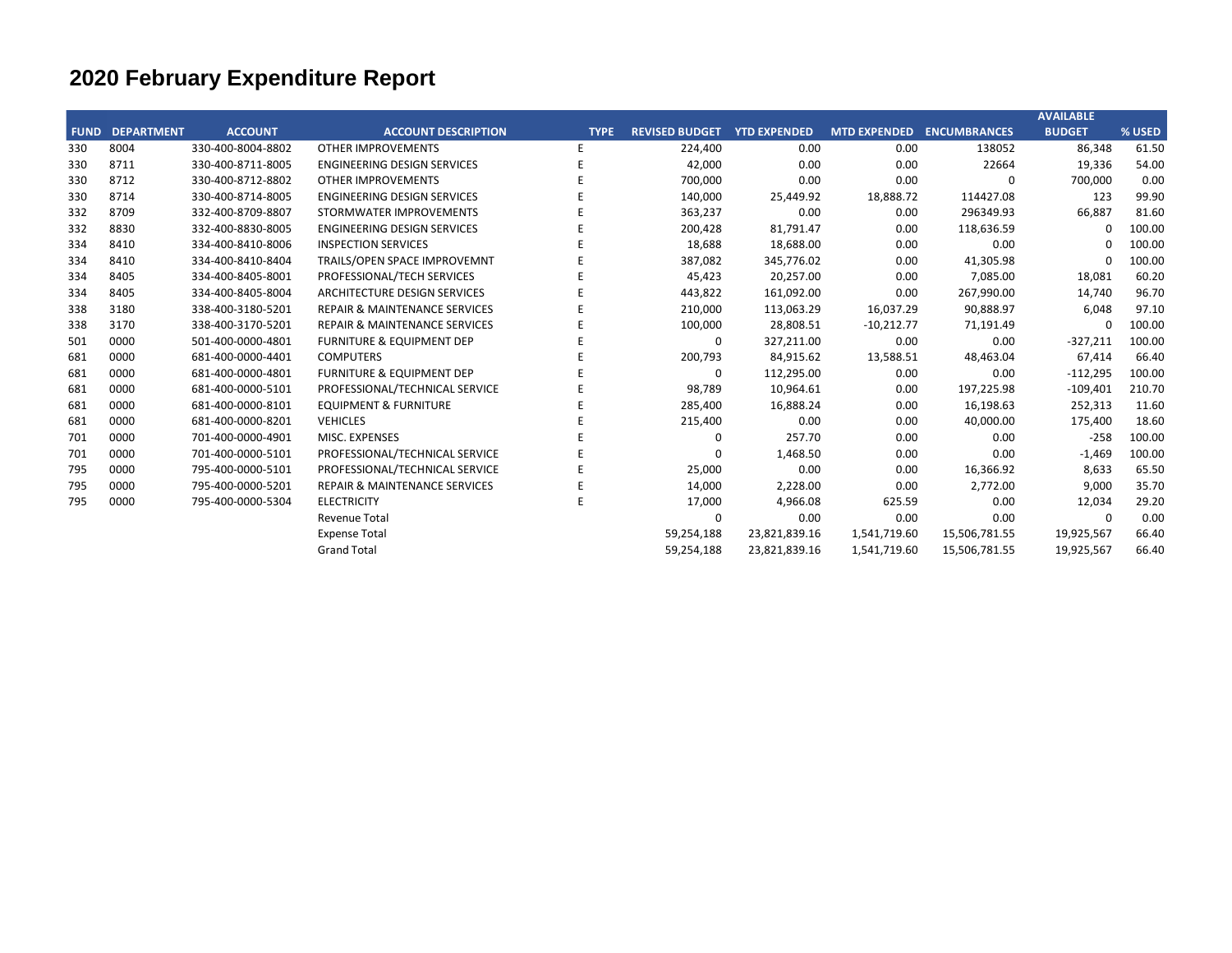# 2020 February Expenditure Report

| FUND | DEPARTMENT | ACCOUNT | ACCOUNT DESCRIPTION | TYPE | REVISED BUDGET | YTD EXPENDED | MTD EXPENDED | ENCUMBRANCES | AVAILABLE BUDGET | % USED |
|---|---|---|---|---|---|---|---|---|---|---|
| 330 | 8004 | 330-400-8004-8802 | OTHER IMPROVEMENTS | E | 224,400 | 0.00 | 0.00 | 138052 | 86,348 | 61.50 |
| 330 | 8711 | 330-400-8711-8005 | ENGINEERING DESIGN SERVICES | E | 42,000 | 0.00 | 0.00 | 22664 | 19,336 | 54.00 |
| 330 | 8712 | 330-400-8712-8802 | OTHER IMPROVEMENTS | E | 700,000 | 0.00 | 0.00 | 0 | 700,000 | 0.00 |
| 330 | 8714 | 330-400-8714-8005 | ENGINEERING DESIGN SERVICES | E | 140,000 | 25,449.92 | 18,888.72 | 114427.08 | 123 | 99.90 |
| 332 | 8709 | 332-400-8709-8807 | STORMWATER IMPROVEMENTS | E | 363,237 | 0.00 | 0.00 | 296349.93 | 66,887 | 81.60 |
| 332 | 8830 | 332-400-8830-8005 | ENGINEERING DESIGN SERVICES | E | 200,428 | 81,791.47 | 0.00 | 118,636.59 | 0 | 100.00 |
| 334 | 8410 | 334-400-8410-8006 | INSPECTION SERVICES | E | 18,688 | 18,688.00 | 0.00 | 0.00 | 0 | 100.00 |
| 334 | 8410 | 334-400-8410-8404 | TRAILS/OPEN SPACE IMPROVEMNT | E | 387,082 | 345,776.02 | 0.00 | 41,305.98 | 0 | 100.00 |
| 334 | 8405 | 334-400-8405-8001 | PROFESSIONAL/TECH SERVICES | E | 45,423 | 20,257.00 | 0.00 | 7,085.00 | 18,081 | 60.20 |
| 334 | 8405 | 334-400-8405-8004 | ARCHITECTURE DESIGN SERVICES | E | 443,822 | 161,092.00 | 0.00 | 267,990.00 | 14,740 | 96.70 |
| 338 | 3180 | 338-400-3180-5201 | REPAIR & MAINTENANCE SERVICES | E | 210,000 | 113,063.29 | 16,037.29 | 90,888.97 | 6,048 | 97.10 |
| 338 | 3170 | 338-400-3170-5201 | REPAIR & MAINTENANCE SERVICES | E | 100,000 | 28,808.51 | -10,212.77 | 71,191.49 | 0 | 100.00 |
| 501 | 0000 | 501-400-0000-4801 | FURNITURE & EQUIPMENT DEP | E | 0 | 327,211.00 | 0.00 | 0.00 | -327,211 | 100.00 |
| 681 | 0000 | 681-400-0000-4401 | COMPUTERS | E | 200,793 | 84,915.62 | 13,588.51 | 48,463.04 | 67,414 | 66.40 |
| 681 | 0000 | 681-400-0000-4801 | FURNITURE & EQUIPMENT DEP | E | 0 | 112,295.00 | 0.00 | 0.00 | -112,295 | 100.00 |
| 681 | 0000 | 681-400-0000-5101 | PROFESSIONAL/TECHNICAL SERVICE | E | 98,789 | 10,964.61 | 0.00 | 197,225.98 | -109,401 | 210.70 |
| 681 | 0000 | 681-400-0000-8101 | EQUIPMENT & FURNITURE | E | 285,400 | 16,888.24 | 0.00 | 16,198.63 | 252,313 | 11.60 |
| 681 | 0000 | 681-400-0000-8201 | VEHICLES | E | 215,400 | 0.00 | 0.00 | 40,000.00 | 175,400 | 18.60 |
| 701 | 0000 | 701-400-0000-4901 | MISC. EXPENSES | E | 0 | 257.70 | 0.00 | 0.00 | -258 | 100.00 |
| 701 | 0000 | 701-400-0000-5101 | PROFESSIONAL/TECHNICAL SERVICE | E | 0 | 1,468.50 | 0.00 | 0.00 | -1,469 | 100.00 |
| 795 | 0000 | 795-400-0000-5101 | PROFESSIONAL/TECHNICAL SERVICE | E | 25,000 | 0.00 | 0.00 | 16,366.92 | 8,633 | 65.50 |
| 795 | 0000 | 795-400-0000-5201 | REPAIR & MAINTENANCE SERVICES | E | 14,000 | 2,228.00 | 0.00 | 2,772.00 | 9,000 | 35.70 |
| 795 | 0000 | 795-400-0000-5304 | ELECTRICITY | E | 17,000 | 4,966.08 | 625.59 | 0.00 | 12,034 | 29.20 |
| | | | Revenue Total | | 0 | 0.00 | 0.00 | 0.00 | 0 | 0.00 |
| | | | Expense Total | | 59,254,188 | 23,821,839.16 | 1,541,719.60 | 15,506,781.55 | 19,925,567 | 66.40 |
| | | | Grand Total | | 59,254,188 | 23,821,839.16 | 1,541,719.60 | 15,506,781.55 | 19,925,567 | 66.40 |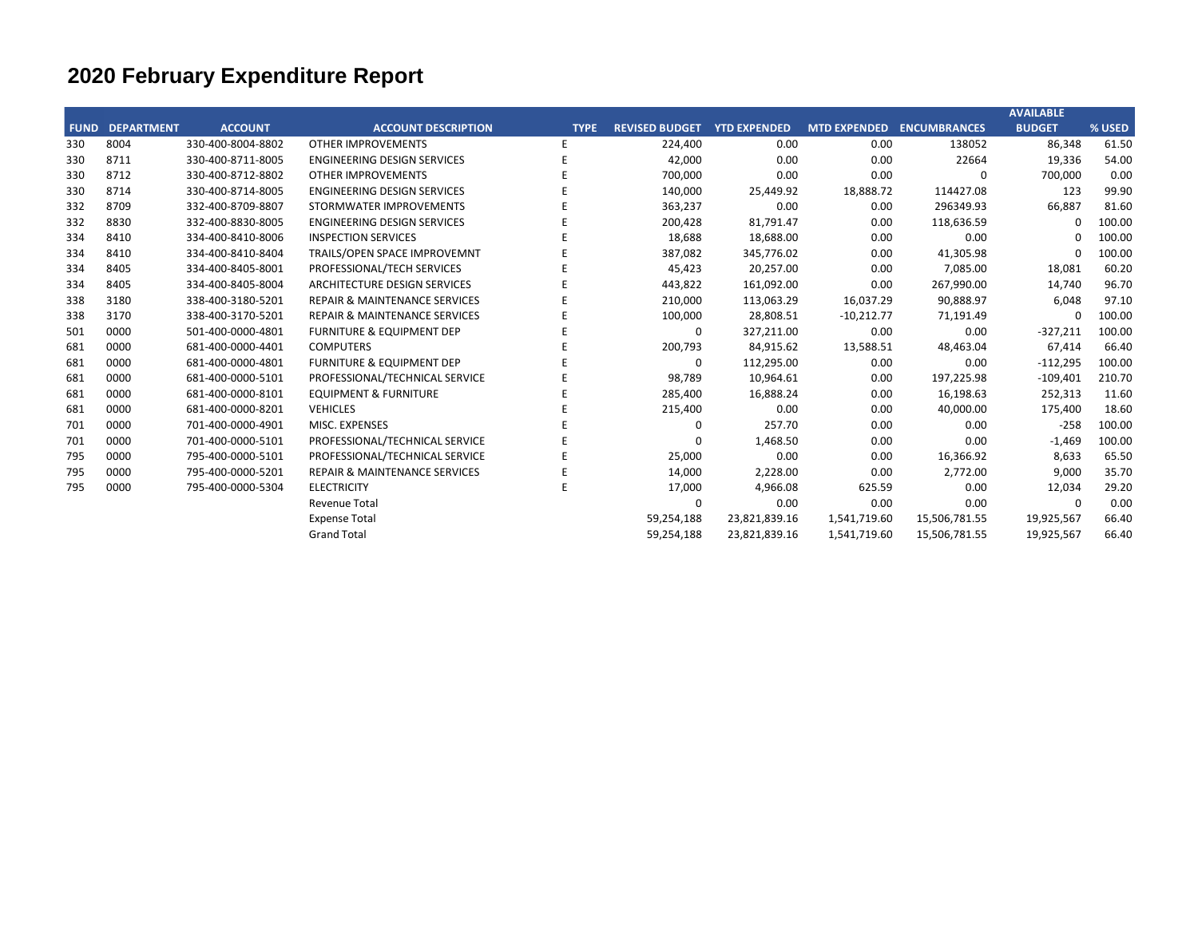# 2020 February Expenditure Report

| FUND | DEPARTMENT | ACCOUNT | ACCOUNT DESCRIPTION | TYPE | REVISED BUDGET | YTD EXPENDED | MTD EXPENDED | ENCUMBRANCES | AVAILABLE BUDGET | % USED |
|---|---|---|---|---|---|---|---|---|---|---|
| 330 | 8004 | 330-400-8004-8802 | OTHER IMPROVEMENTS | E | 224,400 | 0.00 | 0.00 | 138052 | 86,348 | 61.50 |
| 330 | 8711 | 330-400-8711-8005 | ENGINEERING DESIGN SERVICES | E | 42,000 | 0.00 | 0.00 | 22664 | 19,336 | 54.00 |
| 330 | 8712 | 330-400-8712-8802 | OTHER IMPROVEMENTS | E | 700,000 | 0.00 | 0.00 | 0 | 700,000 | 0.00 |
| 330 | 8714 | 330-400-8714-8005 | ENGINEERING DESIGN SERVICES | E | 140,000 | 25,449.92 | 18,888.72 | 114427.08 | 123 | 99.90 |
| 332 | 8709 | 332-400-8709-8807 | STORMWATER IMPROVEMENTS | E | 363,237 | 0.00 | 0.00 | 296349.93 | 66,887 | 81.60 |
| 332 | 8830 | 332-400-8830-8005 | ENGINEERING DESIGN SERVICES | E | 200,428 | 81,791.47 | 0.00 | 118,636.59 | 0 | 100.00 |
| 334 | 8410 | 334-400-8410-8006 | INSPECTION SERVICES | E | 18,688 | 18,688.00 | 0.00 | 0.00 | 0 | 100.00 |
| 334 | 8410 | 334-400-8410-8404 | TRAILS/OPEN SPACE IMPROVEMNT | E | 387,082 | 345,776.02 | 0.00 | 41,305.98 | 0 | 100.00 |
| 334 | 8405 | 334-400-8405-8001 | PROFESSIONAL/TECH SERVICES | E | 45,423 | 20,257.00 | 0.00 | 7,085.00 | 18,081 | 60.20 |
| 334 | 8405 | 334-400-8405-8004 | ARCHITECTURE DESIGN SERVICES | E | 443,822 | 161,092.00 | 0.00 | 267,990.00 | 14,740 | 96.70 |
| 338 | 3180 | 338-400-3180-5201 | REPAIR & MAINTENANCE SERVICES | E | 210,000 | 113,063.29 | 16,037.29 | 90,888.97 | 6,048 | 97.10 |
| 338 | 3170 | 338-400-3170-5201 | REPAIR & MAINTENANCE SERVICES | E | 100,000 | 28,808.51 | -10,212.77 | 71,191.49 | 0 | 100.00 |
| 501 | 0000 | 501-400-0000-4801 | FURNITURE & EQUIPMENT DEP | E | 0 | 327,211.00 | 0.00 | 0.00 | -327,211 | 100.00 |
| 681 | 0000 | 681-400-0000-4401 | COMPUTERS | E | 200,793 | 84,915.62 | 13,588.51 | 48,463.04 | 67,414 | 66.40 |
| 681 | 0000 | 681-400-0000-4801 | FURNITURE & EQUIPMENT DEP | E | 0 | 112,295.00 | 0.00 | 0.00 | -112,295 | 100.00 |
| 681 | 0000 | 681-400-0000-5101 | PROFESSIONAL/TECHNICAL SERVICE | E | 98,789 | 10,964.61 | 0.00 | 197,225.98 | -109,401 | 210.70 |
| 681 | 0000 | 681-400-0000-8101 | EQUIPMENT & FURNITURE | E | 285,400 | 16,888.24 | 0.00 | 16,198.63 | 252,313 | 11.60 |
| 681 | 0000 | 681-400-0000-8201 | VEHICLES | E | 215,400 | 0.00 | 0.00 | 40,000.00 | 175,400 | 18.60 |
| 701 | 0000 | 701-400-0000-4901 | MISC. EXPENSES | E | 0 | 257.70 | 0.00 | 0.00 | -258 | 100.00 |
| 701 | 0000 | 701-400-0000-5101 | PROFESSIONAL/TECHNICAL SERVICE | E | 0 | 1,468.50 | 0.00 | 0.00 | -1,469 | 100.00 |
| 795 | 0000 | 795-400-0000-5101 | PROFESSIONAL/TECHNICAL SERVICE | E | 25,000 | 0.00 | 0.00 | 16,366.92 | 8,633 | 65.50 |
| 795 | 0000 | 795-400-0000-5201 | REPAIR & MAINTENANCE SERVICES | E | 14,000 | 2,228.00 | 0.00 | 2,772.00 | 9,000 | 35.70 |
| 795 | 0000 | 795-400-0000-5304 | ELECTRICITY | E | 17,000 | 4,966.08 | 625.59 | 0.00 | 12,034 | 29.20 |
| | | | Revenue Total | | 0 | 0.00 | 0.00 | 0.00 | 0 | 0.00 |
| | | | Expense Total | | 59,254,188 | 23,821,839.16 | 1,541,719.60 | 15,506,781.55 | 19,925,567 | 66.40 |
| | | | Grand Total | | 59,254,188 | 23,821,839.16 | 1,541,719.60 | 15,506,781.55 | 19,925,567 | 66.40 |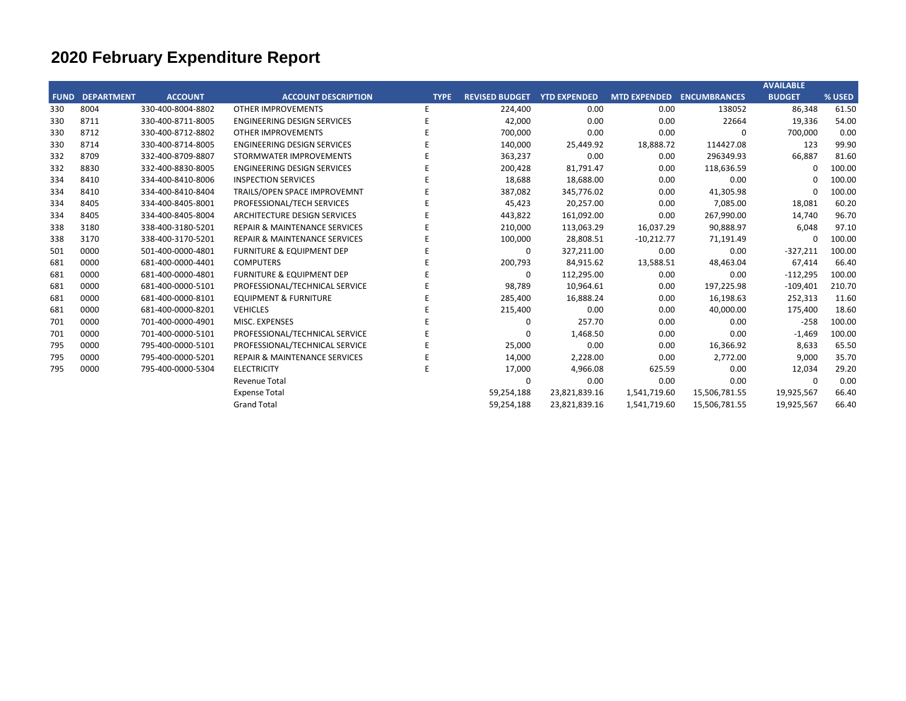# 2020 February Expenditure Report

| FUND | DEPARTMENT | ACCOUNT | ACCOUNT DESCRIPTION | TYPE | REVISED BUDGET | YTD EXPENDED | MTD EXPENDED | ENCUMBRANCES | AVAILABLE BUDGET | % USED |
|---|---|---|---|---|---|---|---|---|---|---|
| 330 | 8004 | 330-400-8004-8802 | OTHER IMPROVEMENTS | E | 224,400 | 0.00 | 0.00 | 138052 | 86,348 | 61.50 |
| 330 | 8711 | 330-400-8711-8005 | ENGINEERING DESIGN SERVICES | E | 42,000 | 0.00 | 0.00 | 22664 | 19,336 | 54.00 |
| 330 | 8712 | 330-400-8712-8802 | OTHER IMPROVEMENTS | E | 700,000 | 0.00 | 0.00 | 0 | 700,000 | 0.00 |
| 330 | 8714 | 330-400-8714-8005 | ENGINEERING DESIGN SERVICES | E | 140,000 | 25,449.92 | 18,888.72 | 114427.08 | 123 | 99.90 |
| 332 | 8709 | 332-400-8709-8807 | STORMWATER IMPROVEMENTS | E | 363,237 | 0.00 | 0.00 | 296349.93 | 66,887 | 81.60 |
| 332 | 8830 | 332-400-8830-8005 | ENGINEERING DESIGN SERVICES | E | 200,428 | 81,791.47 | 0.00 | 118,636.59 | 0 | 100.00 |
| 334 | 8410 | 334-400-8410-8006 | INSPECTION SERVICES | E | 18,688 | 18,688.00 | 0.00 | 0.00 | 0 | 100.00 |
| 334 | 8410 | 334-400-8410-8404 | TRAILS/OPEN SPACE IMPROVEMNT | E | 387,082 | 345,776.02 | 0.00 | 41,305.98 | 0 | 100.00 |
| 334 | 8405 | 334-400-8405-8001 | PROFESSIONAL/TECH SERVICES | E | 45,423 | 20,257.00 | 0.00 | 7,085.00 | 18,081 | 60.20 |
| 334 | 8405 | 334-400-8405-8004 | ARCHITECTURE DESIGN SERVICES | E | 443,822 | 161,092.00 | 0.00 | 267,990.00 | 14,740 | 96.70 |
| 338 | 3180 | 338-400-3180-5201 | REPAIR & MAINTENANCE SERVICES | E | 210,000 | 113,063.29 | 16,037.29 | 90,888.97 | 6,048 | 97.10 |
| 338 | 3170 | 338-400-3170-5201 | REPAIR & MAINTENANCE SERVICES | E | 100,000 | 28,808.51 | -10,212.77 | 71,191.49 | 0 | 100.00 |
| 501 | 0000 | 501-400-0000-4801 | FURNITURE & EQUIPMENT DEP | E | 0 | 327,211.00 | 0.00 | 0.00 | -327,211 | 100.00 |
| 681 | 0000 | 681-400-0000-4401 | COMPUTERS | E | 200,793 | 84,915.62 | 13,588.51 | 48,463.04 | 67,414 | 66.40 |
| 681 | 0000 | 681-400-0000-4801 | FURNITURE & EQUIPMENT DEP | E | 0 | 112,295.00 | 0.00 | 0.00 | -112,295 | 100.00 |
| 681 | 0000 | 681-400-0000-5101 | PROFESSIONAL/TECHNICAL SERVICE | E | 98,789 | 10,964.61 | 0.00 | 197,225.98 | -109,401 | 210.70 |
| 681 | 0000 | 681-400-0000-8101 | EQUIPMENT & FURNITURE | E | 285,400 | 16,888.24 | 0.00 | 16,198.63 | 252,313 | 11.60 |
| 681 | 0000 | 681-400-0000-8201 | VEHICLES | E | 215,400 | 0.00 | 0.00 | 40,000.00 | 175,400 | 18.60 |
| 701 | 0000 | 701-400-0000-4901 | MISC. EXPENSES | E | 0 | 257.70 | 0.00 | 0.00 | -258 | 100.00 |
| 701 | 0000 | 701-400-0000-5101 | PROFESSIONAL/TECHNICAL SERVICE | E | 0 | 1,468.50 | 0.00 | 0.00 | -1,469 | 100.00 |
| 795 | 0000 | 795-400-0000-5101 | PROFESSIONAL/TECHNICAL SERVICE | E | 25,000 | 0.00 | 0.00 | 16,366.92 | 8,633 | 65.50 |
| 795 | 0000 | 795-400-0000-5201 | REPAIR & MAINTENANCE SERVICES | E | 14,000 | 2,228.00 | 0.00 | 2,772.00 | 9,000 | 35.70 |
| 795 | 0000 | 795-400-0000-5304 | ELECTRICITY | E | 17,000 | 4,966.08 | 625.59 | 0.00 | 12,034 | 29.20 |
| | | | Revenue Total | | 0 | 0.00 | 0.00 | 0.00 | 0 | 0.00 |
| | | | Expense Total | | 59,254,188 | 23,821,839.16 | 1,541,719.60 | 15,506,781.55 | 19,925,567 | 66.40 |
| | | | Grand Total | | 59,254,188 | 23,821,839.16 | 1,541,719.60 | 15,506,781.55 | 19,925,567 | 66.40 |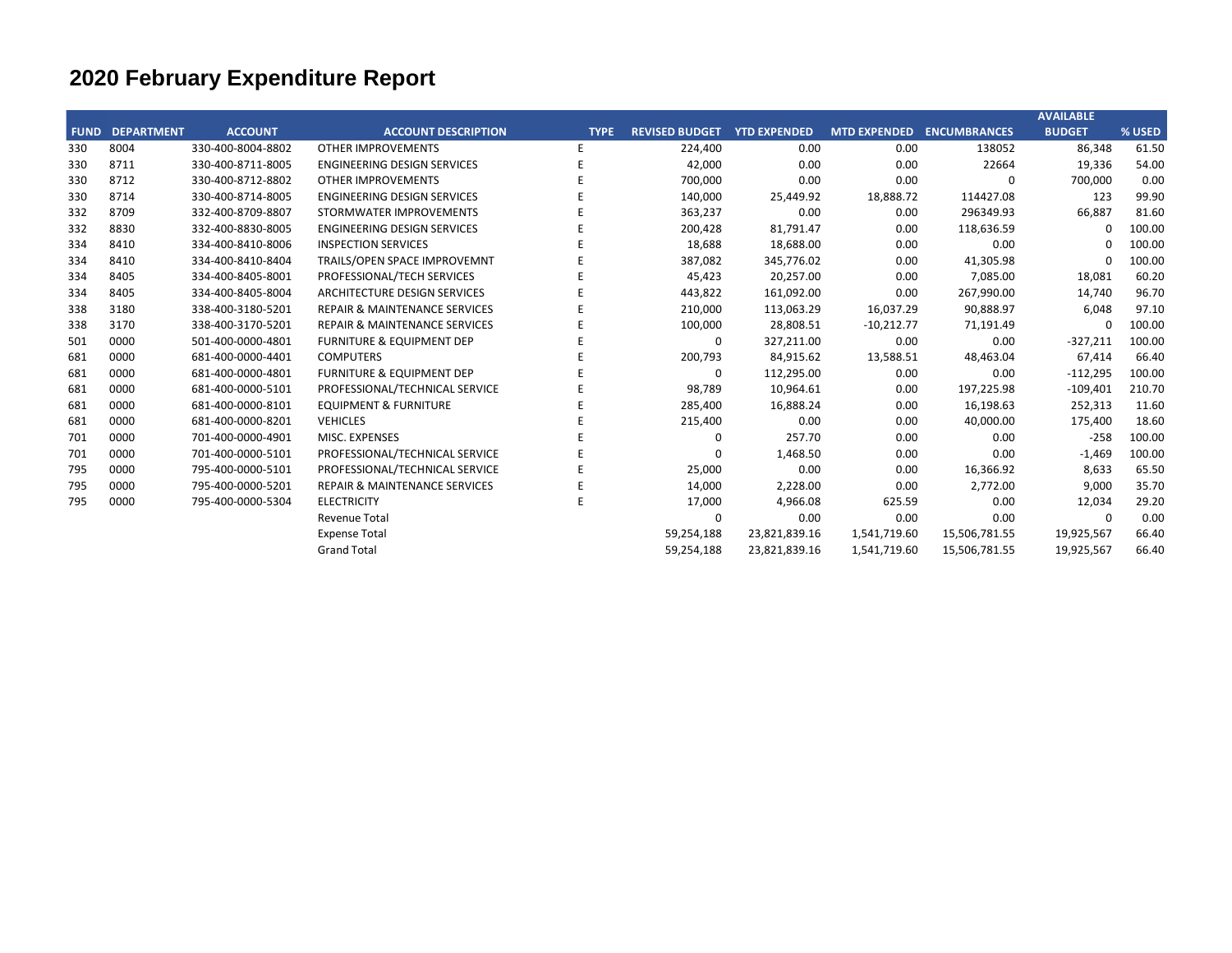# 2020 February Expenditure Report

| FUND | DEPARTMENT | ACCOUNT | ACCOUNT DESCRIPTION | TYPE | REVISED BUDGET | YTD EXPENDED | MTD EXPENDED | ENCUMBRANCES | AVAILABLE BUDGET | % USED |
|---|---|---|---|---|---|---|---|---|---|---|
| 330 | 8004 | 330-400-8004-8802 | OTHER IMPROVEMENTS | E | 224,400 | 0.00 | 0.00 | 138052 | 86,348 | 61.50 |
| 330 | 8711 | 330-400-8711-8005 | ENGINEERING DESIGN SERVICES | E | 42,000 | 0.00 | 0.00 | 22664 | 19,336 | 54.00 |
| 330 | 8712 | 330-400-8712-8802 | OTHER IMPROVEMENTS | E | 700,000 | 0.00 | 0.00 | 0 | 700,000 | 0.00 |
| 330 | 8714 | 330-400-8714-8005 | ENGINEERING DESIGN SERVICES | E | 140,000 | 25,449.92 | 18,888.72 | 114427.08 | 123 | 99.90 |
| 332 | 8709 | 332-400-8709-8807 | STORMWATER IMPROVEMENTS | E | 363,237 | 0.00 | 0.00 | 296349.93 | 66,887 | 81.60 |
| 332 | 8830 | 332-400-8830-8005 | ENGINEERING DESIGN SERVICES | E | 200,428 | 81,791.47 | 0.00 | 118,636.59 | 0 | 100.00 |
| 334 | 8410 | 334-400-8410-8006 | INSPECTION SERVICES | E | 18,688 | 18,688.00 | 0.00 | 0.00 | 0 | 100.00 |
| 334 | 8410 | 334-400-8410-8404 | TRAILS/OPEN SPACE IMPROVEMNT | E | 387,082 | 345,776.02 | 0.00 | 41,305.98 | 0 | 100.00 |
| 334 | 8405 | 334-400-8405-8001 | PROFESSIONAL/TECH SERVICES | E | 45,423 | 20,257.00 | 0.00 | 7,085.00 | 18,081 | 60.20 |
| 334 | 8405 | 334-400-8405-8004 | ARCHITECTURE DESIGN SERVICES | E | 443,822 | 161,092.00 | 0.00 | 267,990.00 | 14,740 | 96.70 |
| 338 | 3180 | 338-400-3180-5201 | REPAIR & MAINTENANCE SERVICES | E | 210,000 | 113,063.29 | 16,037.29 | 90,888.97 | 6,048 | 97.10 |
| 338 | 3170 | 338-400-3170-5201 | REPAIR & MAINTENANCE SERVICES | E | 100,000 | 28,808.51 | -10,212.77 | 71,191.49 | 0 | 100.00 |
| 501 | 0000 | 501-400-0000-4801 | FURNITURE & EQUIPMENT DEP | E | 0 | 327,211.00 | 0.00 | 0.00 | -327,211 | 100.00 |
| 681 | 0000 | 681-400-0000-4401 | COMPUTERS | E | 200,793 | 84,915.62 | 13,588.51 | 48,463.04 | 67,414 | 66.40 |
| 681 | 0000 | 681-400-0000-4801 | FURNITURE & EQUIPMENT DEP | E | 0 | 112,295.00 | 0.00 | 0.00 | -112,295 | 100.00 |
| 681 | 0000 | 681-400-0000-5101 | PROFESSIONAL/TECHNICAL SERVICE | E | 98,789 | 10,964.61 | 0.00 | 197,225.98 | -109,401 | 210.70 |
| 681 | 0000 | 681-400-0000-8101 | EQUIPMENT & FURNITURE | E | 285,400 | 16,888.24 | 0.00 | 16,198.63 | 252,313 | 11.60 |
| 681 | 0000 | 681-400-0000-8201 | VEHICLES | E | 215,400 | 0.00 | 0.00 | 40,000.00 | 175,400 | 18.60 |
| 701 | 0000 | 701-400-0000-4901 | MISC. EXPENSES | E | 0 | 257.70 | 0.00 | 0.00 | -258 | 100.00 |
| 701 | 0000 | 701-400-0000-5101 | PROFESSIONAL/TECHNICAL SERVICE | E | 0 | 1,468.50 | 0.00 | 0.00 | -1,469 | 100.00 |
| 795 | 0000 | 795-400-0000-5101 | PROFESSIONAL/TECHNICAL SERVICE | E | 25,000 | 0.00 | 0.00 | 16,366.92 | 8,633 | 65.50 |
| 795 | 0000 | 795-400-0000-5201 | REPAIR & MAINTENANCE SERVICES | E | 14,000 | 2,228.00 | 0.00 | 2,772.00 | 9,000 | 35.70 |
| 795 | 0000 | 795-400-0000-5304 | ELECTRICITY | E | 17,000 | 4,966.08 | 625.59 | 0.00 | 12,034 | 29.20 |
| | | | Revenue Total | | 0 | 0.00 | 0.00 | 0.00 | 0 | 0.00 |
| | | | Expense Total | | 59,254,188 | 23,821,839.16 | 1,541,719.60 | 15,506,781.55 | 19,925,567 | 66.40 |
| | | | Grand Total | | 59,254,188 | 23,821,839.16 | 1,541,719.60 | 15,506,781.55 | 19,925,567 | 66.40 |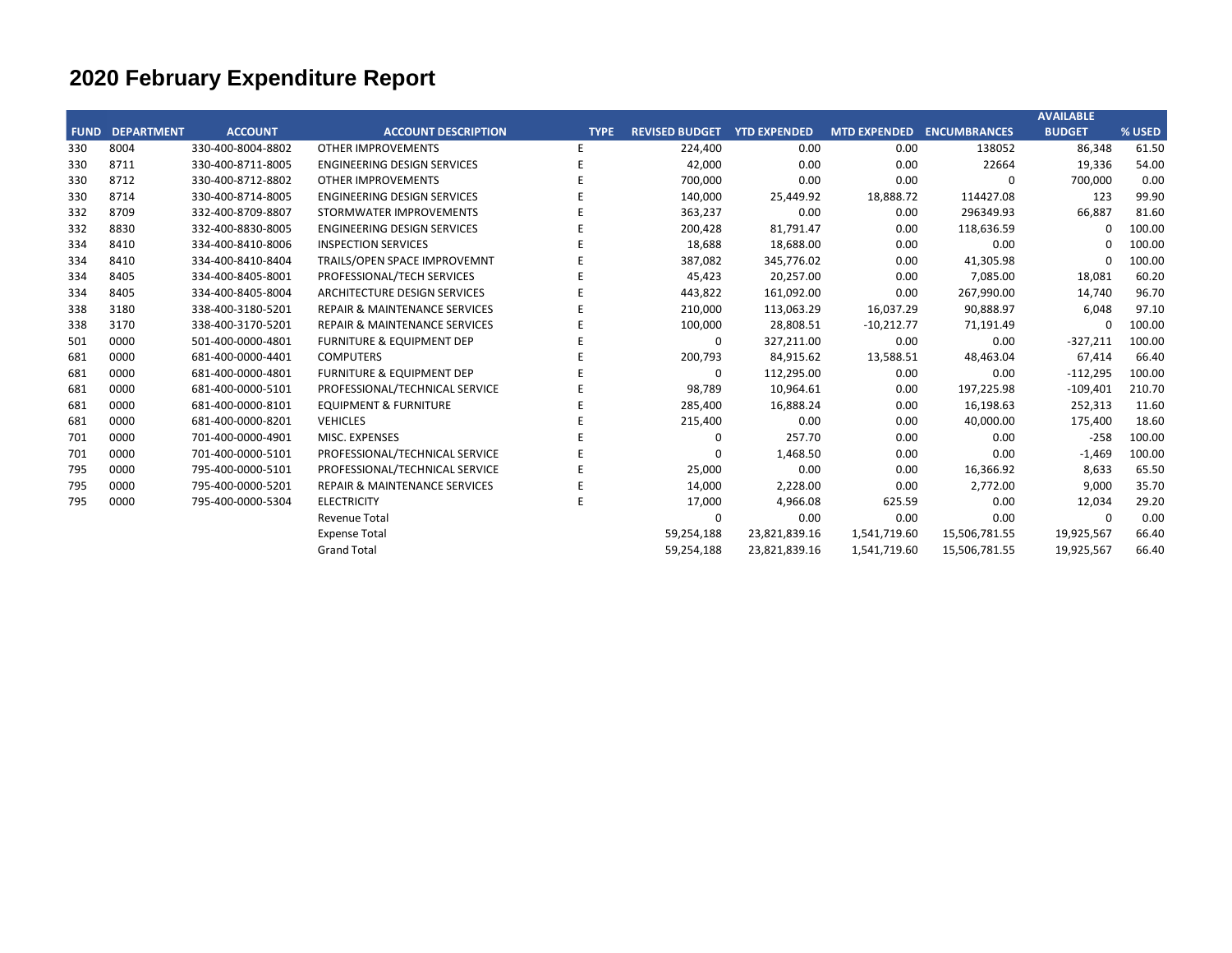# 2020 February Expenditure Report

| FUND | DEPARTMENT | ACCOUNT | ACCOUNT DESCRIPTION | TYPE | REVISED BUDGET | YTD EXPENDED | MTD EXPENDED | ENCUMBRANCES | AVAILABLE BUDGET | % USED |
|---|---|---|---|---|---|---|---|---|---|---|
| 330 | 8004 | 330-400-8004-8802 | OTHER IMPROVEMENTS | E | 224,400 | 0.00 | 0.00 | 138052 | 86,348 | 61.50 |
| 330 | 8711 | 330-400-8711-8005 | ENGINEERING DESIGN SERVICES | E | 42,000 | 0.00 | 0.00 | 22664 | 19,336 | 54.00 |
| 330 | 8712 | 330-400-8712-8802 | OTHER IMPROVEMENTS | E | 700,000 | 0.00 | 0.00 | 0 | 700,000 | 0.00 |
| 330 | 8714 | 330-400-8714-8005 | ENGINEERING DESIGN SERVICES | E | 140,000 | 25,449.92 | 18,888.72 | 114427.08 | 123 | 99.90 |
| 332 | 8709 | 332-400-8709-8807 | STORMWATER IMPROVEMENTS | E | 363,237 | 0.00 | 0.00 | 296349.93 | 66,887 | 81.60 |
| 332 | 8830 | 332-400-8830-8005 | ENGINEERING DESIGN SERVICES | E | 200,428 | 81,791.47 | 0.00 | 118,636.59 | 0 | 100.00 |
| 334 | 8410 | 334-400-8410-8006 | INSPECTION SERVICES | E | 18,688 | 18,688.00 | 0.00 | 0.00 | 0 | 100.00 |
| 334 | 8410 | 334-400-8410-8404 | TRAILS/OPEN SPACE IMPROVEMNT | E | 387,082 | 345,776.02 | 0.00 | 41,305.98 | 0 | 100.00 |
| 334 | 8405 | 334-400-8405-8001 | PROFESSIONAL/TECH SERVICES | E | 45,423 | 20,257.00 | 0.00 | 7,085.00 | 18,081 | 60.20 |
| 334 | 8405 | 334-400-8405-8004 | ARCHITECTURE DESIGN SERVICES | E | 443,822 | 161,092.00 | 0.00 | 267,990.00 | 14,740 | 96.70 |
| 338 | 3180 | 338-400-3180-5201 | REPAIR & MAINTENANCE SERVICES | E | 210,000 | 113,063.29 | 16,037.29 | 90,888.97 | 6,048 | 97.10 |
| 338 | 3170 | 338-400-3170-5201 | REPAIR & MAINTENANCE SERVICES | E | 100,000 | 28,808.51 | -10,212.77 | 71,191.49 | 0 | 100.00 |
| 501 | 0000 | 501-400-0000-4801 | FURNITURE & EQUIPMENT DEP | E | 0 | 327,211.00 | 0.00 | 0.00 | -327,211 | 100.00 |
| 681 | 0000 | 681-400-0000-4401 | COMPUTERS | E | 200,793 | 84,915.62 | 13,588.51 | 48,463.04 | 67,414 | 66.40 |
| 681 | 0000 | 681-400-0000-4801 | FURNITURE & EQUIPMENT DEP | E | 0 | 112,295.00 | 0.00 | 0.00 | -112,295 | 100.00 |
| 681 | 0000 | 681-400-0000-5101 | PROFESSIONAL/TECHNICAL SERVICE | E | 98,789 | 10,964.61 | 0.00 | 197,225.98 | -109,401 | 210.70 |
| 681 | 0000 | 681-400-0000-8101 | EQUIPMENT & FURNITURE | E | 285,400 | 16,888.24 | 0.00 | 16,198.63 | 252,313 | 11.60 |
| 681 | 0000 | 681-400-0000-8201 | VEHICLES | E | 215,400 | 0.00 | 0.00 | 40,000.00 | 175,400 | 18.60 |
| 701 | 0000 | 701-400-0000-4901 | MISC. EXPENSES | E | 0 | 257.70 | 0.00 | 0.00 | -258 | 100.00 |
| 701 | 0000 | 701-400-0000-5101 | PROFESSIONAL/TECHNICAL SERVICE | E | 0 | 1,468.50 | 0.00 | 0.00 | -1,469 | 100.00 |
| 795 | 0000 | 795-400-0000-5101 | PROFESSIONAL/TECHNICAL SERVICE | E | 25,000 | 0.00 | 0.00 | 16,366.92 | 8,633 | 65.50 |
| 795 | 0000 | 795-400-0000-5201 | REPAIR & MAINTENANCE SERVICES | E | 14,000 | 2,228.00 | 0.00 | 2,772.00 | 9,000 | 35.70 |
| 795 | 0000 | 795-400-0000-5304 | ELECTRICITY | E | 17,000 | 4,966.08 | 625.59 | 0.00 | 12,034 | 29.20 |
| | | | Revenue Total | | 0 | 0.00 | 0.00 | 0.00 | 0 | 0.00 |
| | | | Expense Total | | 59,254,188 | 23,821,839.16 | 1,541,719.60 | 15,506,781.55 | 19,925,567 | 66.40 |
| | | | Grand Total | | 59,254,188 | 23,821,839.16 | 1,541,719.60 | 15,506,781.55 | 19,925,567 | 66.40 |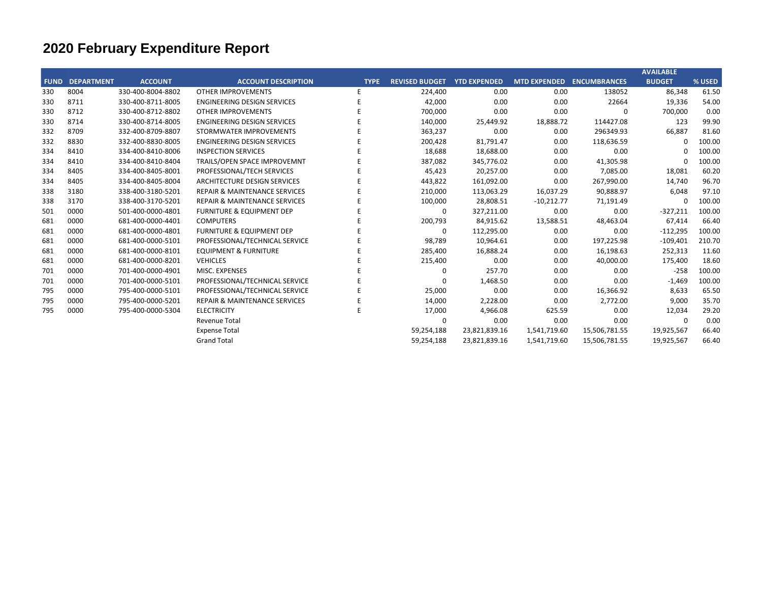# 2020 February Expenditure Report

| FUND | DEPARTMENT | ACCOUNT | ACCOUNT DESCRIPTION | TYPE | REVISED BUDGET | YTD EXPENDED | MTD EXPENDED | ENCUMBRANCES | AVAILABLE BUDGET | % USED |
|---|---|---|---|---|---|---|---|---|---|---|
| 330 | 8004 | 330-400-8004-8802 | OTHER IMPROVEMENTS | E | 224,400 | 0.00 | 0.00 | 138052 | 86,348 | 61.50 |
| 330 | 8711 | 330-400-8711-8005 | ENGINEERING DESIGN SERVICES | E | 42,000 | 0.00 | 0.00 | 22664 | 19,336 | 54.00 |
| 330 | 8712 | 330-400-8712-8802 | OTHER IMPROVEMENTS | E | 700,000 | 0.00 | 0.00 | 0 | 700,000 | 0.00 |
| 330 | 8714 | 330-400-8714-8005 | ENGINEERING DESIGN SERVICES | E | 140,000 | 25,449.92 | 18,888.72 | 114427.08 | 123 | 99.90 |
| 332 | 8709 | 332-400-8709-8807 | STORMWATER IMPROVEMENTS | E | 363,237 | 0.00 | 0.00 | 296349.93 | 66,887 | 81.60 |
| 332 | 8830 | 332-400-8830-8005 | ENGINEERING DESIGN SERVICES | E | 200,428 | 81,791.47 | 0.00 | 118,636.59 | 0 | 100.00 |
| 334 | 8410 | 334-400-8410-8006 | INSPECTION SERVICES | E | 18,688 | 18,688.00 | 0.00 | 0.00 | 0 | 100.00 |
| 334 | 8410 | 334-400-8410-8404 | TRAILS/OPEN SPACE IMPROVEMNT | E | 387,082 | 345,776.02 | 0.00 | 41,305.98 | 0 | 100.00 |
| 334 | 8405 | 334-400-8405-8001 | PROFESSIONAL/TECH SERVICES | E | 45,423 | 20,257.00 | 0.00 | 7,085.00 | 18,081 | 60.20 |
| 334 | 8405 | 334-400-8405-8004 | ARCHITECTURE DESIGN SERVICES | E | 443,822 | 161,092.00 | 0.00 | 267,990.00 | 14,740 | 96.70 |
| 338 | 3180 | 338-400-3180-5201 | REPAIR & MAINTENANCE SERVICES | E | 210,000 | 113,063.29 | 16,037.29 | 90,888.97 | 6,048 | 97.10 |
| 338 | 3170 | 338-400-3170-5201 | REPAIR & MAINTENANCE SERVICES | E | 100,000 | 28,808.51 | -10,212.77 | 71,191.49 | 0 | 100.00 |
| 501 | 0000 | 501-400-0000-4801 | FURNITURE & EQUIPMENT DEP | E | 0 | 327,211.00 | 0.00 | 0.00 | -327,211 | 100.00 |
| 681 | 0000 | 681-400-0000-4401 | COMPUTERS | E | 200,793 | 84,915.62 | 13,588.51 | 48,463.04 | 67,414 | 66.40 |
| 681 | 0000 | 681-400-0000-4801 | FURNITURE & EQUIPMENT DEP | E | 0 | 112,295.00 | 0.00 | 0.00 | -112,295 | 100.00 |
| 681 | 0000 | 681-400-0000-5101 | PROFESSIONAL/TECHNICAL SERVICE | E | 98,789 | 10,964.61 | 0.00 | 197,225.98 | -109,401 | 210.70 |
| 681 | 0000 | 681-400-0000-8101 | EQUIPMENT & FURNITURE | E | 285,400 | 16,888.24 | 0.00 | 16,198.63 | 252,313 | 11.60 |
| 681 | 0000 | 681-400-0000-8201 | VEHICLES | E | 215,400 | 0.00 | 0.00 | 40,000.00 | 175,400 | 18.60 |
| 701 | 0000 | 701-400-0000-4901 | MISC. EXPENSES | E | 0 | 257.70 | 0.00 | 0.00 | -258 | 100.00 |
| 701 | 0000 | 701-400-0000-5101 | PROFESSIONAL/TECHNICAL SERVICE | E | 0 | 1,468.50 | 0.00 | 0.00 | -1,469 | 100.00 |
| 795 | 0000 | 795-400-0000-5101 | PROFESSIONAL/TECHNICAL SERVICE | E | 25,000 | 0.00 | 0.00 | 16,366.92 | 8,633 | 65.50 |
| 795 | 0000 | 795-400-0000-5201 | REPAIR & MAINTENANCE SERVICES | E | 14,000 | 2,228.00 | 0.00 | 2,772.00 | 9,000 | 35.70 |
| 795 | 0000 | 795-400-0000-5304 | ELECTRICITY | E | 17,000 | 4,966.08 | 625.59 | 0.00 | 12,034 | 29.20 |
| | | | Revenue Total | | 0 | 0.00 | 0.00 | 0.00 | 0 | 0.00 |
| | | | Expense Total | | 59,254,188 | 23,821,839.16 | 1,541,719.60 | 15,506,781.55 | 19,925,567 | 66.40 |
| | | | Grand Total | | 59,254,188 | 23,821,839.16 | 1,541,719.60 | 15,506,781.55 | 19,925,567 | 66.40 |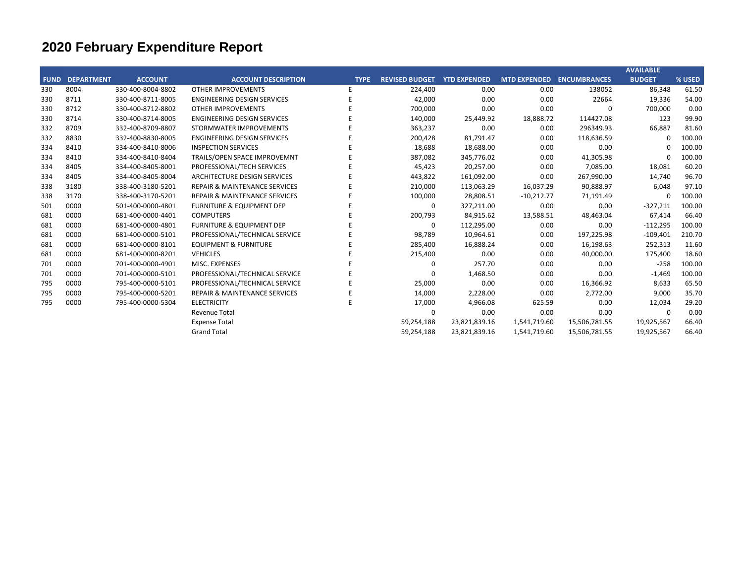# 2020 February Expenditure Report

| FUND | DEPARTMENT | ACCOUNT | ACCOUNT DESCRIPTION | TYPE | REVISED BUDGET | YTD EXPENDED | MTD EXPENDED | ENCUMBRANCES | AVAILABLE BUDGET | % USED |
|---|---|---|---|---|---|---|---|---|---|---|
| 330 | 8004 | 330-400-8004-8802 | OTHER IMPROVEMENTS | E | 224,400 | 0.00 | 0.00 | 138052 | 86,348 | 61.50 |
| 330 | 8711 | 330-400-8711-8005 | ENGINEERING DESIGN SERVICES | E | 42,000 | 0.00 | 0.00 | 22664 | 19,336 | 54.00 |
| 330 | 8712 | 330-400-8712-8802 | OTHER IMPROVEMENTS | E | 700,000 | 0.00 | 0.00 | 0 | 700,000 | 0.00 |
| 330 | 8714 | 330-400-8714-8005 | ENGINEERING DESIGN SERVICES | E | 140,000 | 25,449.92 | 18,888.72 | 114427.08 | 123 | 99.90 |
| 332 | 8709 | 332-400-8709-8807 | STORMWATER IMPROVEMENTS | E | 363,237 | 0.00 | 0.00 | 296349.93 | 66,887 | 81.60 |
| 332 | 8830 | 332-400-8830-8005 | ENGINEERING DESIGN SERVICES | E | 200,428 | 81,791.47 | 0.00 | 118,636.59 | 0 | 100.00 |
| 334 | 8410 | 334-400-8410-8006 | INSPECTION SERVICES | E | 18,688 | 18,688.00 | 0.00 | 0.00 | 0 | 100.00 |
| 334 | 8410 | 334-400-8410-8404 | TRAILS/OPEN SPACE IMPROVEMNT | E | 387,082 | 345,776.02 | 0.00 | 41,305.98 | 0 | 100.00 |
| 334 | 8405 | 334-400-8405-8001 | PROFESSIONAL/TECH SERVICES | E | 45,423 | 20,257.00 | 0.00 | 7,085.00 | 18,081 | 60.20 |
| 334 | 8405 | 334-400-8405-8004 | ARCHITECTURE DESIGN SERVICES | E | 443,822 | 161,092.00 | 0.00 | 267,990.00 | 14,740 | 96.70 |
| 338 | 3180 | 338-400-3180-5201 | REPAIR & MAINTENANCE SERVICES | E | 210,000 | 113,063.29 | 16,037.29 | 90,888.97 | 6,048 | 97.10 |
| 338 | 3170 | 338-400-3170-5201 | REPAIR & MAINTENANCE SERVICES | E | 100,000 | 28,808.51 | -10,212.77 | 71,191.49 | 0 | 100.00 |
| 501 | 0000 | 501-400-0000-4801 | FURNITURE & EQUIPMENT DEP | E | 0 | 327,211.00 | 0.00 | 0.00 | -327,211 | 100.00 |
| 681 | 0000 | 681-400-0000-4401 | COMPUTERS | E | 200,793 | 84,915.62 | 13,588.51 | 48,463.04 | 67,414 | 66.40 |
| 681 | 0000 | 681-400-0000-4801 | FURNITURE & EQUIPMENT DEP | E | 0 | 112,295.00 | 0.00 | 0.00 | -112,295 | 100.00 |
| 681 | 0000 | 681-400-0000-5101 | PROFESSIONAL/TECHNICAL SERVICE | E | 98,789 | 10,964.61 | 0.00 | 197,225.98 | -109,401 | 210.70 |
| 681 | 0000 | 681-400-0000-8101 | EQUIPMENT & FURNITURE | E | 285,400 | 16,888.24 | 0.00 | 16,198.63 | 252,313 | 11.60 |
| 681 | 0000 | 681-400-0000-8201 | VEHICLES | E | 215,400 | 0.00 | 0.00 | 40,000.00 | 175,400 | 18.60 |
| 701 | 0000 | 701-400-0000-4901 | MISC. EXPENSES | E | 0 | 257.70 | 0.00 | 0.00 | -258 | 100.00 |
| 701 | 0000 | 701-400-0000-5101 | PROFESSIONAL/TECHNICAL SERVICE | E | 0 | 1,468.50 | 0.00 | 0.00 | -1,469 | 100.00 |
| 795 | 0000 | 795-400-0000-5101 | PROFESSIONAL/TECHNICAL SERVICE | E | 25,000 | 0.00 | 0.00 | 16,366.92 | 8,633 | 65.50 |
| 795 | 0000 | 795-400-0000-5201 | REPAIR & MAINTENANCE SERVICES | E | 14,000 | 2,228.00 | 0.00 | 2,772.00 | 9,000 | 35.70 |
| 795 | 0000 | 795-400-0000-5304 | ELECTRICITY | E | 17,000 | 4,966.08 | 625.59 | 0.00 | 12,034 | 29.20 |
| | | | Revenue Total | | 0 | 0.00 | 0.00 | 0.00 | 0 | 0.00 |
| | | | Expense Total | | 59,254,188 | 23,821,839.16 | 1,541,719.60 | 15,506,781.55 | 19,925,567 | 66.40 |
| | | | Grand Total | | 59,254,188 | 23,821,839.16 | 1,541,719.60 | 15,506,781.55 | 19,925,567 | 66.40 |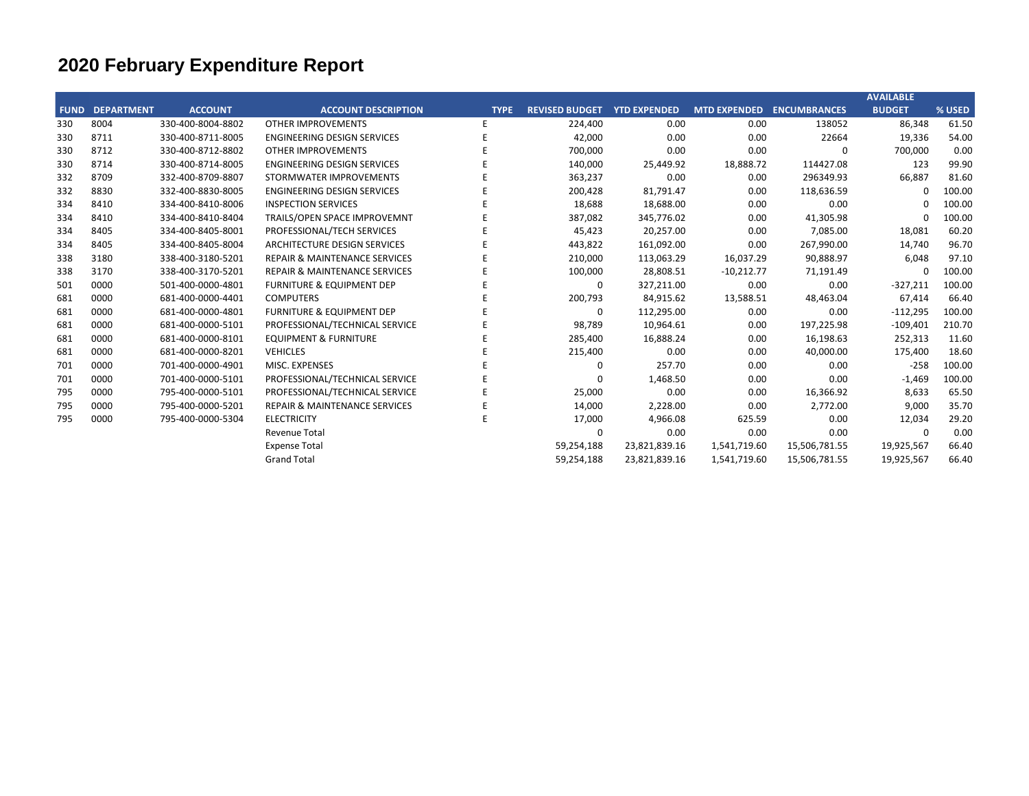# 2020 February Expenditure Report

| FUND | DEPARTMENT | ACCOUNT | ACCOUNT DESCRIPTION | TYPE | REVISED BUDGET | YTD EXPENDED | MTD EXPENDED | ENCUMBRANCES | AVAILABLE BUDGET | % USED |
|---|---|---|---|---|---|---|---|---|---|---|
| 330 | 8004 | 330-400-8004-8802 | OTHER IMPROVEMENTS | E | 224,400 | 0.00 | 0.00 | 138052 | 86,348 | 61.50 |
| 330 | 8711 | 330-400-8711-8005 | ENGINEERING DESIGN SERVICES | E | 42,000 | 0.00 | 0.00 | 22664 | 19,336 | 54.00 |
| 330 | 8712 | 330-400-8712-8802 | OTHER IMPROVEMENTS | E | 700,000 | 0.00 | 0.00 | 0 | 700,000 | 0.00 |
| 330 | 8714 | 330-400-8714-8005 | ENGINEERING DESIGN SERVICES | E | 140,000 | 25,449.92 | 18,888.72 | 114427.08 | 123 | 99.90 |
| 332 | 8709 | 332-400-8709-8807 | STORMWATER IMPROVEMENTS | E | 363,237 | 0.00 | 0.00 | 296349.93 | 66,887 | 81.60 |
| 332 | 8830 | 332-400-8830-8005 | ENGINEERING DESIGN SERVICES | E | 200,428 | 81,791.47 | 0.00 | 118,636.59 | 0 | 100.00 |
| 334 | 8410 | 334-400-8410-8006 | INSPECTION SERVICES | E | 18,688 | 18,688.00 | 0.00 | 0.00 | 0 | 100.00 |
| 334 | 8410 | 334-400-8410-8404 | TRAILS/OPEN SPACE IMPROVEMNT | E | 387,082 | 345,776.02 | 0.00 | 41,305.98 | 0 | 100.00 |
| 334 | 8405 | 334-400-8405-8001 | PROFESSIONAL/TECH SERVICES | E | 45,423 | 20,257.00 | 0.00 | 7,085.00 | 18,081 | 60.20 |
| 334 | 8405 | 334-400-8405-8004 | ARCHITECTURE DESIGN SERVICES | E | 443,822 | 161,092.00 | 0.00 | 267,990.00 | 14,740 | 96.70 |
| 338 | 3180 | 338-400-3180-5201 | REPAIR & MAINTENANCE SERVICES | E | 210,000 | 113,063.29 | 16,037.29 | 90,888.97 | 6,048 | 97.10 |
| 338 | 3170 | 338-400-3170-5201 | REPAIR & MAINTENANCE SERVICES | E | 100,000 | 28,808.51 | -10,212.77 | 71,191.49 | 0 | 100.00 |
| 501 | 0000 | 501-400-0000-4801 | FURNITURE & EQUIPMENT DEP | E | 0 | 327,211.00 | 0.00 | 0.00 | -327,211 | 100.00 |
| 681 | 0000 | 681-400-0000-4401 | COMPUTERS | E | 200,793 | 84,915.62 | 13,588.51 | 48,463.04 | 67,414 | 66.40 |
| 681 | 0000 | 681-400-0000-4801 | FURNITURE & EQUIPMENT DEP | E | 0 | 112,295.00 | 0.00 | 0.00 | -112,295 | 100.00 |
| 681 | 0000 | 681-400-0000-5101 | PROFESSIONAL/TECHNICAL SERVICE | E | 98,789 | 10,964.61 | 0.00 | 197,225.98 | -109,401 | 210.70 |
| 681 | 0000 | 681-400-0000-8101 | EQUIPMENT & FURNITURE | E | 285,400 | 16,888.24 | 0.00 | 16,198.63 | 252,313 | 11.60 |
| 681 | 0000 | 681-400-0000-8201 | VEHICLES | E | 215,400 | 0.00 | 0.00 | 40,000.00 | 175,400 | 18.60 |
| 701 | 0000 | 701-400-0000-4901 | MISC. EXPENSES | E | 0 | 257.70 | 0.00 | 0.00 | -258 | 100.00 |
| 701 | 0000 | 701-400-0000-5101 | PROFESSIONAL/TECHNICAL SERVICE | E | 0 | 1,468.50 | 0.00 | 0.00 | -1,469 | 100.00 |
| 795 | 0000 | 795-400-0000-5101 | PROFESSIONAL/TECHNICAL SERVICE | E | 25,000 | 0.00 | 0.00 | 16,366.92 | 8,633 | 65.50 |
| 795 | 0000 | 795-400-0000-5201 | REPAIR & MAINTENANCE SERVICES | E | 14,000 | 2,228.00 | 0.00 | 2,772.00 | 9,000 | 35.70 |
| 795 | 0000 | 795-400-0000-5304 | ELECTRICITY | E | 17,000 | 4,966.08 | 625.59 | 0.00 | 12,034 | 29.20 |
| | | | Revenue Total | | 0 | 0.00 | 0.00 | 0.00 | 0 | 0.00 |
| | | | Expense Total | | 59,254,188 | 23,821,839.16 | 1,541,719.60 | 15,506,781.55 | 19,925,567 | 66.40 |
| | | | Grand Total | | 59,254,188 | 23,821,839.16 | 1,541,719.60 | 15,506,781.55 | 19,925,567 | 66.40 |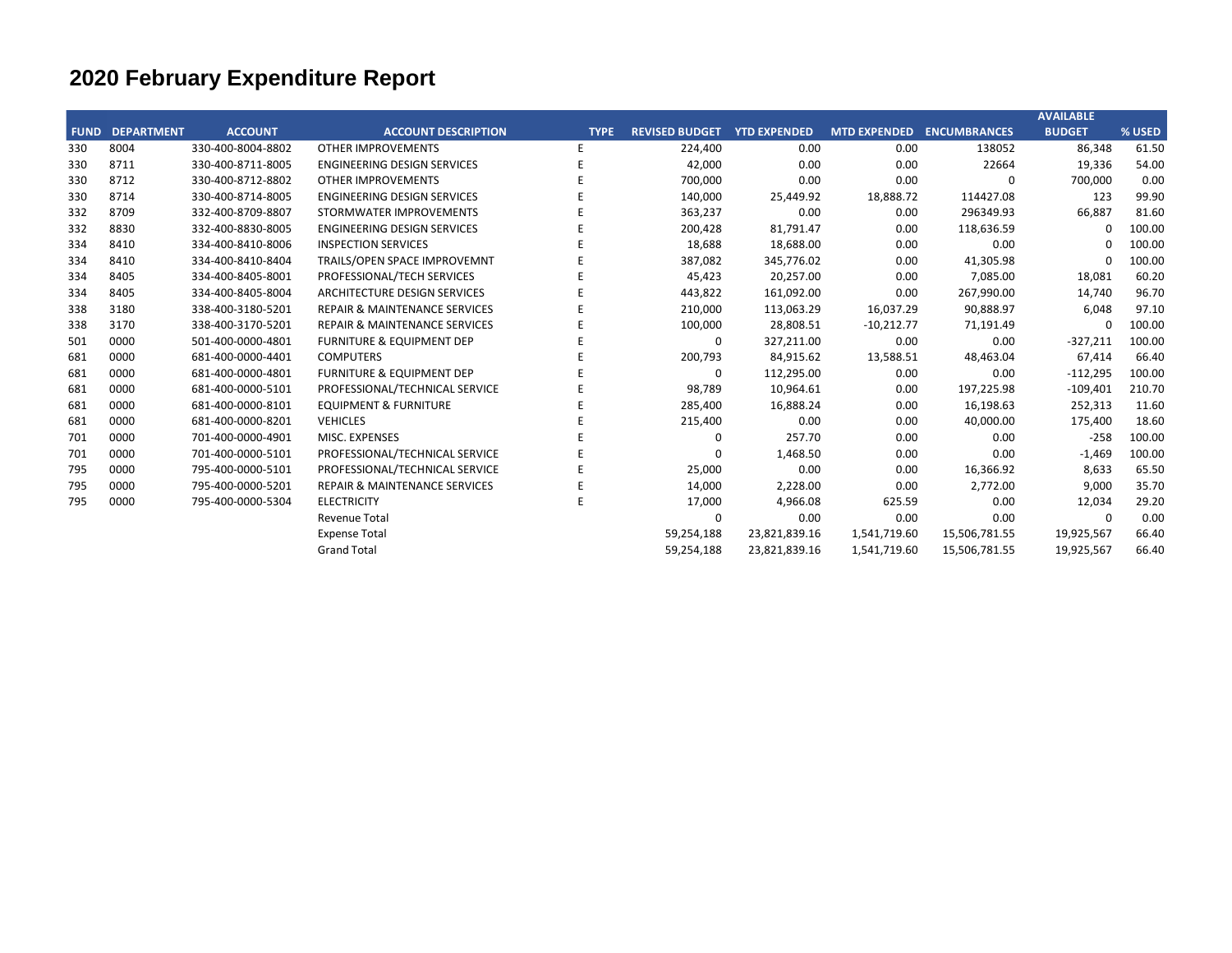# 2020 February Expenditure Report

| FUND | DEPARTMENT | ACCOUNT | ACCOUNT DESCRIPTION | TYPE | REVISED BUDGET | YTD EXPENDED | MTD EXPENDED | ENCUMBRANCES | AVAILABLE BUDGET | % USED |
|---|---|---|---|---|---|---|---|---|---|---|
| 330 | 8004 | 330-400-8004-8802 | OTHER IMPROVEMENTS | E | 224,400 | 0.00 | 0.00 | 138052 | 86,348 | 61.50 |
| 330 | 8711 | 330-400-8711-8005 | ENGINEERING DESIGN SERVICES | E | 42,000 | 0.00 | 0.00 | 22664 | 19,336 | 54.00 |
| 330 | 8712 | 330-400-8712-8802 | OTHER IMPROVEMENTS | E | 700,000 | 0.00 | 0.00 | 0 | 700,000 | 0.00 |
| 330 | 8714 | 330-400-8714-8005 | ENGINEERING DESIGN SERVICES | E | 140,000 | 25,449.92 | 18,888.72 | 114427.08 | 123 | 99.90 |
| 332 | 8709 | 332-400-8709-8807 | STORMWATER IMPROVEMENTS | E | 363,237 | 0.00 | 0.00 | 296349.93 | 66,887 | 81.60 |
| 332 | 8830 | 332-400-8830-8005 | ENGINEERING DESIGN SERVICES | E | 200,428 | 81,791.47 | 0.00 | 118,636.59 | 0 | 100.00 |
| 334 | 8410 | 334-400-8410-8006 | INSPECTION SERVICES | E | 18,688 | 18,688.00 | 0.00 | 0.00 | 0 | 100.00 |
| 334 | 8410 | 334-400-8410-8404 | TRAILS/OPEN SPACE IMPROVEMNT | E | 387,082 | 345,776.02 | 0.00 | 41,305.98 | 0 | 100.00 |
| 334 | 8405 | 334-400-8405-8001 | PROFESSIONAL/TECH SERVICES | E | 45,423 | 20,257.00 | 0.00 | 7,085.00 | 18,081 | 60.20 |
| 334 | 8405 | 334-400-8405-8004 | ARCHITECTURE DESIGN SERVICES | E | 443,822 | 161,092.00 | 0.00 | 267,990.00 | 14,740 | 96.70 |
| 338 | 3180 | 338-400-3180-5201 | REPAIR & MAINTENANCE SERVICES | E | 210,000 | 113,063.29 | 16,037.29 | 90,888.97 | 6,048 | 97.10 |
| 338 | 3170 | 338-400-3170-5201 | REPAIR & MAINTENANCE SERVICES | E | 100,000 | 28,808.51 | -10,212.77 | 71,191.49 | 0 | 100.00 |
| 501 | 0000 | 501-400-0000-4801 | FURNITURE & EQUIPMENT DEP | E | 0 | 327,211.00 | 0.00 | 0.00 | -327,211 | 100.00 |
| 681 | 0000 | 681-400-0000-4401 | COMPUTERS | E | 200,793 | 84,915.62 | 13,588.51 | 48,463.04 | 67,414 | 66.40 |
| 681 | 0000 | 681-400-0000-4801 | FURNITURE & EQUIPMENT DEP | E | 0 | 112,295.00 | 0.00 | 0.00 | -112,295 | 100.00 |
| 681 | 0000 | 681-400-0000-5101 | PROFESSIONAL/TECHNICAL SERVICE | E | 98,789 | 10,964.61 | 0.00 | 197,225.98 | -109,401 | 210.70 |
| 681 | 0000 | 681-400-0000-8101 | EQUIPMENT & FURNITURE | E | 285,400 | 16,888.24 | 0.00 | 16,198.63 | 252,313 | 11.60 |
| 681 | 0000 | 681-400-0000-8201 | VEHICLES | E | 215,400 | 0.00 | 0.00 | 40,000.00 | 175,400 | 18.60 |
| 701 | 0000 | 701-400-0000-4901 | MISC. EXPENSES | E | 0 | 257.70 | 0.00 | 0.00 | -258 | 100.00 |
| 701 | 0000 | 701-400-0000-5101 | PROFESSIONAL/TECHNICAL SERVICE | E | 0 | 1,468.50 | 0.00 | 0.00 | -1,469 | 100.00 |
| 795 | 0000 | 795-400-0000-5101 | PROFESSIONAL/TECHNICAL SERVICE | E | 25,000 | 0.00 | 0.00 | 16,366.92 | 8,633 | 65.50 |
| 795 | 0000 | 795-400-0000-5201 | REPAIR & MAINTENANCE SERVICES | E | 14,000 | 2,228.00 | 0.00 | 2,772.00 | 9,000 | 35.70 |
| 795 | 0000 | 795-400-0000-5304 | ELECTRICITY | E | 17,000 | 4,966.08 | 625.59 | 0.00 | 12,034 | 29.20 |
| | | | Revenue Total | | 0 | 0.00 | 0.00 | 0.00 | 0 | 0.00 |
| | | | Expense Total | | 59,254,188 | 23,821,839.16 | 1,541,719.60 | 15,506,781.55 | 19,925,567 | 66.40 |
| | | | Grand Total | | 59,254,188 | 23,821,839.16 | 1,541,719.60 | 15,506,781.55 | 19,925,567 | 66.40 |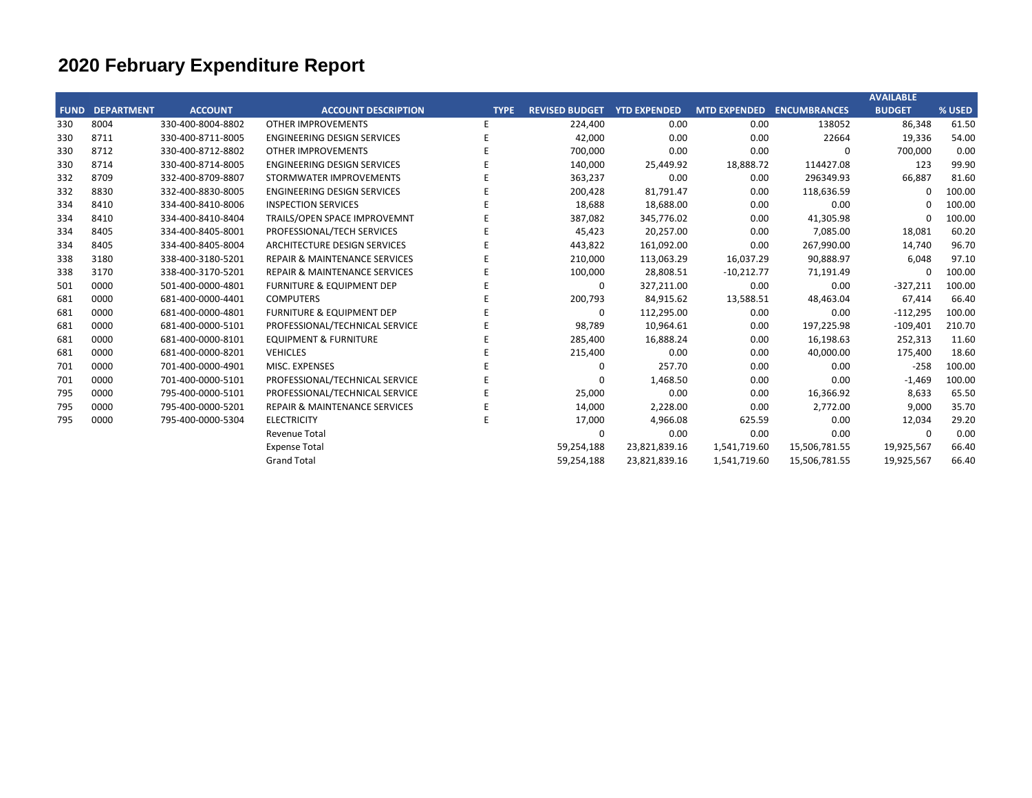# 2020 February Expenditure Report

| FUND | DEPARTMENT | ACCOUNT | ACCOUNT DESCRIPTION | TYPE | REVISED BUDGET | YTD EXPENDED | MTD EXPENDED | ENCUMBRANCES | AVAILABLE BUDGET | % USED |
|---|---|---|---|---|---|---|---|---|---|---|
| 330 | 8004 | 330-400-8004-8802 | OTHER IMPROVEMENTS | E | 224,400 | 0.00 | 0.00 | 138052 | 86,348 | 61.50 |
| 330 | 8711 | 330-400-8711-8005 | ENGINEERING DESIGN SERVICES | E | 42,000 | 0.00 | 0.00 | 22664 | 19,336 | 54.00 |
| 330 | 8712 | 330-400-8712-8802 | OTHER IMPROVEMENTS | E | 700,000 | 0.00 | 0.00 | 0 | 700,000 | 0.00 |
| 330 | 8714 | 330-400-8714-8005 | ENGINEERING DESIGN SERVICES | E | 140,000 | 25,449.92 | 18,888.72 | 114427.08 | 123 | 99.90 |
| 332 | 8709 | 332-400-8709-8807 | STORMWATER IMPROVEMENTS | E | 363,237 | 0.00 | 0.00 | 296349.93 | 66,887 | 81.60 |
| 332 | 8830 | 332-400-8830-8005 | ENGINEERING DESIGN SERVICES | E | 200,428 | 81,791.47 | 0.00 | 118,636.59 | 0 | 100.00 |
| 334 | 8410 | 334-400-8410-8006 | INSPECTION SERVICES | E | 18,688 | 18,688.00 | 0.00 | 0.00 | 0 | 100.00 |
| 334 | 8410 | 334-400-8410-8404 | TRAILS/OPEN SPACE IMPROVEMNT | E | 387,082 | 345,776.02 | 0.00 | 41,305.98 | 0 | 100.00 |
| 334 | 8405 | 334-400-8405-8001 | PROFESSIONAL/TECH SERVICES | E | 45,423 | 20,257.00 | 0.00 | 7,085.00 | 18,081 | 60.20 |
| 334 | 8405 | 334-400-8405-8004 | ARCHITECTURE DESIGN SERVICES | E | 443,822 | 161,092.00 | 0.00 | 267,990.00 | 14,740 | 96.70 |
| 338 | 3180 | 338-400-3180-5201 | REPAIR & MAINTENANCE SERVICES | E | 210,000 | 113,063.29 | 16,037.29 | 90,888.97 | 6,048 | 97.10 |
| 338 | 3170 | 338-400-3170-5201 | REPAIR & MAINTENANCE SERVICES | E | 100,000 | 28,808.51 | -10,212.77 | 71,191.49 | 0 | 100.00 |
| 501 | 0000 | 501-400-0000-4801 | FURNITURE & EQUIPMENT DEP | E | 0 | 327,211.00 | 0.00 | 0.00 | -327,211 | 100.00 |
| 681 | 0000 | 681-400-0000-4401 | COMPUTERS | E | 200,793 | 84,915.62 | 13,588.51 | 48,463.04 | 67,414 | 66.40 |
| 681 | 0000 | 681-400-0000-4801 | FURNITURE & EQUIPMENT DEP | E | 0 | 112,295.00 | 0.00 | 0.00 | -112,295 | 100.00 |
| 681 | 0000 | 681-400-0000-5101 | PROFESSIONAL/TECHNICAL SERVICE | E | 98,789 | 10,964.61 | 0.00 | 197,225.98 | -109,401 | 210.70 |
| 681 | 0000 | 681-400-0000-8101 | EQUIPMENT & FURNITURE | E | 285,400 | 16,888.24 | 0.00 | 16,198.63 | 252,313 | 11.60 |
| 681 | 0000 | 681-400-0000-8201 | VEHICLES | E | 215,400 | 0.00 | 0.00 | 40,000.00 | 175,400 | 18.60 |
| 701 | 0000 | 701-400-0000-4901 | MISC. EXPENSES | E | 0 | 257.70 | 0.00 | 0.00 | -258 | 100.00 |
| 701 | 0000 | 701-400-0000-5101 | PROFESSIONAL/TECHNICAL SERVICE | E | 0 | 1,468.50 | 0.00 | 0.00 | -1,469 | 100.00 |
| 795 | 0000 | 795-400-0000-5101 | PROFESSIONAL/TECHNICAL SERVICE | E | 25,000 | 0.00 | 0.00 | 16,366.92 | 8,633 | 65.50 |
| 795 | 0000 | 795-400-0000-5201 | REPAIR & MAINTENANCE SERVICES | E | 14,000 | 2,228.00 | 0.00 | 2,772.00 | 9,000 | 35.70 |
| 795 | 0000 | 795-400-0000-5304 | ELECTRICITY | E | 17,000 | 4,966.08 | 625.59 | 0.00 | 12,034 | 29.20 |
| | | | Revenue Total | | 0 | 0.00 | 0.00 | 0.00 | 0 | 0.00 |
| | | | Expense Total | | 59,254,188 | 23,821,839.16 | 1,541,719.60 | 15,506,781.55 | 19,925,567 | 66.40 |
| | | | Grand Total | | 59,254,188 | 23,821,839.16 | 1,541,719.60 | 15,506,781.55 | 19,925,567 | 66.40 |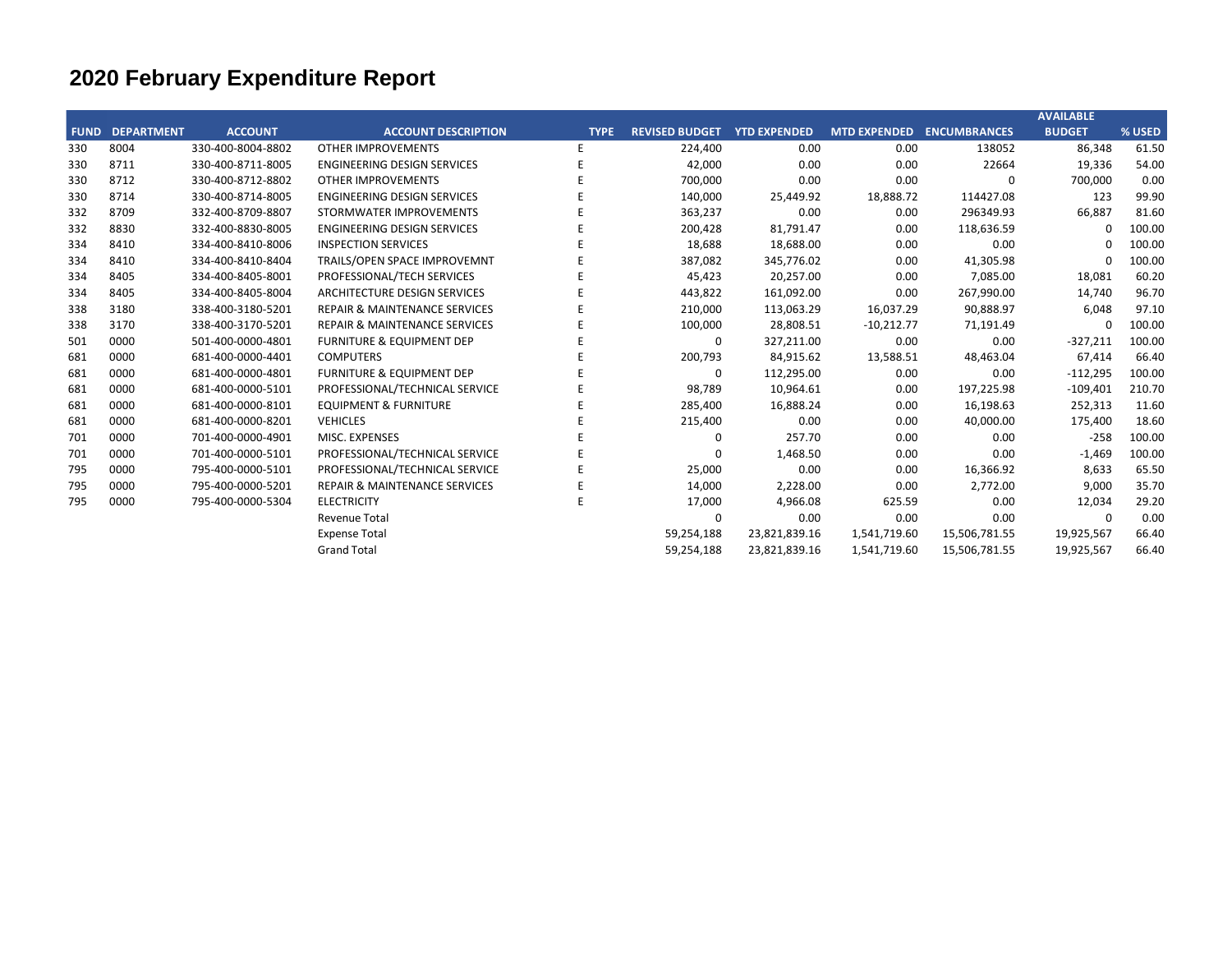# 2020 February Expenditure Report

| FUND | DEPARTMENT | ACCOUNT | ACCOUNT DESCRIPTION | TYPE | REVISED BUDGET | YTD EXPENDED | MTD EXPENDED | ENCUMBRANCES | AVAILABLE BUDGET | % USED |
|---|---|---|---|---|---|---|---|---|---|---|
| 330 | 8004 | 330-400-8004-8802 | OTHER IMPROVEMENTS | E | 224,400 | 0.00 | 0.00 | 138052 | 86,348 | 61.50 |
| 330 | 8711 | 330-400-8711-8005 | ENGINEERING DESIGN SERVICES | E | 42,000 | 0.00 | 0.00 | 22664 | 19,336 | 54.00 |
| 330 | 8712 | 330-400-8712-8802 | OTHER IMPROVEMENTS | E | 700,000 | 0.00 | 0.00 | 0 | 700,000 | 0.00 |
| 330 | 8714 | 330-400-8714-8005 | ENGINEERING DESIGN SERVICES | E | 140,000 | 25,449.92 | 18,888.72 | 114427.08 | 123 | 99.90 |
| 332 | 8709 | 332-400-8709-8807 | STORMWATER IMPROVEMENTS | E | 363,237 | 0.00 | 0.00 | 296349.93 | 66,887 | 81.60 |
| 332 | 8830 | 332-400-8830-8005 | ENGINEERING DESIGN SERVICES | E | 200,428 | 81,791.47 | 0.00 | 118,636.59 | 0 | 100.00 |
| 334 | 8410 | 334-400-8410-8006 | INSPECTION SERVICES | E | 18,688 | 18,688.00 | 0.00 | 0.00 | 0 | 100.00 |
| 334 | 8410 | 334-400-8410-8404 | TRAILS/OPEN SPACE IMPROVEMNT | E | 387,082 | 345,776.02 | 0.00 | 41,305.98 | 0 | 100.00 |
| 334 | 8405 | 334-400-8405-8001 | PROFESSIONAL/TECH SERVICES | E | 45,423 | 20,257.00 | 0.00 | 7,085.00 | 18,081 | 60.20 |
| 334 | 8405 | 334-400-8405-8004 | ARCHITECTURE DESIGN SERVICES | E | 443,822 | 161,092.00 | 0.00 | 267,990.00 | 14,740 | 96.70 |
| 338 | 3180 | 338-400-3180-5201 | REPAIR & MAINTENANCE SERVICES | E | 210,000 | 113,063.29 | 16,037.29 | 90,888.97 | 6,048 | 97.10 |
| 338 | 3170 | 338-400-3170-5201 | REPAIR & MAINTENANCE SERVICES | E | 100,000 | 28,808.51 | -10,212.77 | 71,191.49 | 0 | 100.00 |
| 501 | 0000 | 501-400-0000-4801 | FURNITURE & EQUIPMENT DEP | E | 0 | 327,211.00 | 0.00 | 0.00 | -327,211 | 100.00 |
| 681 | 0000 | 681-400-0000-4401 | COMPUTERS | E | 200,793 | 84,915.62 | 13,588.51 | 48,463.04 | 67,414 | 66.40 |
| 681 | 0000 | 681-400-0000-4801 | FURNITURE & EQUIPMENT DEP | E | 0 | 112,295.00 | 0.00 | 0.00 | -112,295 | 100.00 |
| 681 | 0000 | 681-400-0000-5101 | PROFESSIONAL/TECHNICAL SERVICE | E | 98,789 | 10,964.61 | 0.00 | 197,225.98 | -109,401 | 210.70 |
| 681 | 0000 | 681-400-0000-8101 | EQUIPMENT & FURNITURE | E | 285,400 | 16,888.24 | 0.00 | 16,198.63 | 252,313 | 11.60 |
| 681 | 0000 | 681-400-0000-8201 | VEHICLES | E | 215,400 | 0.00 | 0.00 | 40,000.00 | 175,400 | 18.60 |
| 701 | 0000 | 701-400-0000-4901 | MISC. EXPENSES | E | 0 | 257.70 | 0.00 | 0.00 | -258 | 100.00 |
| 701 | 0000 | 701-400-0000-5101 | PROFESSIONAL/TECHNICAL SERVICE | E | 0 | 1,468.50 | 0.00 | 0.00 | -1,469 | 100.00 |
| 795 | 0000 | 795-400-0000-5101 | PROFESSIONAL/TECHNICAL SERVICE | E | 25,000 | 0.00 | 0.00 | 16,366.92 | 8,633 | 65.50 |
| 795 | 0000 | 795-400-0000-5201 | REPAIR & MAINTENANCE SERVICES | E | 14,000 | 2,228.00 | 0.00 | 2,772.00 | 9,000 | 35.70 |
| 795 | 0000 | 795-400-0000-5304 | ELECTRICITY | E | 17,000 | 4,966.08 | 625.59 | 0.00 | 12,034 | 29.20 |
| | | | Revenue Total | | 0 | 0.00 | 0.00 | 0.00 | 0 | 0.00 |
| | | | Expense Total | | 59,254,188 | 23,821,839.16 | 1,541,719.60 | 15,506,781.55 | 19,925,567 | 66.40 |
| | | | Grand Total | | 59,254,188 | 23,821,839.16 | 1,541,719.60 | 15,506,781.55 | 19,925,567 | 66.40 |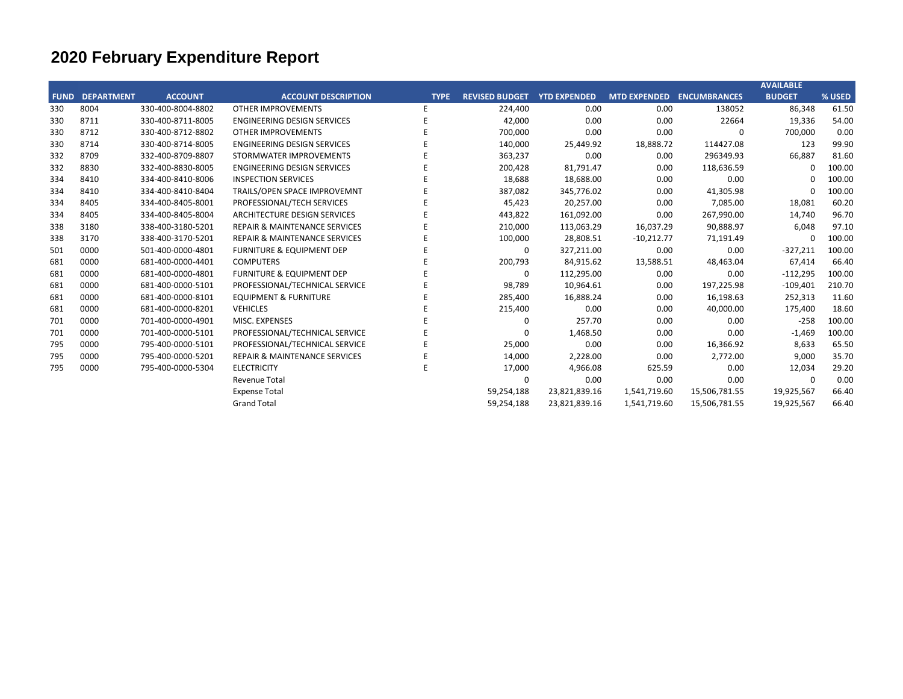# 2020 February Expenditure Report

| FUND | DEPARTMENT | ACCOUNT | ACCOUNT DESCRIPTION | TYPE | REVISED BUDGET | YTD EXPENDED | MTD EXPENDED | ENCUMBRANCES | AVAILABLE BUDGET | % USED |
|---|---|---|---|---|---|---|---|---|---|---|
| 330 | 8004 | 330-400-8004-8802 | OTHER IMPROVEMENTS | E | 224,400 | 0.00 | 0.00 | 138052 | 86,348 | 61.50 |
| 330 | 8711 | 330-400-8711-8005 | ENGINEERING DESIGN SERVICES | E | 42,000 | 0.00 | 0.00 | 22664 | 19,336 | 54.00 |
| 330 | 8712 | 330-400-8712-8802 | OTHER IMPROVEMENTS | E | 700,000 | 0.00 | 0.00 | 0 | 700,000 | 0.00 |
| 330 | 8714 | 330-400-8714-8005 | ENGINEERING DESIGN SERVICES | E | 140,000 | 25,449.92 | 18,888.72 | 114427.08 | 123 | 99.90 |
| 332 | 8709 | 332-400-8709-8807 | STORMWATER IMPROVEMENTS | E | 363,237 | 0.00 | 0.00 | 296349.93 | 66,887 | 81.60 |
| 332 | 8830 | 332-400-8830-8005 | ENGINEERING DESIGN SERVICES | E | 200,428 | 81,791.47 | 0.00 | 118,636.59 | 0 | 100.00 |
| 334 | 8410 | 334-400-8410-8006 | INSPECTION SERVICES | E | 18,688 | 18,688.00 | 0.00 | 0.00 | 0 | 100.00 |
| 334 | 8410 | 334-400-8410-8404 | TRAILS/OPEN SPACE IMPROVEMNT | E | 387,082 | 345,776.02 | 0.00 | 41,305.98 | 0 | 100.00 |
| 334 | 8405 | 334-400-8405-8001 | PROFESSIONAL/TECH SERVICES | E | 45,423 | 20,257.00 | 0.00 | 7,085.00 | 18,081 | 60.20 |
| 334 | 8405 | 334-400-8405-8004 | ARCHITECTURE DESIGN SERVICES | E | 443,822 | 161,092.00 | 0.00 | 267,990.00 | 14,740 | 96.70 |
| 338 | 3180 | 338-400-3180-5201 | REPAIR & MAINTENANCE SERVICES | E | 210,000 | 113,063.29 | 16,037.29 | 90,888.97 | 6,048 | 97.10 |
| 338 | 3170 | 338-400-3170-5201 | REPAIR & MAINTENANCE SERVICES | E | 100,000 | 28,808.51 | -10,212.77 | 71,191.49 | 0 | 100.00 |
| 501 | 0000 | 501-400-0000-4801 | FURNITURE & EQUIPMENT DEP | E | 0 | 327,211.00 | 0.00 | 0.00 | -327,211 | 100.00 |
| 681 | 0000 | 681-400-0000-4401 | COMPUTERS | E | 200,793 | 84,915.62 | 13,588.51 | 48,463.04 | 67,414 | 66.40 |
| 681 | 0000 | 681-400-0000-4801 | FURNITURE & EQUIPMENT DEP | E | 0 | 112,295.00 | 0.00 | 0.00 | -112,295 | 100.00 |
| 681 | 0000 | 681-400-0000-5101 | PROFESSIONAL/TECHNICAL SERVICE | E | 98,789 | 10,964.61 | 0.00 | 197,225.98 | -109,401 | 210.70 |
| 681 | 0000 | 681-400-0000-8101 | EQUIPMENT & FURNITURE | E | 285,400 | 16,888.24 | 0.00 | 16,198.63 | 252,313 | 11.60 |
| 681 | 0000 | 681-400-0000-8201 | VEHICLES | E | 215,400 | 0.00 | 0.00 | 40,000.00 | 175,400 | 18.60 |
| 701 | 0000 | 701-400-0000-4901 | MISC. EXPENSES | E | 0 | 257.70 | 0.00 | 0.00 | -258 | 100.00 |
| 701 | 0000 | 701-400-0000-5101 | PROFESSIONAL/TECHNICAL SERVICE | E | 0 | 1,468.50 | 0.00 | 0.00 | -1,469 | 100.00 |
| 795 | 0000 | 795-400-0000-5101 | PROFESSIONAL/TECHNICAL SERVICE | E | 25,000 | 0.00 | 0.00 | 16,366.92 | 8,633 | 65.50 |
| 795 | 0000 | 795-400-0000-5201 | REPAIR & MAINTENANCE SERVICES | E | 14,000 | 2,228.00 | 0.00 | 2,772.00 | 9,000 | 35.70 |
| 795 | 0000 | 795-400-0000-5304 | ELECTRICITY | E | 17,000 | 4,966.08 | 625.59 | 0.00 | 12,034 | 29.20 |
| | | | Revenue Total | | 0 | 0.00 | 0.00 | 0.00 | 0 | 0.00 |
| | | | Expense Total | | 59,254,188 | 23,821,839.16 | 1,541,719.60 | 15,506,781.55 | 19,925,567 | 66.40 |
| | | | Grand Total | | 59,254,188 | 23,821,839.16 | 1,541,719.60 | 15,506,781.55 | 19,925,567 | 66.40 |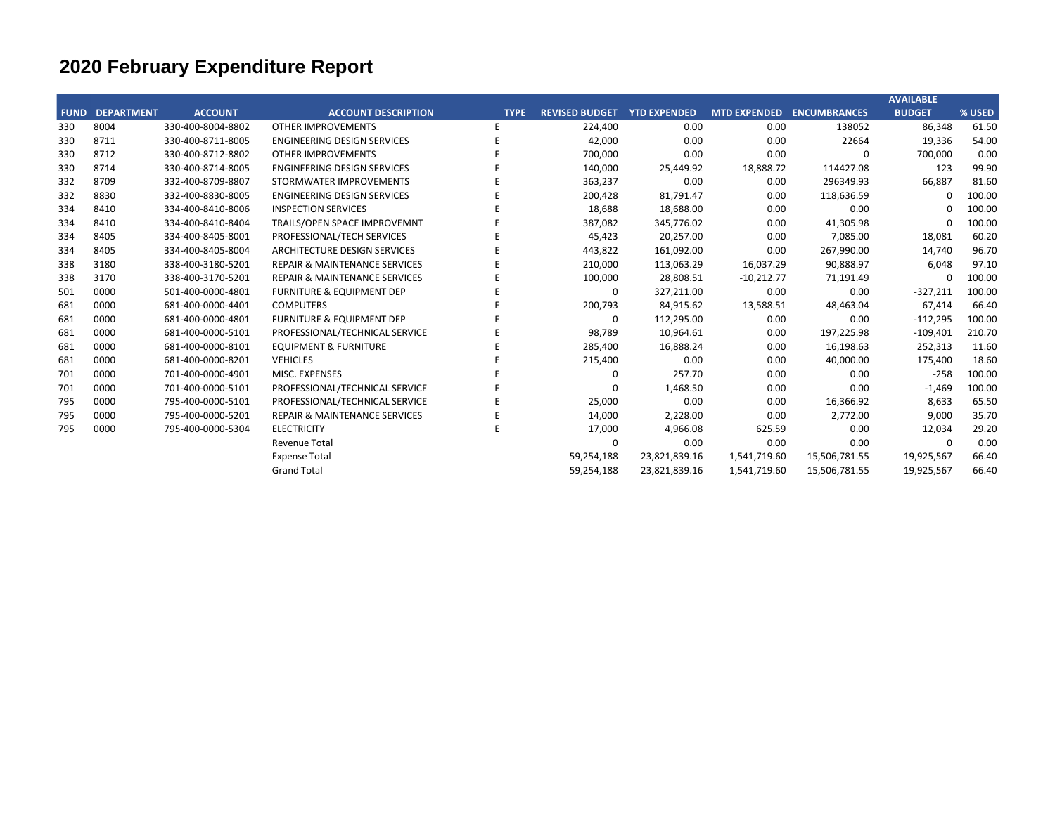# 2020 February Expenditure Report

| FUND | DEPARTMENT | ACCOUNT | ACCOUNT DESCRIPTION | TYPE | REVISED BUDGET | YTD EXPENDED | MTD EXPENDED | ENCUMBRANCES | AVAILABLE BUDGET | % USED |
|---|---|---|---|---|---|---|---|---|---|---|
| 330 | 8004 | 330-400-8004-8802 | OTHER IMPROVEMENTS | E | 224,400 | 0.00 | 0.00 | 138052 | 86,348 | 61.50 |
| 330 | 8711 | 330-400-8711-8005 | ENGINEERING DESIGN SERVICES | E | 42,000 | 0.00 | 0.00 | 22664 | 19,336 | 54.00 |
| 330 | 8712 | 330-400-8712-8802 | OTHER IMPROVEMENTS | E | 700,000 | 0.00 | 0.00 | 0 | 700,000 | 0.00 |
| 330 | 8714 | 330-400-8714-8005 | ENGINEERING DESIGN SERVICES | E | 140,000 | 25,449.92 | 18,888.72 | 114427.08 | 123 | 99.90 |
| 332 | 8709 | 332-400-8709-8807 | STORMWATER IMPROVEMENTS | E | 363,237 | 0.00 | 0.00 | 296349.93 | 66,887 | 81.60 |
| 332 | 8830 | 332-400-8830-8005 | ENGINEERING DESIGN SERVICES | E | 200,428 | 81,791.47 | 0.00 | 118,636.59 | 0 | 100.00 |
| 334 | 8410 | 334-400-8410-8006 | INSPECTION SERVICES | E | 18,688 | 18,688.00 | 0.00 | 0.00 | 0 | 100.00 |
| 334 | 8410 | 334-400-8410-8404 | TRAILS/OPEN SPACE IMPROVEMNT | E | 387,082 | 345,776.02 | 0.00 | 41,305.98 | 0 | 100.00 |
| 334 | 8405 | 334-400-8405-8001 | PROFESSIONAL/TECH SERVICES | E | 45,423 | 20,257.00 | 0.00 | 7,085.00 | 18,081 | 60.20 |
| 334 | 8405 | 334-400-8405-8004 | ARCHITECTURE DESIGN SERVICES | E | 443,822 | 161,092.00 | 0.00 | 267,990.00 | 14,740 | 96.70 |
| 338 | 3180 | 338-400-3180-5201 | REPAIR & MAINTENANCE SERVICES | E | 210,000 | 113,063.29 | 16,037.29 | 90,888.97 | 6,048 | 97.10 |
| 338 | 3170 | 338-400-3170-5201 | REPAIR & MAINTENANCE SERVICES | E | 100,000 | 28,808.51 | -10,212.77 | 71,191.49 | 0 | 100.00 |
| 501 | 0000 | 501-400-0000-4801 | FURNITURE & EQUIPMENT DEP | E | 0 | 327,211.00 | 0.00 | 0.00 | -327,211 | 100.00 |
| 681 | 0000 | 681-400-0000-4401 | COMPUTERS | E | 200,793 | 84,915.62 | 13,588.51 | 48,463.04 | 67,414 | 66.40 |
| 681 | 0000 | 681-400-0000-4801 | FURNITURE & EQUIPMENT DEP | E | 0 | 112,295.00 | 0.00 | 0.00 | -112,295 | 100.00 |
| 681 | 0000 | 681-400-0000-5101 | PROFESSIONAL/TECHNICAL SERVICE | E | 98,789 | 10,964.61 | 0.00 | 197,225.98 | -109,401 | 210.70 |
| 681 | 0000 | 681-400-0000-8101 | EQUIPMENT & FURNITURE | E | 285,400 | 16,888.24 | 0.00 | 16,198.63 | 252,313 | 11.60 |
| 681 | 0000 | 681-400-0000-8201 | VEHICLES | E | 215,400 | 0.00 | 0.00 | 40,000.00 | 175,400 | 18.60 |
| 701 | 0000 | 701-400-0000-4901 | MISC. EXPENSES | E | 0 | 257.70 | 0.00 | 0.00 | -258 | 100.00 |
| 701 | 0000 | 701-400-0000-5101 | PROFESSIONAL/TECHNICAL SERVICE | E | 0 | 1,468.50 | 0.00 | 0.00 | -1,469 | 100.00 |
| 795 | 0000 | 795-400-0000-5101 | PROFESSIONAL/TECHNICAL SERVICE | E | 25,000 | 0.00 | 0.00 | 16,366.92 | 8,633 | 65.50 |
| 795 | 0000 | 795-400-0000-5201 | REPAIR & MAINTENANCE SERVICES | E | 14,000 | 2,228.00 | 0.00 | 2,772.00 | 9,000 | 35.70 |
| 795 | 0000 | 795-400-0000-5304 | ELECTRICITY | E | 17,000 | 4,966.08 | 625.59 | 0.00 | 12,034 | 29.20 |
| | | | Revenue Total | | 0 | 0.00 | 0.00 | 0.00 | 0 | 0.00 |
| | | | Expense Total | | 59,254,188 | 23,821,839.16 | 1,541,719.60 | 15,506,781.55 | 19,925,567 | 66.40 |
| | | | Grand Total | | 59,254,188 | 23,821,839.16 | 1,541,719.60 | 15,506,781.55 | 19,925,567 | 66.40 |